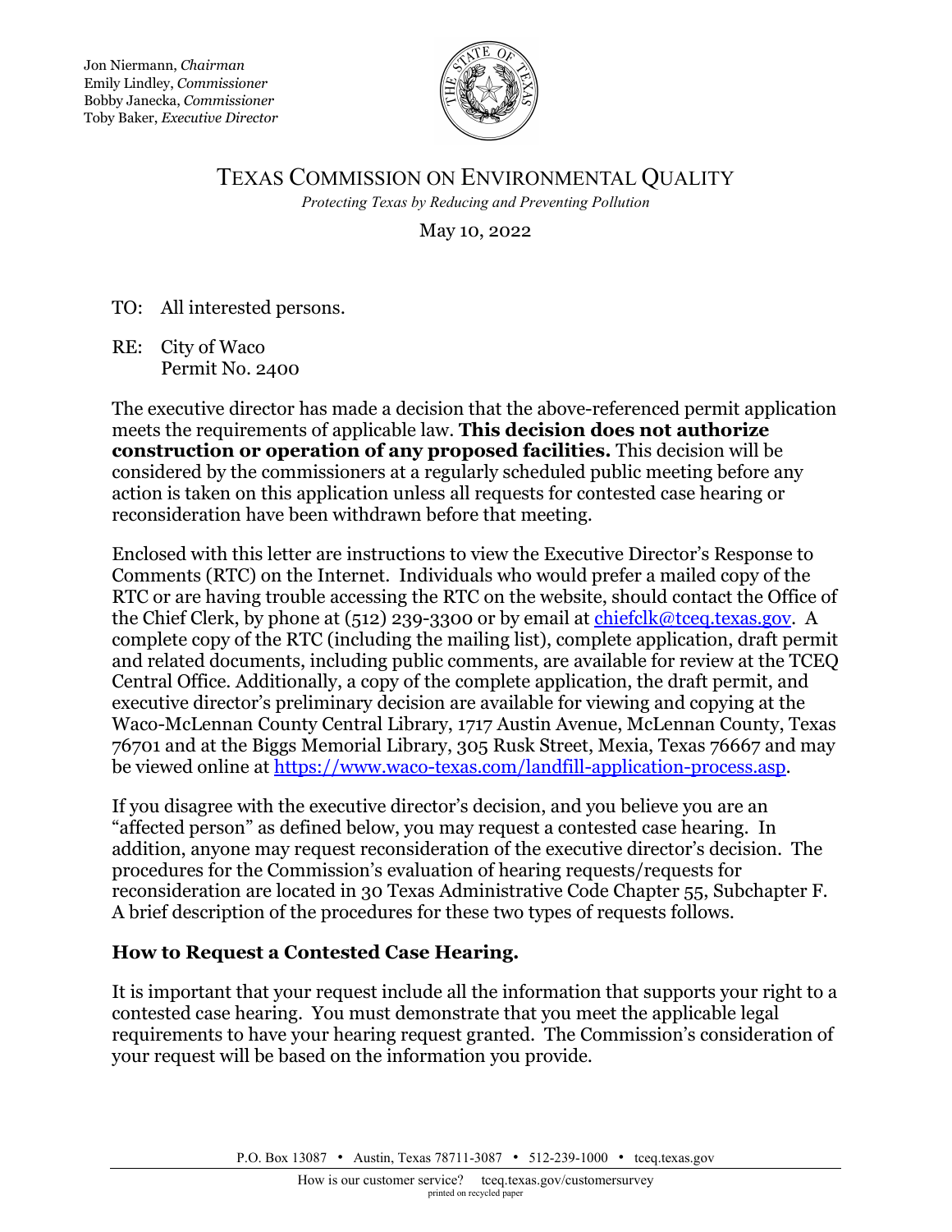Jon Niermann, *Chairman*
Emily Lindley, *Commissioner*
Bobby Janecka, *Commissioner*
Toby Baker, *Executive Director*

# TEXAS COMMISSION ON ENVIRONMENTAL QUALITY

*Protecting Texas by Reducing and Preventing Pollution*

May 10, 2022

TO: All interested persons.

RE: City of Waco
Permit No. 2400

The executive director has made a decision that the above-referenced permit application meets the requirements of applicable law. **This decision does not authorize construction or operation of any proposed facilities.** This decision will be considered by the commissioners at a regularly scheduled public meeting before any action is taken on this application unless all requests for contested case hearing or reconsideration have been withdrawn before that meeting.

Enclosed with this letter are instructions to view the Executive Director's Response to Comments (RTC) on the Internet. Individuals who would prefer a mailed copy of the RTC or are having trouble accessing the RTC on the website, should contact the Office of the Chief Clerk, by phone at (512) 239-3300 or by email at chiefclk@tceq.texas.gov. A complete copy of the RTC (including the mailing list), complete application, draft permit and related documents, including public comments, are available for review at the TCEQ Central Office. Additionally, a copy of the complete application, the draft permit, and executive director's preliminary decision are available for viewing and copying at the Waco-McLennan County Central Library, 1717 Austin Avenue, McLennan County, Texas 76701 and at the Biggs Memorial Library, 305 Rusk Street, Mexia, Texas 76667 and may be viewed online at https://www.waco-texas.com/landfill-application-process.asp.

If you disagree with the executive director's decision, and you believe you are an "affected person" as defined below, you may request a contested case hearing. In addition, anyone may request reconsideration of the executive director's decision. The procedures for the Commission's evaluation of hearing requests/requests for reconsideration are located in 30 Texas Administrative Code Chapter 55, Subchapter F. A brief description of the procedures for these two types of requests follows.

## How to Request a Contested Case Hearing.

It is important that your request include all the information that supports your right to a contested case hearing. You must demonstrate that you meet the applicable legal requirements to have your hearing request granted. The Commission's consideration of your request will be based on the information you provide.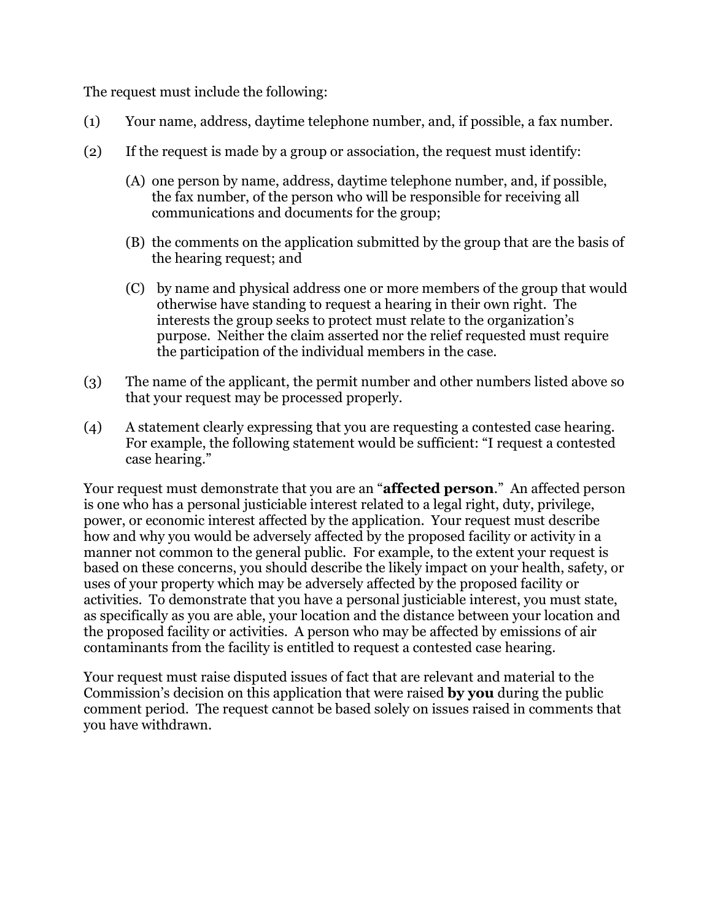The request must include the following:

(1) Your name, address, daytime telephone number, and, if possible, a fax number.

(2) If the request is made by a group or association, the request must identify:

  (A) one person by name, address, daytime telephone number, and, if possible, the fax number, of the person who will be responsible for receiving all communications and documents for the group;

  (B) the comments on the application submitted by the group that are the basis of the hearing request; and

  (C) by name and physical address one or more members of the group that would otherwise have standing to request a hearing in their own right. The interests the group seeks to protect must relate to the organization's purpose. Neither the claim asserted nor the relief requested must require the participation of the individual members in the case.

(3) The name of the applicant, the permit number and other numbers listed above so that your request may be processed properly.

(4) A statement clearly expressing that you are requesting a contested case hearing. For example, the following statement would be sufficient: "I request a contested case hearing."

Your request must demonstrate that you are an "**affected person**." An affected person is one who has a personal justiciable interest related to a legal right, duty, privilege, power, or economic interest affected by the application. Your request must describe how and why you would be adversely affected by the proposed facility or activity in a manner not common to the general public. For example, to the extent your request is based on these concerns, you should describe the likely impact on your health, safety, or uses of your property which may be adversely affected by the proposed facility or activities. To demonstrate that you have a personal justiciable interest, you must state, as specifically as you are able, your location and the distance between your location and the proposed facility or activities. A person who may be affected by emissions of air contaminants from the facility is entitled to request a contested case hearing.

Your request must raise disputed issues of fact that are relevant and material to the Commission's decision on this application that were raised **by you** during the public comment period. The request cannot be based solely on issues raised in comments that you have withdrawn.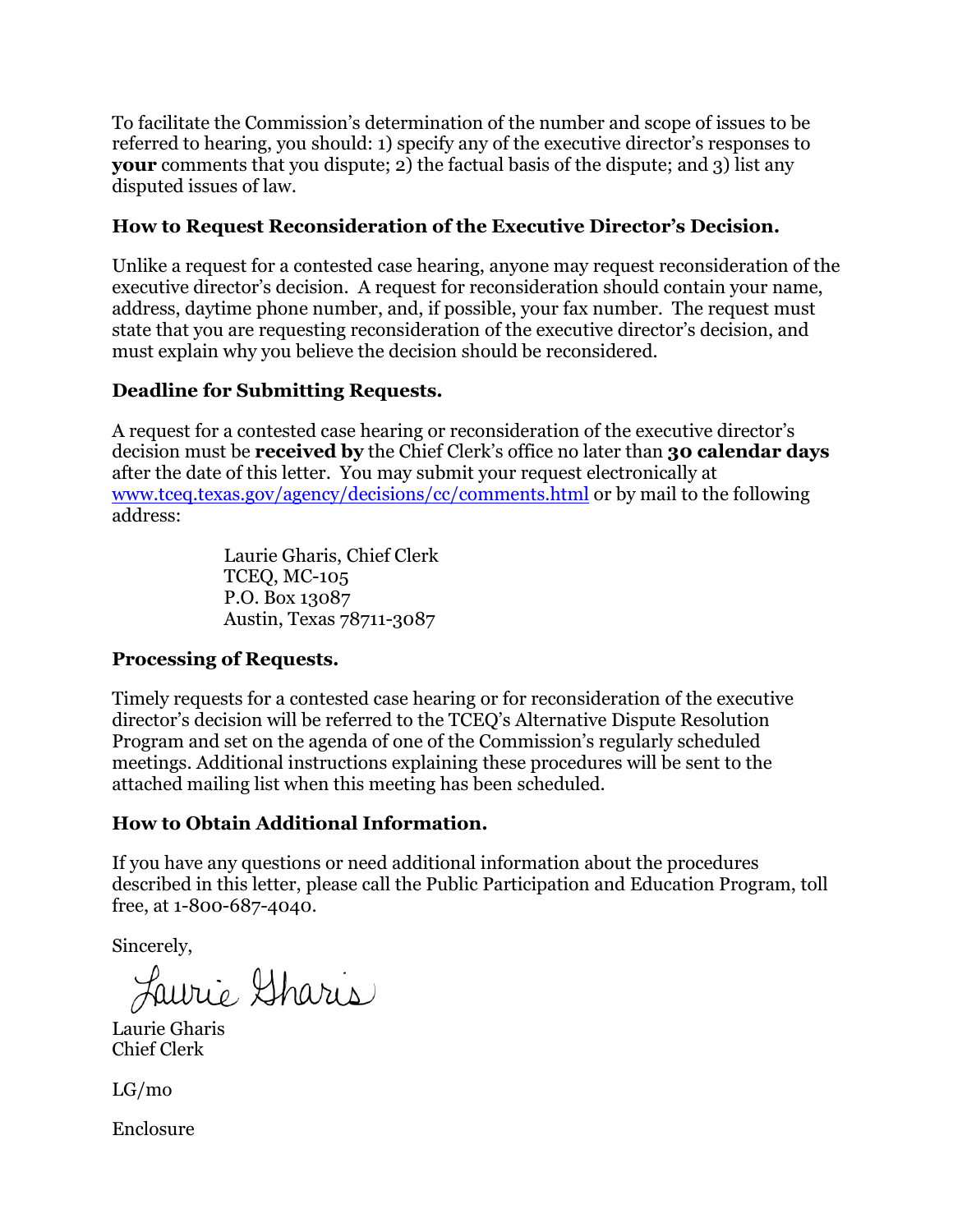To facilitate the Commission's determination of the number and scope of issues to be referred to hearing, you should: 1) specify any of the executive director's responses to **your** comments that you dispute; 2) the factual basis of the dispute; and 3) list any disputed issues of law.

**How to Request Reconsideration of the Executive Director's Decision.**

Unlike a request for a contested case hearing, anyone may request reconsideration of the executive director's decision. A request for reconsideration should contain your name, address, daytime phone number, and, if possible, your fax number. The request must state that you are requesting reconsideration of the executive director's decision, and must explain why you believe the decision should be reconsidered.

**Deadline for Submitting Requests.**

A request for a contested case hearing or reconsideration of the executive director's decision must be **received by** the Chief Clerk's office no later than **30 calendar days** after the date of this letter. You may submit your request electronically at www.tceq.texas.gov/agency/decisions/cc/comments.html or by mail to the following address:

Laurie Gharis, Chief Clerk
TCEQ, MC-105
P.O. Box 13087
Austin, Texas 78711-3087

**Processing of Requests.**

Timely requests for a contested case hearing or for reconsideration of the executive director's decision will be referred to the TCEQ's Alternative Dispute Resolution Program and set on the agenda of one of the Commission's regularly scheduled meetings. Additional instructions explaining these procedures will be sent to the attached mailing list when this meeting has been scheduled.

**How to Obtain Additional Information.**

If you have any questions or need additional information about the procedures described in this letter, please call the Public Participation and Education Program, toll free, at 1-800-687-4040.

Sincerely,

Laurie Gharis

Laurie Gharis
Chief Clerk

LG/mo

Enclosure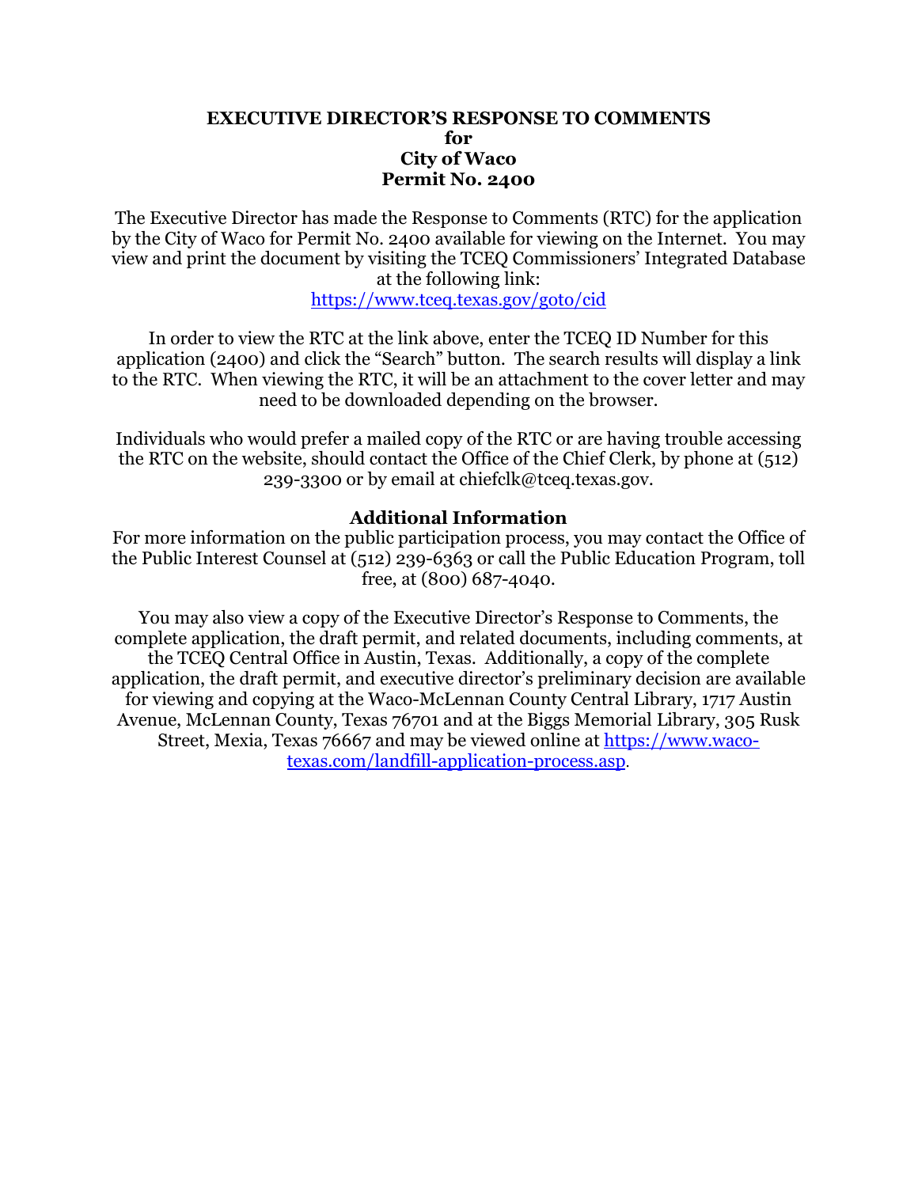# EXECUTIVE DIRECTOR'S RESPONSE TO COMMENTS
## for
## City of Waco
## Permit No. 2400

The Executive Director has made the Response to Comments (RTC) for the application by the City of Waco for Permit No. 2400 available for viewing on the Internet. You may view and print the document by visiting the TCEQ Commissioners' Integrated Database at the following link:
https://www.tceq.texas.gov/goto/cid

In order to view the RTC at the link above, enter the TCEQ ID Number for this application (2400) and click the "Search" button. The search results will display a link to the RTC. When viewing the RTC, it will be an attachment to the cover letter and may need to be downloaded depending on the browser.

Individuals who would prefer a mailed copy of the RTC or are having trouble accessing the RTC on the website, should contact the Office of the Chief Clerk, by phone at (512) 239-3300 or by email at chiefclk@tceq.texas.gov.

### Additional Information

For more information on the public participation process, you may contact the Office of the Public Interest Counsel at (512) 239-6363 or call the Public Education Program, toll free, at (800) 687-4040.

You may also view a copy of the Executive Director's Response to Comments, the complete application, the draft permit, and related documents, including comments, at the TCEQ Central Office in Austin, Texas. Additionally, a copy of the complete application, the draft permit, and executive director's preliminary decision are available for viewing and copying at the Waco-McLennan County Central Library, 1717 Austin Avenue, McLennan County, Texas 76701 and at the Biggs Memorial Library, 305 Rusk Street, Mexia, Texas 76667 and may be viewed online at https://www.waco-texas.com/landfill-application-process.asp.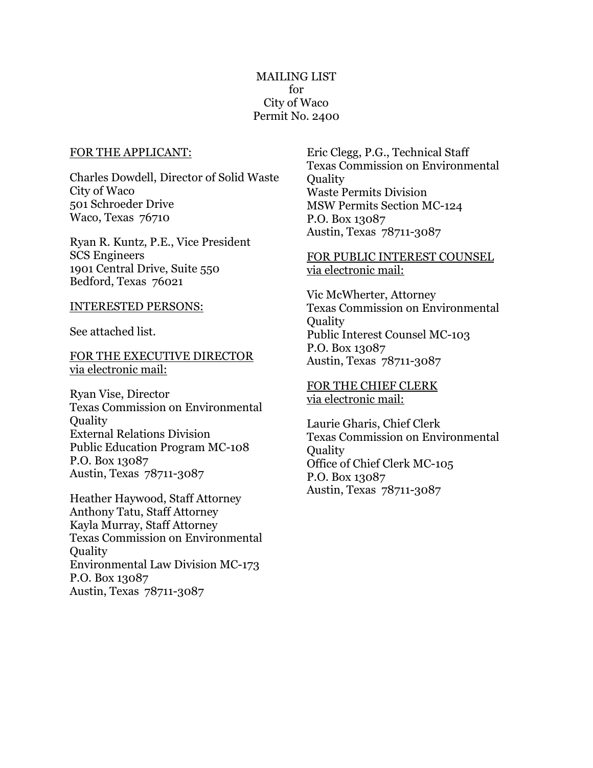MAILING LIST
for
City of Waco
Permit No. 2400

FOR THE APPLICANT:

Charles Dowdell, Director of Solid Waste
City of Waco
501 Schroeder Drive
Waco, Texas 76710

Ryan R. Kuntz, P.E., Vice President
SCS Engineers
1901 Central Drive, Suite 550
Bedford, Texas 76021

INTERESTED PERSONS:

See attached list.

FOR THE EXECUTIVE DIRECTOR
via electronic mail:

Ryan Vise, Director
Texas Commission on Environmental Quality
External Relations Division
Public Education Program MC-108
P.O. Box 13087
Austin, Texas 78711-3087

Heather Haywood, Staff Attorney
Anthony Tatu, Staff Attorney
Kayla Murray, Staff Attorney
Texas Commission on Environmental Quality
Environmental Law Division MC-173
P.O. Box 13087
Austin, Texas 78711-3087

Eric Clegg, P.G., Technical Staff
Texas Commission on Environmental Quality
Waste Permits Division
MSW Permits Section MC-124
P.O. Box 13087
Austin, Texas 78711-3087

FOR PUBLIC INTEREST COUNSEL
via electronic mail:

Vic McWherter, Attorney
Texas Commission on Environmental Quality
Public Interest Counsel MC-103
P.O. Box 13087
Austin, Texas 78711-3087

FOR THE CHIEF CLERK
via electronic mail:

Laurie Gharis, Chief Clerk
Texas Commission on Environmental Quality
Office of Chief Clerk MC-105
P.O. Box 13087
Austin, Texas 78711-3087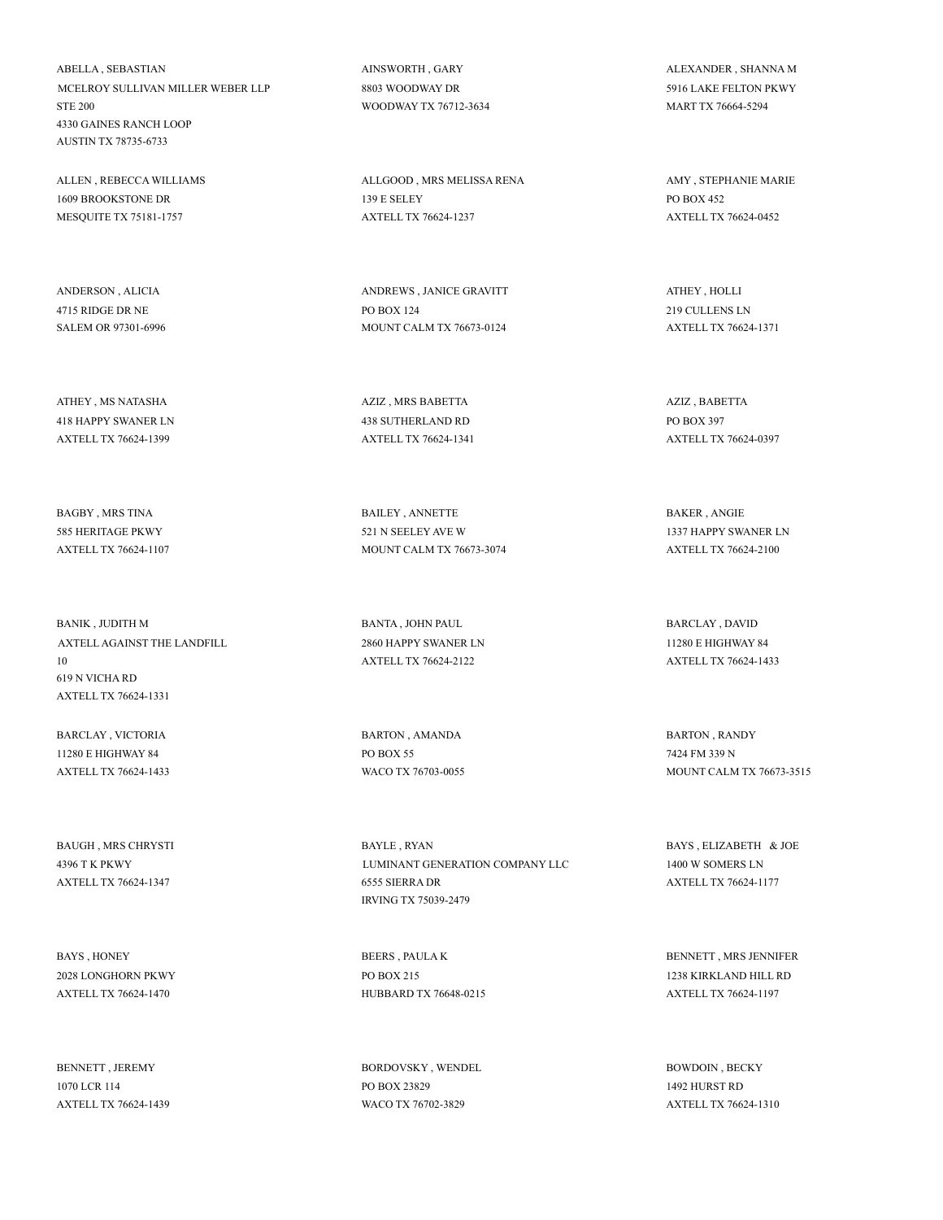ABELLA , SEBASTIAN
MCELROY SULLIVAN MILLER WEBER LLP
STE 200
4330 GAINES RANCH LOOP
AUSTIN TX 78735-6733

AINSWORTH , GARY
8803 WOODWAY DR
WOODWAY TX 76712-3634

ALEXANDER , SHANNA M
5916 LAKE FELTON PKWY
MART TX 76664-5294

ALLEN , REBECCA WILLIAMS
1609 BROOKSTONE DR
MESQUITE TX 75181-1757

ALLGOOD , MRS MELISSA RENA
139 E SELEY
AXTELL TX 76624-1237

AMY , STEPHANIE MARIE
PO BOX 452
AXTELL TX 76624-0452

ANDERSON , ALICIA
4715 RIDGE DR NE
SALEM OR 97301-6996

ANDREWS , JANICE GRAVITT
PO BOX 124
MOUNT CALM TX 76673-0124

ATHEY , HOLLI
219 CULLENS LN
AXTELL TX 76624-1371

ATHEY , MS NATASHA
418 HAPPY SWANER LN
AXTELL TX 76624-1399

AZIZ , MRS BABETTA
438 SUTHERLAND RD
AXTELL TX 76624-1341

AZIZ , BABETTA
PO BOX 397
AXTELL TX 76624-0397

BAGBY , MRS TINA
585 HERITAGE PKWY
AXTELL TX 76624-1107

BAILEY , ANNETTE
521 N SEELEY AVE W
MOUNT CALM TX 76673-3074

BAKER , ANGIE
1337 HAPPY SWANER LN
AXTELL TX 76624-2100

BANIK , JUDITH M
AXTELL AGAINST THE LANDFILL
10
619 N VICHA RD
AXTELL TX 76624-1331

BANTA , JOHN PAUL
2860 HAPPY SWANER LN
AXTELL TX 76624-2122

BARCLAY , DAVID
11280 E HIGHWAY 84
AXTELL TX 76624-1433

BARCLAY , VICTORIA
11280 E HIGHWAY 84
AXTELL TX 76624-1433

BARTON , AMANDA
PO BOX 55
WACO TX 76703-0055

BARTON , RANDY
7424 FM 339 N
MOUNT CALM TX 76673-3515

BAUGH , MRS CHRYSTI
4396 T K PKWY
AXTELL TX 76624-1347

BAYLE , RYAN
LUMINANT GENERATION COMPANY LLC
6555 SIERRA DR
IRVING TX 75039-2479

BAYS , ELIZABETH & JOE
1400 W SOMERS LN
AXTELL TX 76624-1177

BAYS , HONEY
2028 LONGHORN PKWY
AXTELL TX 76624-1470

BEERS , PAULA K
PO BOX 215
HUBBARD TX 76648-0215

BENNETT , MRS JENNIFER
1238 KIRKLAND HILL RD
AXTELL TX 76624-1197

BENNETT , JEREMY
1070 LCR 114
AXTELL TX 76624-1439

BORDOVSKY , WENDEL
PO BOX 23829
WACO TX 76702-3829

BOWDOIN , BECKY
1492 HURST RD
AXTELL TX 76624-1310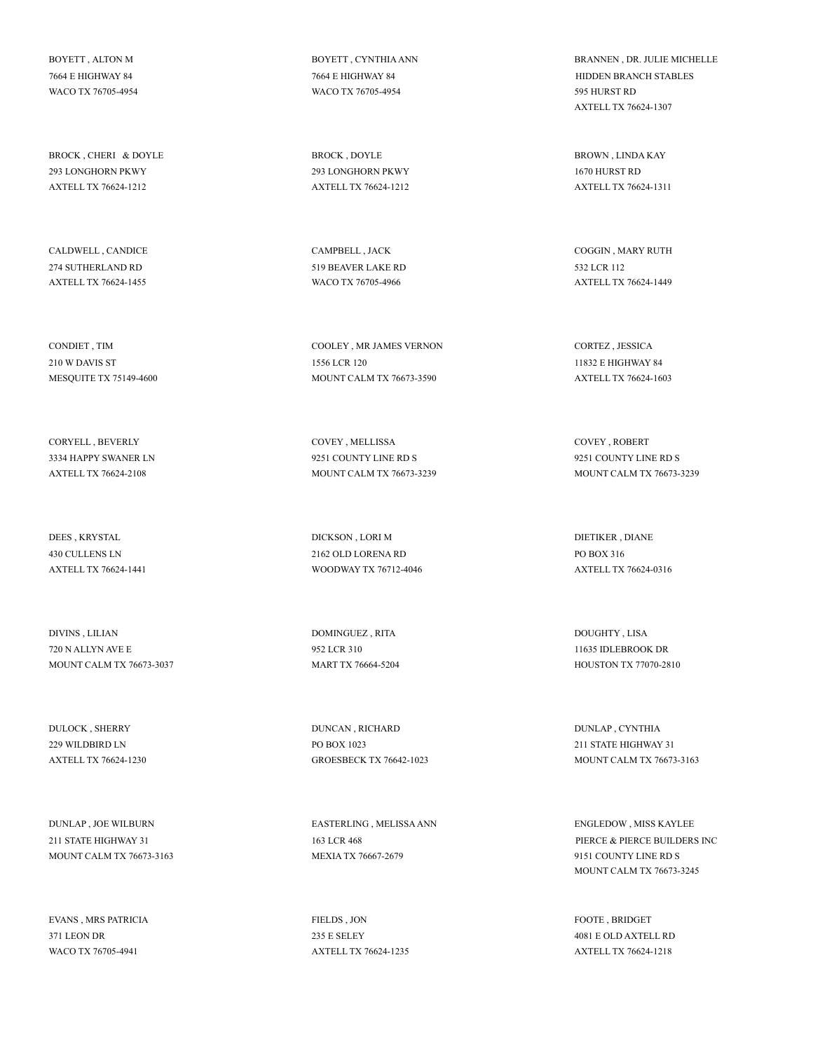BOYETT , ALTON M
7664 E HIGHWAY 84
WACO TX 76705-4954

BOYETT , CYNTHIA ANN
7664 E HIGHWAY 84
WACO TX 76705-4954

BRANNEN , DR. JULIE MICHELLE
HIDDEN BRANCH STABLES
595 HURST RD
AXTELL TX 76624-1307

BROCK , CHERI & DOYLE
293 LONGHORN PKWY
AXTELL TX 76624-1212

BROCK , DOYLE
293 LONGHORN PKWY
AXTELL TX 76624-1212

BROWN , LINDA KAY
1670 HURST RD
AXTELL TX 76624-1311

CALDWELL , CANDICE
274 SUTHERLAND RD
AXTELL TX 76624-1455

CAMPBELL , JACK
519 BEAVER LAKE RD
WACO TX 76705-4966

COGGIN , MARY RUTH
532 LCR 112
AXTELL TX 76624-1449

CONDIET , TIM
210 W DAVIS ST
MESQUITE TX 75149-4600

COOLEY , MR JAMES VERNON
1556 LCR 120
MOUNT CALM TX 76673-3590

CORTEZ , JESSICA
11832 E HIGHWAY 84
AXTELL TX 76624-1603

CORYELL , BEVERLY
3334 HAPPY SWANER LN
AXTELL TX 76624-2108

COVEY , MELLISSA
9251 COUNTY LINE RD S
MOUNT CALM TX 76673-3239

COVEY , ROBERT
9251 COUNTY LINE RD S
MOUNT CALM TX 76673-3239

DEES , KRYSTAL
430 CULLENS LN
AXTELL TX 76624-1441

DICKSON , LORI M
2162 OLD LORENA RD
WOODWAY TX 76712-4046

DIETIKER , DIANE
PO BOX 316
AXTELL TX 76624-0316

DIVINS , LILIAN
720 N ALLYN AVE E
MOUNT CALM TX 76673-3037

DOMINGUEZ , RITA
952 LCR 310
MART TX 76664-5204

DOUGHTY , LISA
11635 IDLEBROOK DR
HOUSTON TX 77070-2810

DULOCK , SHERRY
229 WILDBIRD LN
AXTELL TX 76624-1230

DUNCAN , RICHARD
PO BOX 1023
GROESBECK TX 76642-1023

DUNLAP , CYNTHIA
211 STATE HIGHWAY 31
MOUNT CALM TX 76673-3163

DUNLAP , JOE WILBURN
211 STATE HIGHWAY 31
MOUNT CALM TX 76673-3163

EASTERLING , MELISSA ANN
163 LCR 468
MEXIA TX 76667-2679

ENGLEDOW , MISS KAYLEE
PIERCE & PIERCE BUILDERS INC
9151 COUNTY LINE RD S
MOUNT CALM TX 76673-3245

EVANS , MRS PATRICIA
371 LEON DR
WACO TX 76705-4941

FIELDS , JON
235 E SELEY
AXTELL TX 76624-1235

FOOTE , BRIDGET
4081 E OLD AXTELL RD
AXTELL TX 76624-1218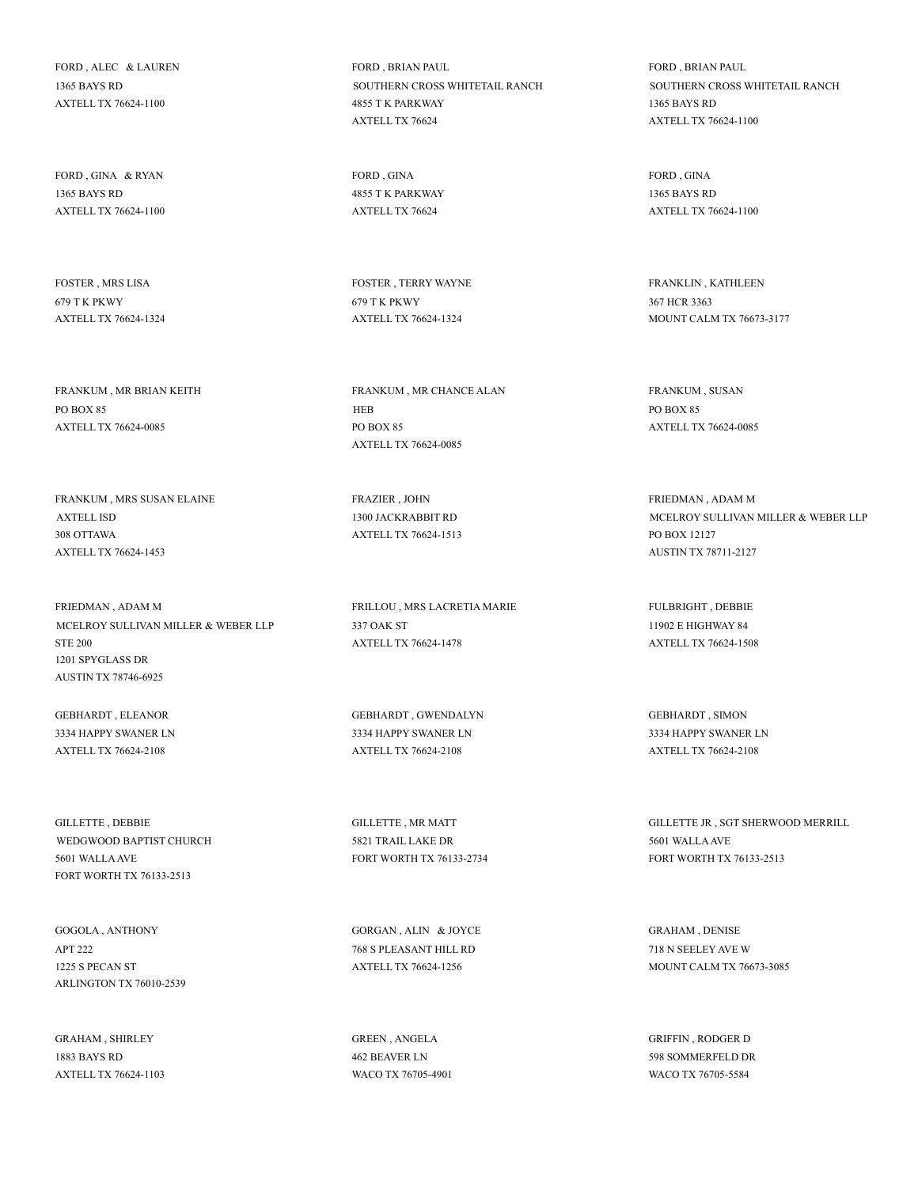FORD , ALEC & LAUREN
1365 BAYS RD
AXTELL TX 76624-1100

FORD , BRIAN PAUL
SOUTHERN CROSS WHITETAIL RANCH
4855 T K PARKWAY
AXTELL TX 76624

FORD , BRIAN PAUL
SOUTHERN CROSS WHITETAIL RANCH
1365 BAYS RD
AXTELL TX 76624-1100

FORD , GINA & RYAN
1365 BAYS RD
AXTELL TX 76624-1100

FORD , GINA
4855 T K PARKWAY
AXTELL TX 76624

FORD , GINA
1365 BAYS RD
AXTELL TX 76624-1100

FOSTER , MRS LISA
679 T K PKWY
AXTELL TX 76624-1324

FOSTER , TERRY WAYNE
679 T K PKWY
AXTELL TX 76624-1324

FRANKLIN , KATHLEEN
367 HCR 3363
MOUNT CALM TX 76673-3177

FRANKUM , MR BRIAN KEITH
PO BOX 85
AXTELL TX 76624-0085

FRANKUM , MR CHANCE ALAN
HEB
PO BOX 85
AXTELL TX 76624-0085

FRANKUM , SUSAN
PO BOX 85
AXTELL TX 76624-0085

FRANKUM , MRS SUSAN ELAINE
AXTELL ISD
308 OTTAWA
AXTELL TX 76624-1453

FRAZIER , JOHN
1300 JACKRABBIT RD
AXTELL TX 76624-1513

FRIEDMAN , ADAM M
MCELROY SULLIVAN MILLER & WEBER LLP
PO BOX 12127
AUSTIN TX 78711-2127

FRIEDMAN , ADAM M
MCELROY SULLIVAN MILLER & WEBER LLP
STE 200
1201 SPYGLASS DR
AUSTIN TX 78746-6925

FRILLOU , MRS LACRETIA MARIE
337 OAK ST
AXTELL TX 76624-1478

FULBRIGHT , DEBBIE
11902 E HIGHWAY 84
AXTELL TX 76624-1508

GEBHARDT , ELEANOR
3334 HAPPY SWANER LN
AXTELL TX 76624-2108

GEBHARDT , GWENDALYN
3334 HAPPY SWANER LN
AXTELL TX 76624-2108

GEBHARDT , SIMON
3334 HAPPY SWANER LN
AXTELL TX 76624-2108

GILLETTE , DEBBIE
WEDGWOOD BAPTIST CHURCH
5601 WALLA AVE
FORT WORTH TX 76133-2513

GILLETTE , MR MATT
5821 TRAIL LAKE DR
FORT WORTH TX 76133-2734

GILLETTE JR , SGT SHERWOOD MERRILL
5601 WALLA AVE
FORT WORTH TX 76133-2513

GOGOLA , ANTHONY
APT 222
1225 S PECAN ST
ARLINGTON TX 76010-2539

GORGAN , ALIN & JOYCE
768 S PLEASANT HILL RD
AXTELL TX 76624-1256

GRAHAM , DENISE
718 N SEELEY AVE W
MOUNT CALM TX 76673-3085

GRAHAM , SHIRLEY
1883 BAYS RD
AXTELL TX 76624-1103

GREEN , ANGELA
462 BEAVER LN
WACO TX 76705-4901

GRIFFIN , RODGER D
598 SOMMERFELD DR
WACO TX 76705-5584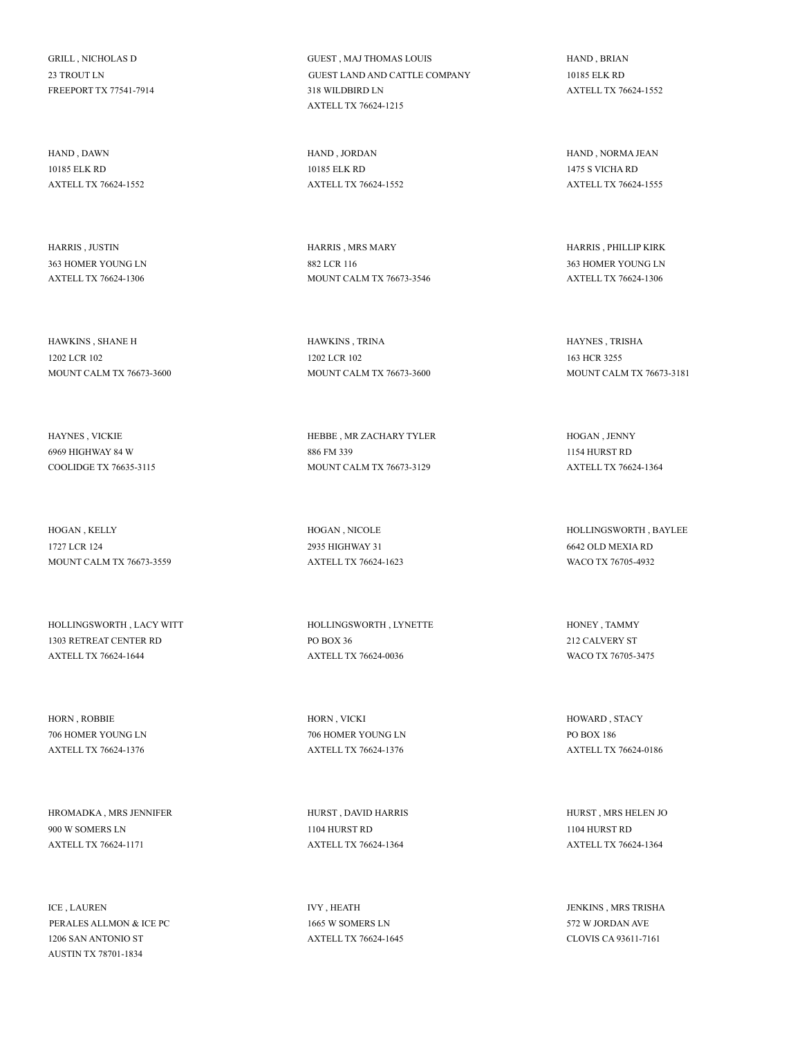GRILL , NICHOLAS D
23 TROUT LN
FREEPORT TX 77541-7914

GUEST , MAJ THOMAS LOUIS
GUEST LAND AND CATTLE COMPANY
318 WILDBIRD LN
AXTELL TX 76624-1215

HAND , BRIAN
10185 ELK RD
AXTELL TX 76624-1552

HAND , DAWN
10185 ELK RD
AXTELL TX 76624-1552

HAND , JORDAN
10185 ELK RD
AXTELL TX 76624-1552

HAND , NORMA JEAN
1475 S VICHA RD
AXTELL TX 76624-1555

HARRIS , JUSTIN
363 HOMER YOUNG LN
AXTELL TX 76624-1306

HARRIS , MRS MARY
882 LCR 116
MOUNT CALM TX 76673-3546

HARRIS , PHILLIP KIRK
363 HOMER YOUNG LN
AXTELL TX 76624-1306

HAWKINS , SHANE H
1202 LCR 102
MOUNT CALM TX 76673-3600

HAWKINS , TRINA
1202 LCR 102
MOUNT CALM TX 76673-3600

HAYNES , TRISHA
163 HCR 3255
MOUNT CALM TX 76673-3181

HAYNES , VICKIE
6969 HIGHWAY 84 W
COOLIDGE TX 76635-3115

HEBBE , MR ZACHARY TYLER
886 FM 339
MOUNT CALM TX 76673-3129

HOGAN , JENNY
1154 HURST RD
AXTELL TX 76624-1364

HOGAN , KELLY
1727 LCR 124
MOUNT CALM TX 76673-3559

HOGAN , NICOLE
2935 HIGHWAY 31
AXTELL TX 76624-1623

HOLLINGSWORTH , BAYLEE
6642 OLD MEXIA RD
WACO TX 76705-4932

HOLLINGSWORTH , LACY WITT
1303 RETREAT CENTER RD
AXTELL TX 76624-1644

HOLLINGSWORTH , LYNETTE
PO BOX 36
AXTELL TX 76624-0036

HONEY , TAMMY
212 CALVERY ST
WACO TX 76705-3475

HORN , ROBBIE
706 HOMER YOUNG LN
AXTELL TX 76624-1376

HORN , VICKI
706 HOMER YOUNG LN
AXTELL TX 76624-1376

HOWARD , STACY
PO BOX 186
AXTELL TX 76624-0186

HROMADKA , MRS JENNIFER
900 W SOMERS LN
AXTELL TX 76624-1171

HURST , DAVID HARRIS
1104 HURST RD
AXTELL TX 76624-1364

HURST , MRS HELEN JO
1104 HURST RD
AXTELL TX 76624-1364

ICE , LAUREN
PERALES ALLMON & ICE PC
1206 SAN ANTONIO ST
AUSTIN TX 78701-1834

IVY , HEATH
1665 W SOMERS LN
AXTELL TX 76624-1645

JENKINS , MRS TRISHA
572 W JORDAN AVE
CLOVIS CA 93611-7161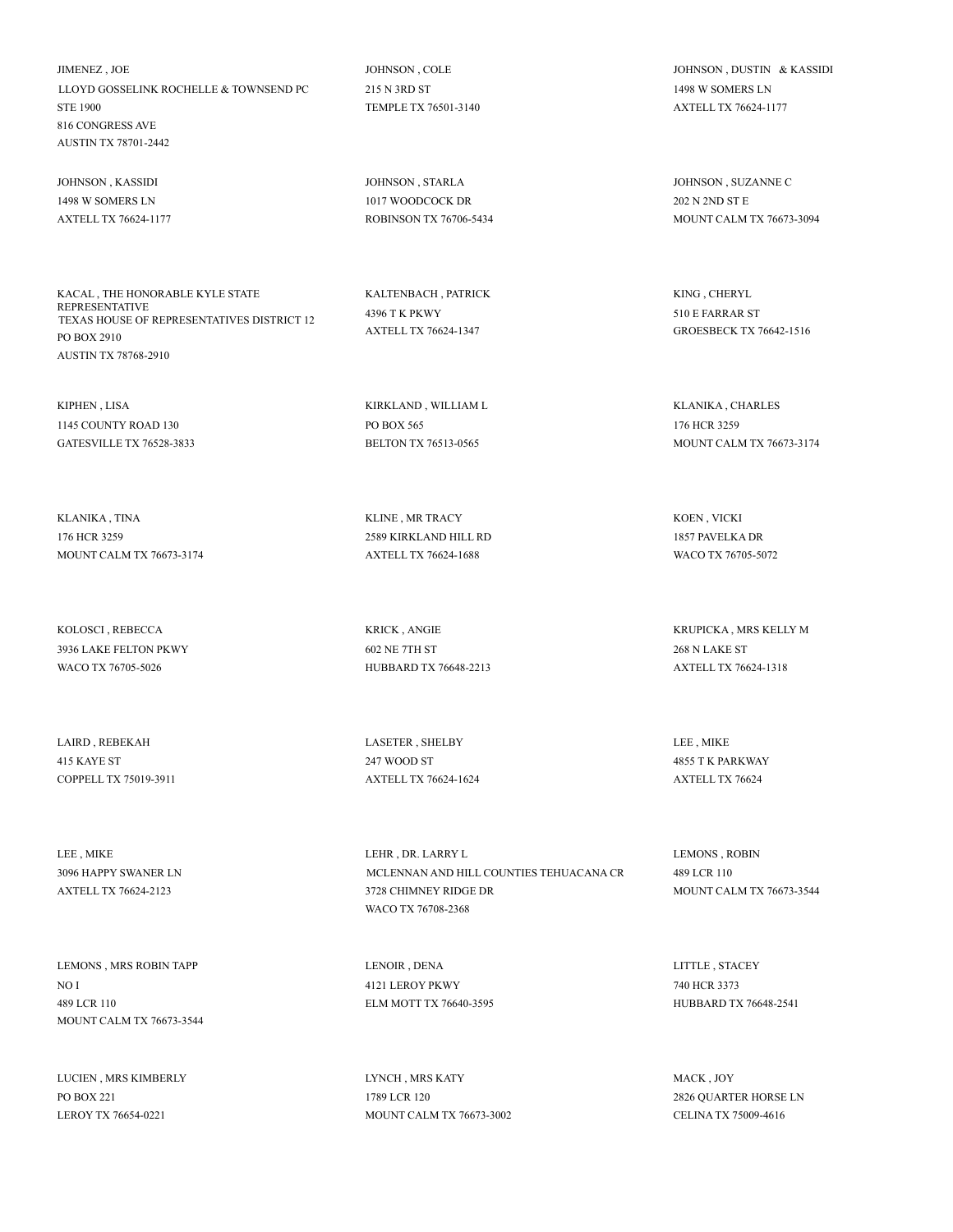JIMENEZ , JOE
LLOYD GOSSELINK ROCHELLE & TOWNSEND PC
STE 1900
816 CONGRESS AVE
AUSTIN TX 78701-2442

JOHNSON , COLE
215 N 3RD ST
TEMPLE TX 76501-3140

JOHNSON , DUSTIN & KASSIDI
1498 W SOMERS LN
AXTELL TX 76624-1177

JOHNSON , KASSIDI
1498 W SOMERS LN
AXTELL TX 76624-1177

JOHNSON , STARLA
1017 WOODCOCK DR
ROBINSON TX 76706-5434

JOHNSON , SUZANNE C
202 N 2ND ST E
MOUNT CALM TX 76673-3094

KACAL , THE HONORABLE KYLE STATE REPRESENTATIVE
TEXAS HOUSE OF REPRESENTATIVES DISTRICT 12
PO BOX 2910
AUSTIN TX 78768-2910

KALTENBACH , PATRICK
4396 T K PKWY
AXTELL TX 76624-1347

KING , CHERYL
510 E FARRAR ST
GROESBECK TX 76642-1516

KIPHEN , LISA
1145 COUNTY ROAD 130
GATESVILLE TX 76528-3833

KIRKLAND , WILLIAM L
PO BOX 565
BELTON TX 76513-0565

KLANIKA , CHARLES
176 HCR 3259
MOUNT CALM TX 76673-3174

KLANIKA , TINA
176 HCR 3259
MOUNT CALM TX 76673-3174

KLINE , MR TRACY
2589 KIRKLAND HILL RD
AXTELL TX 76624-1688

KOEN , VICKI
1857 PAVELKA DR
WACO TX 76705-5072

KOLOSCI , REBECCA
3936 LAKE FELTON PKWY
WACO TX 76705-5026

KRICK , ANGIE
602 NE 7TH ST
HUBBARD TX 76648-2213

KRUPICKA , MRS KELLY M
268 N LAKE ST
AXTELL TX 76624-1318

LAIRD , REBEKAH
415 KAYE ST
COPPELL TX 75019-3911

LASETER , SHELBY
247 WOOD ST
AXTELL TX 76624-1624

LEE , MIKE
4855 T K PARKWAY
AXTELL TX 76624

LEE , MIKE
3096 HAPPY SWANER LN
AXTELL TX 76624-2123

LEHR , DR. LARRY L
MCLENNAN AND HILL COUNTIES TEHUACANA CR
3728 CHIMNEY RIDGE DR
WACO TX 76708-2368

LEMONS , ROBIN
489 LCR 110
MOUNT CALM TX 76673-3544

LEMONS , MRS ROBIN TAPP
NO I
489 LCR 110
MOUNT CALM TX 76673-3544

LENOIR , DENA
4121 LEROY PKWY
ELM MOTT TX 76640-3595

LITTLE , STACEY
740 HCR 3373
HUBBARD TX 76648-2541

LUCIEN , MRS KIMBERLY
PO BOX 221
LEROY TX 76654-0221

LYNCH , MRS KATY
1789 LCR 120
MOUNT CALM TX 76673-3002

MACK , JOY
2826 QUARTER HORSE LN
CELINA TX 75009-4616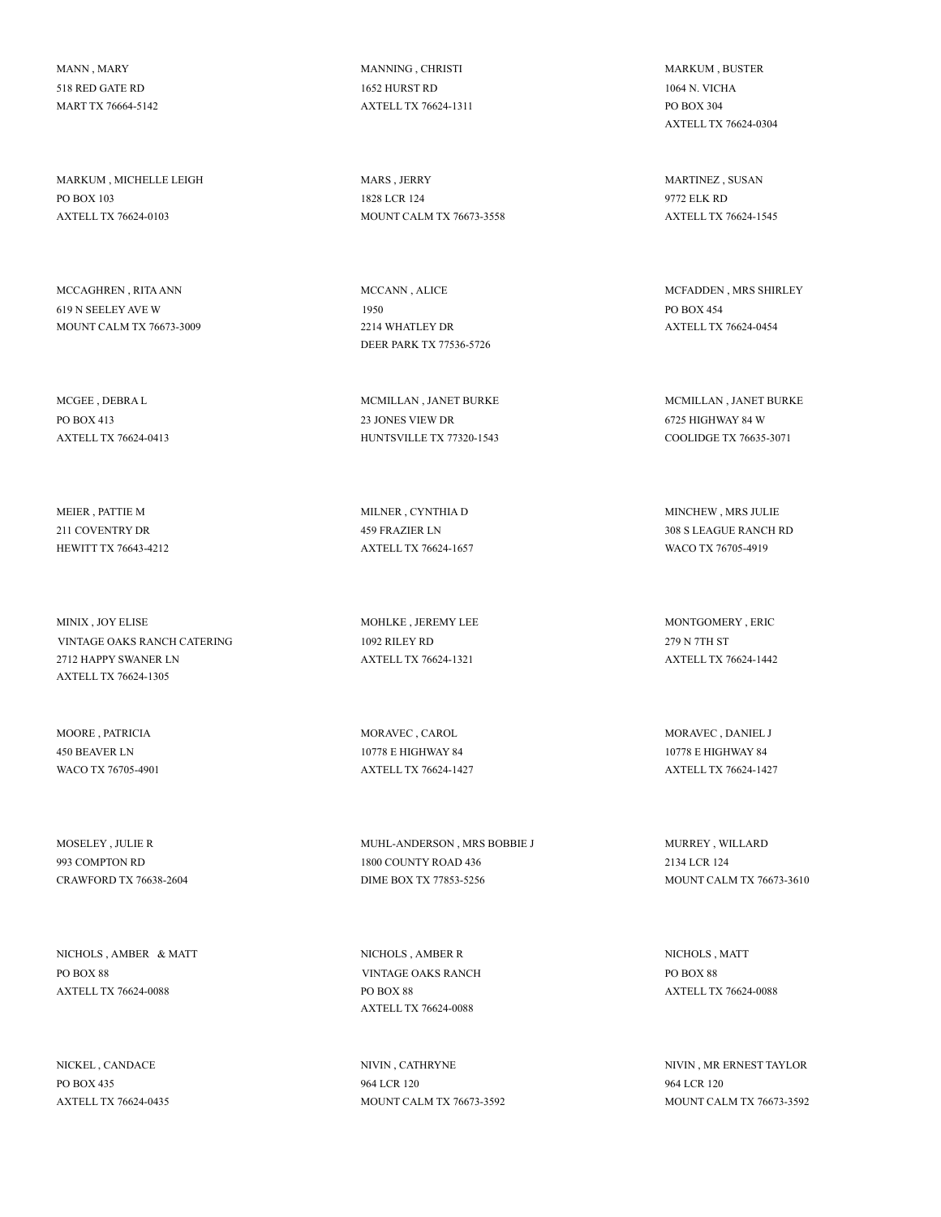MANN , MARY
518 RED GATE RD
MART TX 76664-5142

MANNING , CHRISTI
1652 HURST RD
AXTELL TX 76624-1311

MARKUM , BUSTER
1064 N. VICHA
PO BOX 304
AXTELL TX 76624-0304

MARKUM , MICHELLE LEIGH
PO BOX 103
AXTELL TX 76624-0103

MARS , JERRY
1828 LCR 124
MOUNT CALM TX 76673-3558

MARTINEZ , SUSAN
9772 ELK RD
AXTELL TX 76624-1545

MCCAGHREN , RITA ANN
619 N SEELEY AVE W
MOUNT CALM TX 76673-3009

MCCANN , ALICE
1950
2214 WHATLEY DR
DEER PARK TX 77536-5726

MCFADDEN , MRS SHIRLEY
PO BOX 454
AXTELL TX 76624-0454

MCGEE , DEBRA L
PO BOX 413
AXTELL TX 76624-0413

MCMILLAN , JANET BURKE
23 JONES VIEW DR
HUNTSVILLE TX 77320-1543

MCMILLAN , JANET BURKE
6725 HIGHWAY 84 W
COOLIDGE TX 76635-3071

MEIER , PATTIE M
211 COVENTRY DR
HEWITT TX 76643-4212

MILNER , CYNTHIA D
459 FRAZIER LN
AXTELL TX 76624-1657

MINCHEW , MRS JULIE
308 S LEAGUE RANCH RD
WACO TX 76705-4919

MINIX , JOY ELISE
VINTAGE OAKS RANCH CATERING
2712 HAPPY SWANER LN
AXTELL TX 76624-1305

MOHLKE , JEREMY LEE
1092 RILEY RD
AXTELL TX 76624-1321

MONTGOMERY , ERIC
279 N 7TH ST
AXTELL TX 76624-1442

MOORE , PATRICIA
450 BEAVER LN
WACO TX 76705-4901

MORAVEC , CAROL
10778 E HIGHWAY 84
AXTELL TX 76624-1427

MORAVEC , DANIEL J
10778 E HIGHWAY 84
AXTELL TX 76624-1427

MOSELEY , JULIE R
993 COMPTON RD
CRAWFORD TX 76638-2604

MUHL-ANDERSON , MRS BOBBIE J
1800 COUNTY ROAD 436
DIME BOX TX 77853-5256

MURREY , WILLARD
2134 LCR 124
MOUNT CALM TX 76673-3610

NICHOLS , AMBER & MATT
PO BOX 88
AXTELL TX 76624-0088

NICHOLS , AMBER R
VINTAGE OAKS RANCH
PO BOX 88
AXTELL TX 76624-0088

NICHOLS , MATT
PO BOX 88
AXTELL TX 76624-0088

NICKEL , CANDACE
PO BOX 435
AXTELL TX 76624-0435

NIVIN , CATHRYNE
964 LCR 120
MOUNT CALM TX 76673-3592

NIVIN , MR ERNEST TAYLOR
964 LCR 120
MOUNT CALM TX 76673-3592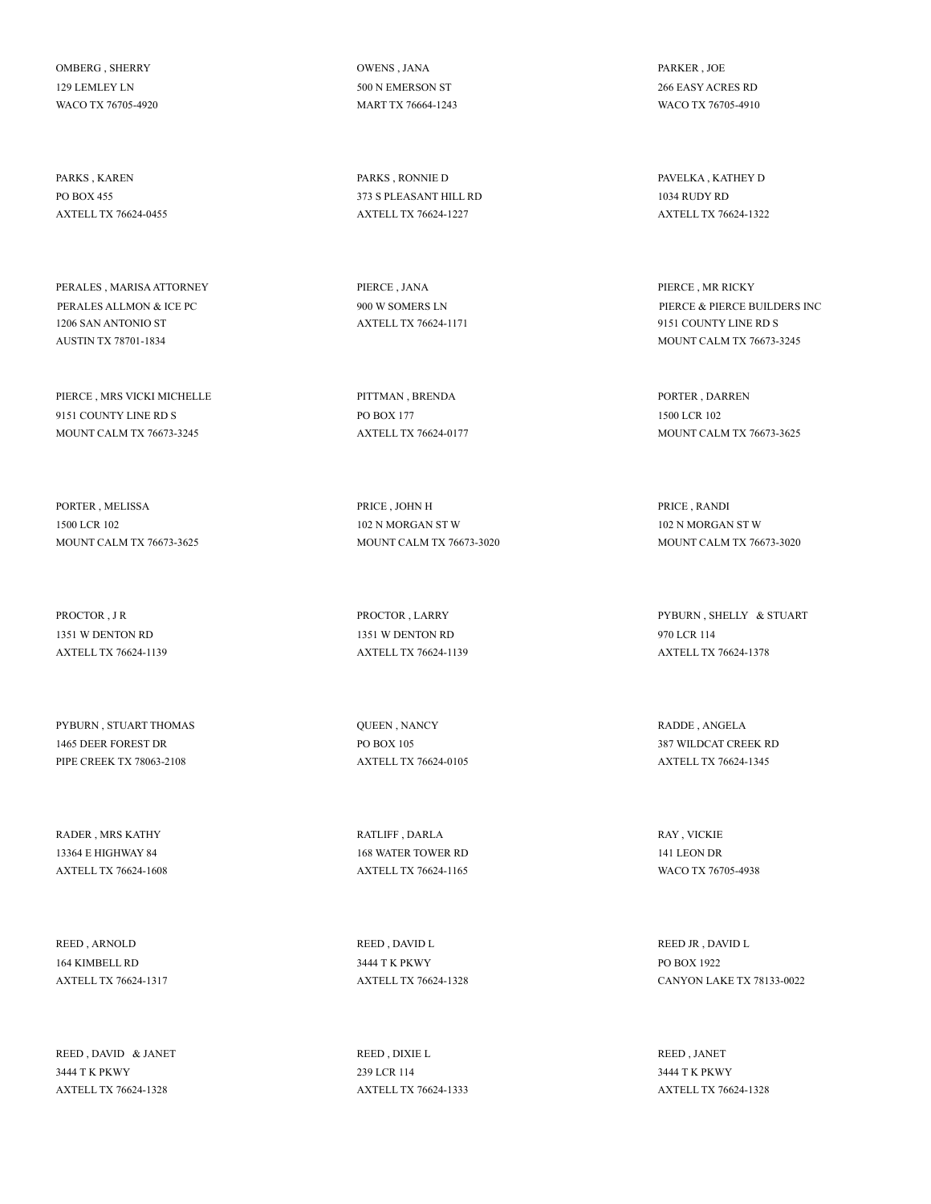OMBERG , SHERRY
129 LEMLEY LN
WACO TX 76705-4920

OWENS , JANA
500 N EMERSON ST
MART TX 76664-1243

PARKER , JOE
266 EASY ACRES RD
WACO TX 76705-4910

PARKS , KAREN
PO BOX 455
AXTELL TX 76624-0455

PARKS , RONNIE D
373 S PLEASANT HILL RD
AXTELL TX 76624-1227

PAVELKA , KATHEY D
1034 RUDY RD
AXTELL TX 76624-1322

PERALES , MARISA ATTORNEY
PERALES ALLMON & ICE PC
1206 SAN ANTONIO ST
AUSTIN TX 78701-1834

PIERCE , JANA
900 W SOMERS LN
AXTELL TX 76624-1171

PIERCE , MR RICKY
PIERCE & PIERCE BUILDERS INC
9151 COUNTY LINE RD S
MOUNT CALM TX 76673-3245

PIERCE , MRS VICKI MICHELLE
9151 COUNTY LINE RD S
MOUNT CALM TX 76673-3245

PITTMAN , BRENDA
PO BOX 177
AXTELL TX 76624-0177

PORTER , DARREN
1500 LCR 102
MOUNT CALM TX 76673-3625

PORTER , MELISSA
1500 LCR 102
MOUNT CALM TX 76673-3625

PRICE , JOHN H
102 N MORGAN ST W
MOUNT CALM TX 76673-3020

PRICE , RANDI
102 N MORGAN ST W
MOUNT CALM TX 76673-3020

PROCTOR , J R
1351 W DENTON RD
AXTELL TX 76624-1139

PROCTOR , LARRY
1351 W DENTON RD
AXTELL TX 76624-1139

PYBURN , SHELLY & STUART
970 LCR 114
AXTELL TX 76624-1378

PYBURN , STUART THOMAS
1465 DEER FOREST DR
PIPE CREEK TX 78063-2108

QUEEN , NANCY
PO BOX 105
AXTELL TX 76624-0105

RADDE , ANGELA
387 WILDCAT CREEK RD
AXTELL TX 76624-1345

RADER , MRS KATHY
13364 E HIGHWAY 84
AXTELL TX 76624-1608

RATLIFF , DARLA
168 WATER TOWER RD
AXTELL TX 76624-1165

RAY , VICKIE
141 LEON DR
WACO TX 76705-4938

REED , ARNOLD
164 KIMBELL RD
AXTELL TX 76624-1317

REED , DAVID L
3444 T K PKWY
AXTELL TX 76624-1328

REED JR , DAVID L
PO BOX 1922
CANYON LAKE TX 78133-0022

REED , DAVID & JANET
3444 T K PKWY
AXTELL TX 76624-1328

REED , DIXIE L
239 LCR 114
AXTELL TX 76624-1333

REED , JANET
3444 T K PKWY
AXTELL TX 76624-1328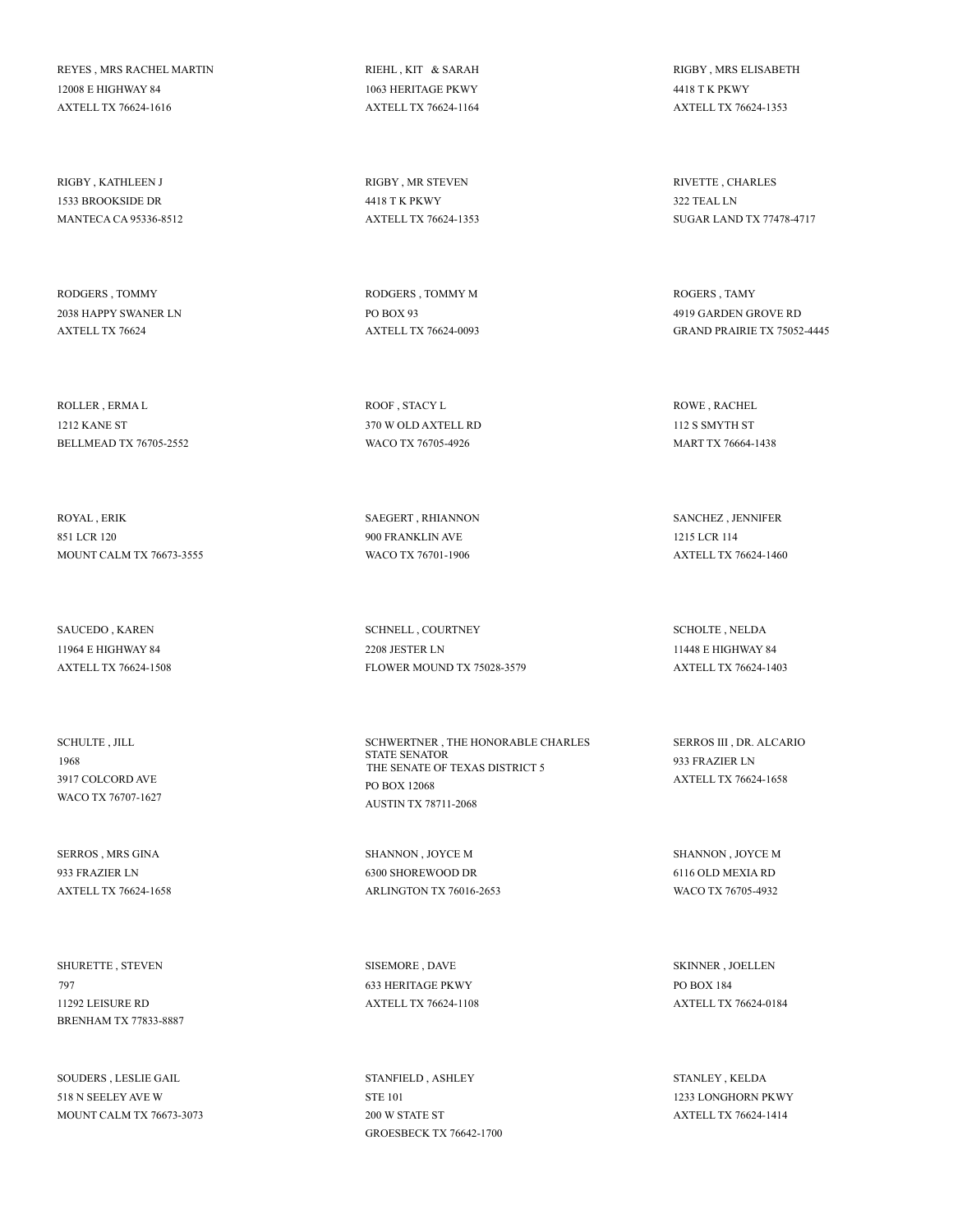REYES , MRS RACHEL MARTIN
12008 E HIGHWAY 84
AXTELL TX 76624-1616

RIEHL , KIT & SARAH
1063 HERITAGE PKWY
AXTELL TX 76624-1164

RIGBY , MRS ELISABETH
4418 T K PKWY
AXTELL TX 76624-1353

RIGBY , KATHLEEN J
1533 BROOKSIDE DR
MANTECA CA 95336-8512

RIGBY , MR STEVEN
4418 T K PKWY
AXTELL TX 76624-1353

RIVETTE , CHARLES
322 TEAL LN
SUGAR LAND TX 77478-4717

RODGERS , TOMMY
2038 HAPPY SWANER LN
AXTELL TX 76624

RODGERS , TOMMY M
PO BOX 93
AXTELL TX 76624-0093

ROGERS , TAMY
4919 GARDEN GROVE RD
GRAND PRAIRIE TX 75052-4445

ROLLER , ERMA L
1212 KANE ST
BELLMEAD TX 76705-2552

ROOF , STACY L
370 W OLD AXTELL RD
WACO TX 76705-4926

ROWE , RACHEL
112 S SMYTH ST
MART TX 76664-1438

ROYAL , ERIK
851 LCR 120
MOUNT CALM TX 76673-3555

SAEGERT , RHIANNON
900 FRANKLIN AVE
WACO TX 76701-1906

SANCHEZ , JENNIFER
1215 LCR 114
AXTELL TX 76624-1460

SAUCEDO , KAREN
11964 E HIGHWAY 84
AXTELL TX 76624-1508

SCHNELL , COURTNEY
2208 JESTER LN
FLOWER MOUND TX 75028-3579

SCHOLTE , NELDA
11448 E HIGHWAY 84
AXTELL TX 76624-1403

SCHULTE , JILL
1968
3917 COLCORD AVE
WACO TX 76707-1627

SCHWERTNER , THE HONORABLE CHARLES
STATE SENATOR
THE SENATE OF TEXAS DISTRICT 5
PO BOX 12068
AUSTIN TX 78711-2068

SERROS III , DR. ALCARIO
933 FRAZIER LN
AXTELL TX 76624-1658

SERROS , MRS GINA
933 FRAZIER LN
AXTELL TX 76624-1658

SHANNON , JOYCE M
6300 SHOREWOOD DR
ARLINGTON TX 76016-2653

SHANNON , JOYCE M
6116 OLD MEXIA RD
WACO TX 76705-4932

SHURETTE , STEVEN
797
11292 LEISURE RD
BRENHAM TX 77833-8887

SISEMORE , DAVE
633 HERITAGE PKWY
AXTELL TX 76624-1108

SKINNER , JOELLEN
PO BOX 184
AXTELL TX 76624-0184

SOUDERS , LESLIE GAIL
518 N SEELEY AVE W
MOUNT CALM TX 76673-3073

STANFIELD , ASHLEY
STE 101
200 W STATE ST
GROESBECK TX 76642-1700

STANLEY , KELDA
1233 LONGHORN PKWY
AXTELL TX 76624-1414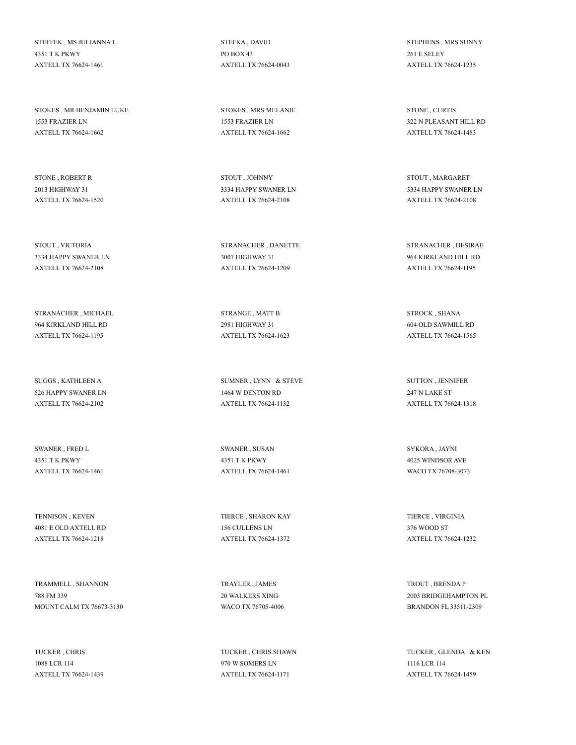STEFFEK , MS JULIANNA L
4351 T K PKWY
AXTELL TX 76624-1461

STEFKA , DAVID
PO BOX 43
AXTELL TX 76624-0043

STEPHENS , MRS SUNNY
261 E SELEY
AXTELL TX 76624-1235

STOKES , MR BENJAMIN LUKE
1553 FRAZIER LN
AXTELL TX 76624-1662

STOKES , MRS MELANIE
1553 FRAZIER LN
AXTELL TX 76624-1662

STONE , CURTIS
322 N PLEASANT HILL RD
AXTELL TX 76624-1483

STONE , ROBERT R
2013 HIGHWAY 31
AXTELL TX 76624-1520

STOUT , JOHNNY
3334 HAPPY SWANER LN
AXTELL TX 76624-2108

STOUT , MARGARET
3334 HAPPY SWANER LN
AXTELL TX 76624-2108

STOUT , VICTORIA
3334 HAPPY SWANER LN
AXTELL TX 76624-2108

STRANACHER , DANETTE
3007 HIGHWAY 31
AXTELL TX 76624-1209

STRANACHER , DESIRAE
964 KIRKLAND HILL RD
AXTELL TX 76624-1195

STRANACHER , MICHAEL
964 KIRKLAND HILL RD
AXTELL TX 76624-1195

STRANGE , MATT B
2981 HIGHWAY 31
AXTELL TX 76624-1623

STROCK , SHANA
604 OLD SAWMILL RD
AXTELL TX 76624-1565

SUGGS , KATHLEEN A
526 HAPPY SWANER LN
AXTELL TX 76624-2102

SUMNER , LYNN & STEVE
1464 W DENTON RD
AXTELL TX 76624-1132

SUTTON , JENNIFER
247 N LAKE ST
AXTELL TX 76624-1318

SWANER , FRED L
4351 T K PKWY
AXTELL TX 76624-1461

SWANER , SUSAN
4351 T K PKWY
AXTELL TX 76624-1461

SYKORA , JAYNI
4025 WINDSOR AVE
WACO TX 76708-3073

TENNISON , KEVEN
4081 E OLD AXTELL RD
AXTELL TX 76624-1218

TIERCE , SHARON KAY
156 CULLENS LN
AXTELL TX 76624-1372

TIERCE , VIRGINIA
376 WOOD ST
AXTELL TX 76624-1232

TRAMMELL , SHANNON
788 FM 339
MOUNT CALM TX 76673-3130

TRAYLER , JAMES
20 WALKERS XING
WACO TX 76705-4006

TROUT , BRENDA P
2003 BRIDGEHAMPTON PL
BRANDON FL 33511-2309

TUCKER , CHRIS
1088 LCR 114
AXTELL TX 76624-1439

TUCKER , CHRIS SHAWN
970 W SOMERS LN
AXTELL TX 76624-1171

TUCKER , GLENDA & KEN
1116 LCR 114
AXTELL TX 76624-1459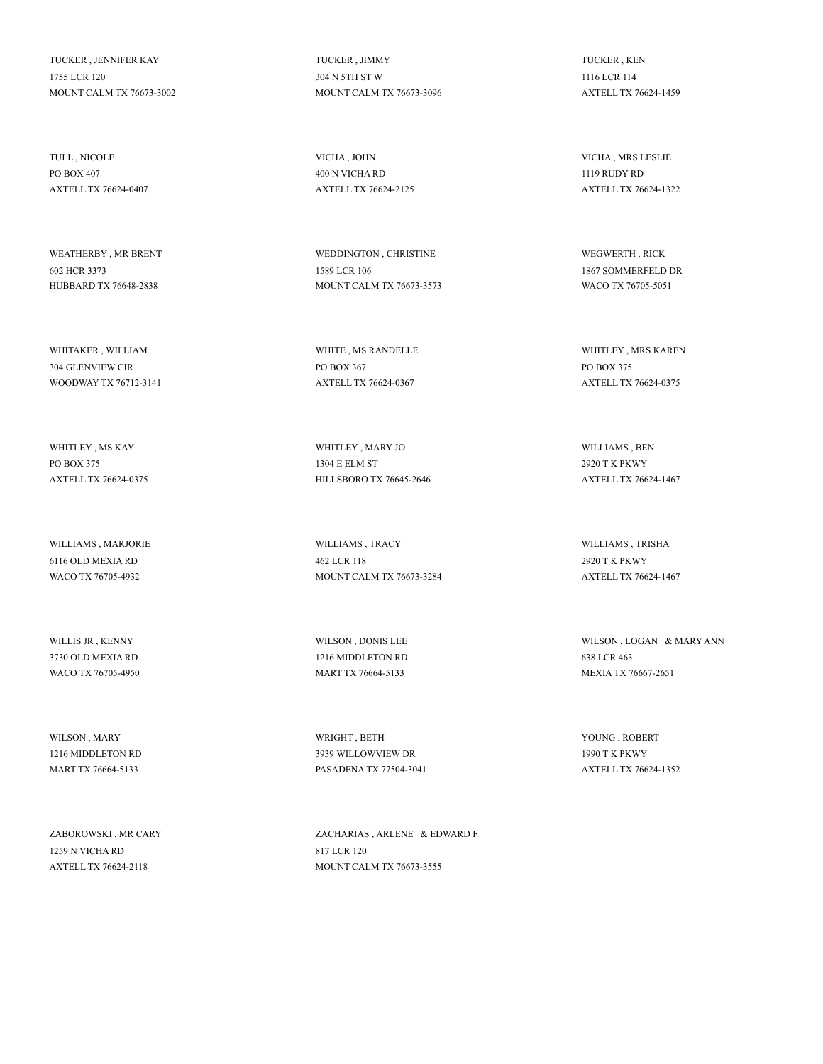TUCKER , JENNIFER KAY
1755 LCR 120
MOUNT CALM TX 76673-3002

TUCKER , JIMMY
304 N 5TH ST W
MOUNT CALM TX 76673-3096

TUCKER , KEN
1116 LCR 114
AXTELL TX 76624-1459

TULL , NICOLE
PO BOX 407
AXTELL TX 76624-0407

VICHA , JOHN
400 N VICHA RD
AXTELL TX 76624-2125

VICHA , MRS LESLIE
1119 RUDY RD
AXTELL TX 76624-1322

WEATHERBY , MR BRENT
602 HCR 3373
HUBBARD TX 76648-2838

WEDDINGTON , CHRISTINE
1589 LCR 106
MOUNT CALM TX 76673-3573

WEGWERTH , RICK
1867 SOMMERFELD DR
WACO TX 76705-5051

WHITAKER , WILLIAM
304 GLENVIEW CIR
WOODWAY TX 76712-3141

WHITE , MS RANDELLE
PO BOX 367
AXTELL TX 76624-0367

WHITLEY , MRS KAREN
PO BOX 375
AXTELL TX 76624-0375

WHITLEY , MS KAY
PO BOX 375
AXTELL TX 76624-0375

WHITLEY , MARY JO
1304 E ELM ST
HILLSBORO TX 76645-2646

WILLIAMS , BEN
2920 T K PKWY
AXTELL TX 76624-1467

WILLIAMS , MARJORIE
6116 OLD MEXIA RD
WACO TX 76705-4932

WILLIAMS , TRACY
462 LCR 118
MOUNT CALM TX 76673-3284

WILLIAMS , TRISHA
2920 T K PKWY
AXTELL TX 76624-1467

WILLIS JR , KENNY
3730 OLD MEXIA RD
WACO TX 76705-4950

WILSON , DONIS LEE
1216 MIDDLETON RD
MART TX 76664-5133

WILSON , LOGAN & MARY ANN
638 LCR 463
MEXIA TX 76667-2651

WILSON , MARY
1216 MIDDLETON RD
MART TX 76664-5133

WRIGHT , BETH
3939 WILLOWVIEW DR
PASADENA TX 77504-3041

YOUNG , ROBERT
1990 T K PKWY
AXTELL TX 76624-1352

ZABOROWSKI , MR CARY
1259 N VICHA RD
AXTELL TX 76624-2118

ZACHARIAS , ARLENE & EDWARD F
817 LCR 120
MOUNT CALM TX 76673-3555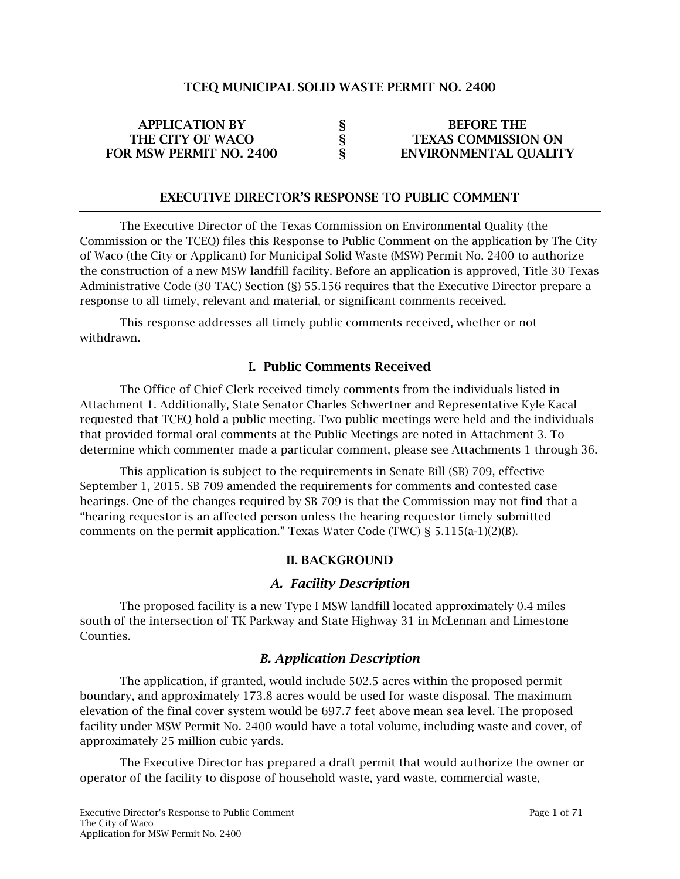TCEQ MUNICIPAL SOLID WASTE PERMIT NO. 2400

| APPLICATION BY | § | BEFORE THE |
|---|---|---|
| THE CITY OF WACO | § | TEXAS COMMISSION ON |
| FOR MSW PERMIT NO. 2400 | § | ENVIRONMENTAL QUALITY |

## EXECUTIVE DIRECTOR'S RESPONSE TO PUBLIC COMMENT

The Executive Director of the Texas Commission on Environmental Quality (the Commission or the TCEQ) files this Response to Public Comment on the application by The City of Waco (the City or Applicant) for Municipal Solid Waste (MSW) Permit No. 2400 to authorize the construction of a new MSW landfill facility. Before an application is approved, Title 30 Texas Administrative Code (30 TAC) Section (§) 55.156 requires that the Executive Director prepare a response to all timely, relevant and material, or significant comments received.

This response addresses all timely public comments received, whether or not withdrawn.

## I. Public Comments Received

The Office of Chief Clerk received timely comments from the individuals listed in Attachment 1. Additionally, State Senator Charles Schwertner and Representative Kyle Kacal requested that TCEQ hold a public meeting. Two public meetings were held and the individuals that provided formal oral comments at the Public Meetings are noted in Attachment 3. To determine which commenter made a particular comment, please see Attachments 1 through 36.

This application is subject to the requirements in Senate Bill (SB) 709, effective September 1, 2015. SB 709 amended the requirements for comments and contested case hearings. One of the changes required by SB 709 is that the Commission may not find that a "hearing requestor is an affected person unless the hearing requestor timely submitted comments on the permit application." Texas Water Code (TWC) § 5.115(a-1)(2)(B).

## II. BACKGROUND

### *A. Facility Description*

The proposed facility is a new Type I MSW landfill located approximately 0.4 miles south of the intersection of TK Parkway and State Highway 31 in McLennan and Limestone Counties.

### *B. Application Description*

The application, if granted, would include 502.5 acres within the proposed permit boundary, and approximately 173.8 acres would be used for waste disposal. The maximum elevation of the final cover system would be 697.7 feet above mean sea level. The proposed facility under MSW Permit No. 2400 would have a total volume, including waste and cover, of approximately 25 million cubic yards.

The Executive Director has prepared a draft permit that would authorize the owner or operator of the facility to dispose of household waste, yard waste, commercial waste,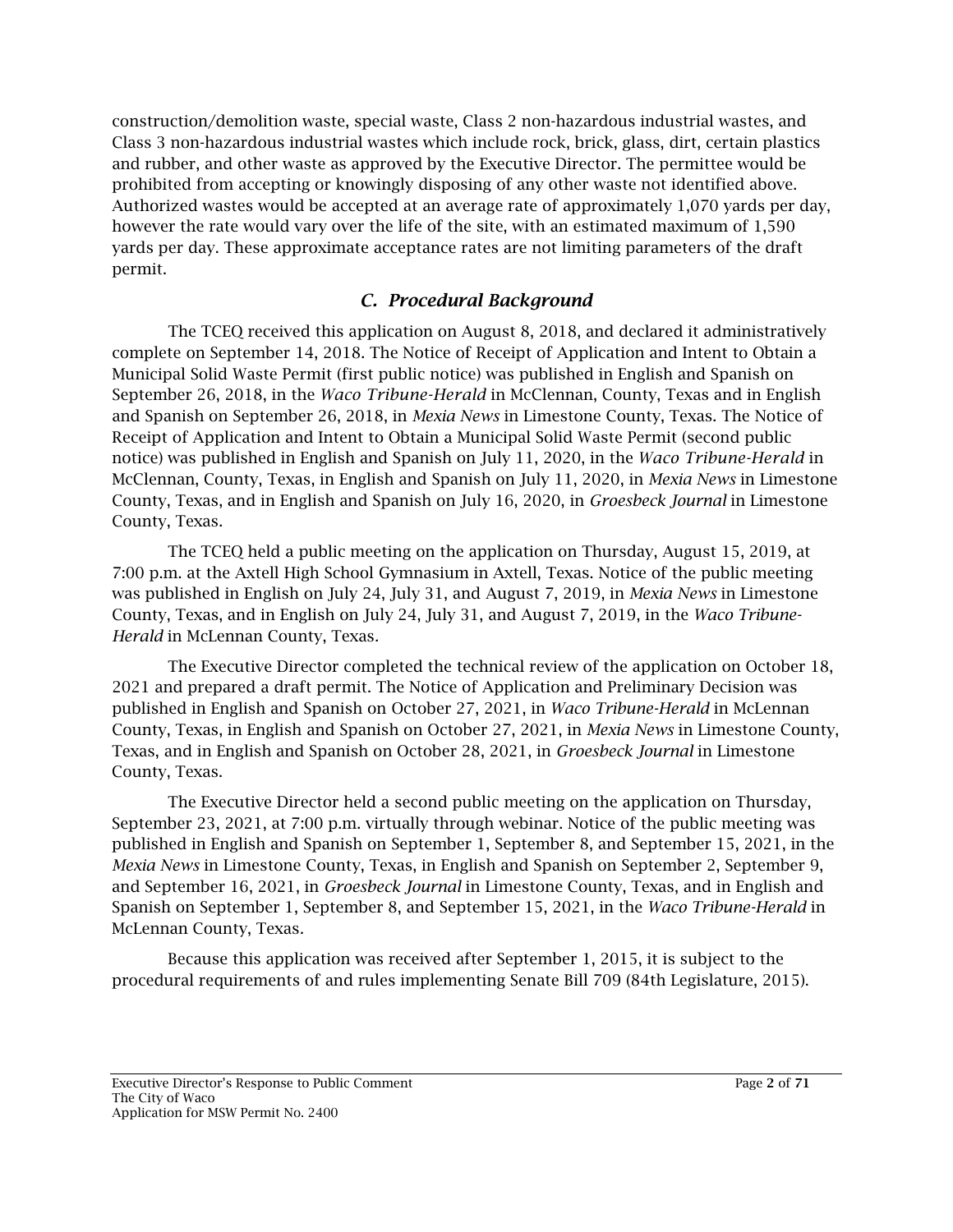construction/demolition waste, special waste, Class 2 non-hazardous industrial wastes, and Class 3 non-hazardous industrial wastes which include rock, brick, glass, dirt, certain plastics and rubber, and other waste as approved by the Executive Director. The permittee would be prohibited from accepting or knowingly disposing of any other waste not identified above. Authorized wastes would be accepted at an average rate of approximately 1,070 yards per day, however the rate would vary over the life of the site, with an estimated maximum of 1,590 yards per day. These approximate acceptance rates are not limiting parameters of the draft permit.

### *C. Procedural Background*

The TCEQ received this application on August 8, 2018, and declared it administratively complete on September 14, 2018. The Notice of Receipt of Application and Intent to Obtain a Municipal Solid Waste Permit (first public notice) was published in English and Spanish on September 26, 2018, in the *Waco Tribune-Herald* in McClennan, County, Texas and in English and Spanish on September 26, 2018, in *Mexia News* in Limestone County, Texas. The Notice of Receipt of Application and Intent to Obtain a Municipal Solid Waste Permit (second public notice) was published in English and Spanish on July 11, 2020, in the *Waco Tribune-Herald* in McClennan, County, Texas, in English and Spanish on July 11, 2020, in *Mexia News* in Limestone County, Texas, and in English and Spanish on July 16, 2020, in *Groesbeck Journal* in Limestone County, Texas.

The TCEQ held a public meeting on the application on Thursday, August 15, 2019, at 7:00 p.m. at the Axtell High School Gymnasium in Axtell, Texas. Notice of the public meeting was published in English on July 24, July 31, and August 7, 2019, in *Mexia News* in Limestone County, Texas, and in English on July 24, July 31, and August 7, 2019, in the *Waco Tribune-Herald* in McLennan County, Texas.

The Executive Director completed the technical review of the application on October 18, 2021 and prepared a draft permit. The Notice of Application and Preliminary Decision was published in English and Spanish on October 27, 2021, in *Waco Tribune-Herald* in McLennan County, Texas, in English and Spanish on October 27, 2021, in *Mexia News* in Limestone County, Texas, and in English and Spanish on October 28, 2021, in *Groesbeck Journal* in Limestone County, Texas.

The Executive Director held a second public meeting on the application on Thursday, September 23, 2021, at 7:00 p.m. virtually through webinar. Notice of the public meeting was published in English and Spanish on September 1, September 8, and September 15, 2021, in the *Mexia News* in Limestone County, Texas, in English and Spanish on September 2, September 9, and September 16, 2021, in *Groesbeck Journal* in Limestone County, Texas, and in English and Spanish on September 1, September 8, and September 15, 2021, in the *Waco Tribune-Herald* in McLennan County, Texas.

Because this application was received after September 1, 2015, it is subject to the procedural requirements of and rules implementing Senate Bill 709 (84th Legislature, 2015).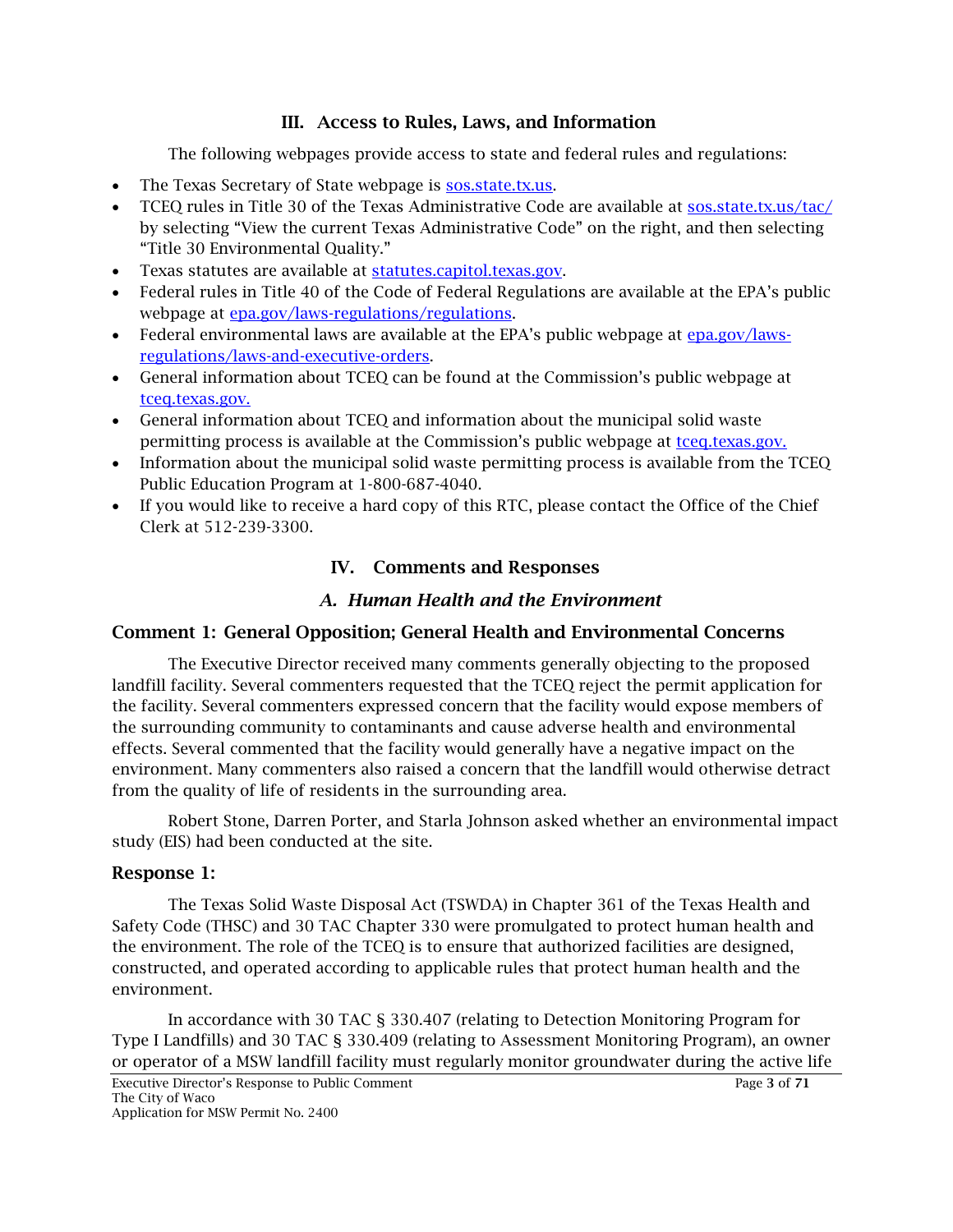## III. Access to Rules, Laws, and Information

The following webpages provide access to state and federal rules and regulations:

- The Texas Secretary of State webpage is sos.state.tx.us.
- TCEQ rules in Title 30 of the Texas Administrative Code are available at sos.state.tx.us/tac/ by selecting "View the current Texas Administrative Code" on the right, and then selecting "Title 30 Environmental Quality."
- Texas statutes are available at statutes.capitol.texas.gov.
- Federal rules in Title 40 of the Code of Federal Regulations are available at the EPA's public webpage at epa.gov/laws-regulations/regulations.
- Federal environmental laws are available at the EPA's public webpage at epa.gov/laws-regulations/laws-and-executive-orders.
- General information about TCEQ can be found at the Commission's public webpage at tceq.texas.gov.
- General information about TCEQ and information about the municipal solid waste permitting process is available at the Commission's public webpage at tceq.texas.gov.
- Information about the municipal solid waste permitting process is available from the TCEQ Public Education Program at 1-800-687-4040.
- If you would like to receive a hard copy of this RTC, please contact the Office of the Chief Clerk at 512-239-3300.

## IV. Comments and Responses

### *A. Human Health and the Environment*

#### Comment 1: General Opposition; General Health and Environmental Concerns

The Executive Director received many comments generally objecting to the proposed landfill facility. Several commenters requested that the TCEQ reject the permit application for the facility. Several commenters expressed concern that the facility would expose members of the surrounding community to contaminants and cause adverse health and environmental effects. Several commented that the facility would generally have a negative impact on the environment. Many commenters also raised a concern that the landfill would otherwise detract from the quality of life of residents in the surrounding area.

Robert Stone, Darren Porter, and Starla Johnson asked whether an environmental impact study (EIS) had been conducted at the site.

#### Response 1:

The Texas Solid Waste Disposal Act (TSWDA) in Chapter 361 of the Texas Health and Safety Code (THSC) and 30 TAC Chapter 330 were promulgated to protect human health and the environment. The role of the TCEQ is to ensure that authorized facilities are designed, constructed, and operated according to applicable rules that protect human health and the environment.

In accordance with 30 TAC § 330.407 (relating to Detection Monitoring Program for Type I Landfills) and 30 TAC § 330.409 (relating to Assessment Monitoring Program), an owner or operator of a MSW landfill facility must regularly monitor groundwater during the active life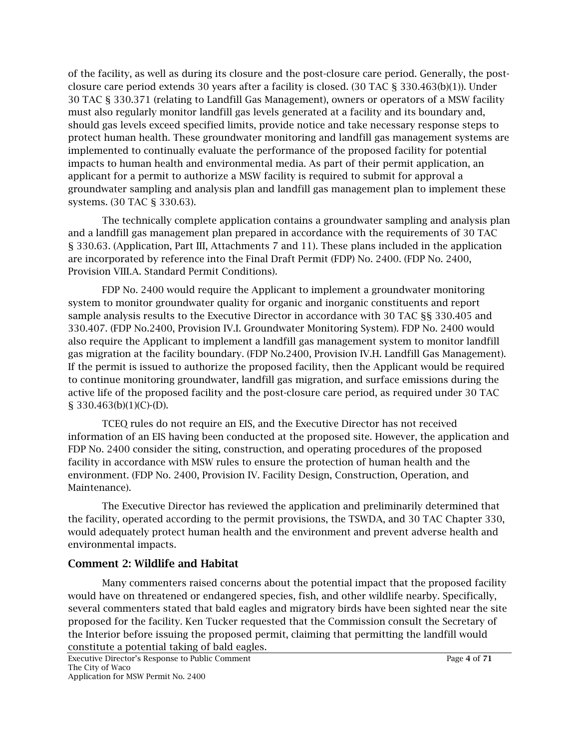of the facility, as well as during its closure and the post-closure care period. Generally, the post-closure care period extends 30 years after a facility is closed. (30 TAC § 330.463(b)(1)). Under 30 TAC § 330.371 (relating to Landfill Gas Management), owners or operators of a MSW facility must also regularly monitor landfill gas levels generated at a facility and its boundary and, should gas levels exceed specified limits, provide notice and take necessary response steps to protect human health. These groundwater monitoring and landfill gas management systems are implemented to continually evaluate the performance of the proposed facility for potential impacts to human health and environmental media. As part of their permit application, an applicant for a permit to authorize a MSW facility is required to submit for approval a groundwater sampling and analysis plan and landfill gas management plan to implement these systems. (30 TAC § 330.63).

The technically complete application contains a groundwater sampling and analysis plan and a landfill gas management plan prepared in accordance with the requirements of 30 TAC § 330.63. (Application, Part III, Attachments 7 and 11). These plans included in the application are incorporated by reference into the Final Draft Permit (FDP) No. 2400. (FDP No. 2400, Provision VIII.A. Standard Permit Conditions).

FDP No. 2400 would require the Applicant to implement a groundwater monitoring system to monitor groundwater quality for organic and inorganic constituents and report sample analysis results to the Executive Director in accordance with 30 TAC §§ 330.405 and 330.407. (FDP No.2400, Provision IV.I. Groundwater Monitoring System). FDP No. 2400 would also require the Applicant to implement a landfill gas management system to monitor landfill gas migration at the facility boundary. (FDP No.2400, Provision IV.H. Landfill Gas Management). If the permit is issued to authorize the proposed facility, then the Applicant would be required to continue monitoring groundwater, landfill gas migration, and surface emissions during the active life of the proposed facility and the post-closure care period, as required under 30 TAC § 330.463(b)(1)(C)-(D).

TCEQ rules do not require an EIS, and the Executive Director has not received information of an EIS having been conducted at the proposed site. However, the application and FDP No. 2400 consider the siting, construction, and operating procedures of the proposed facility in accordance with MSW rules to ensure the protection of human health and the environment. (FDP No. 2400, Provision IV. Facility Design, Construction, Operation, and Maintenance).

The Executive Director has reviewed the application and preliminarily determined that the facility, operated according to the permit provisions, the TSWDA, and 30 TAC Chapter 330, would adequately protect human health and the environment and prevent adverse health and environmental impacts.

## Comment 2: Wildlife and Habitat

Many commenters raised concerns about the potential impact that the proposed facility would have on threatened or endangered species, fish, and other wildlife nearby. Specifically, several commenters stated that bald eagles and migratory birds have been sighted near the site proposed for the facility. Ken Tucker requested that the Commission consult the Secretary of the Interior before issuing the proposed permit, claiming that permitting the landfill would constitute a potential taking of bald eagles.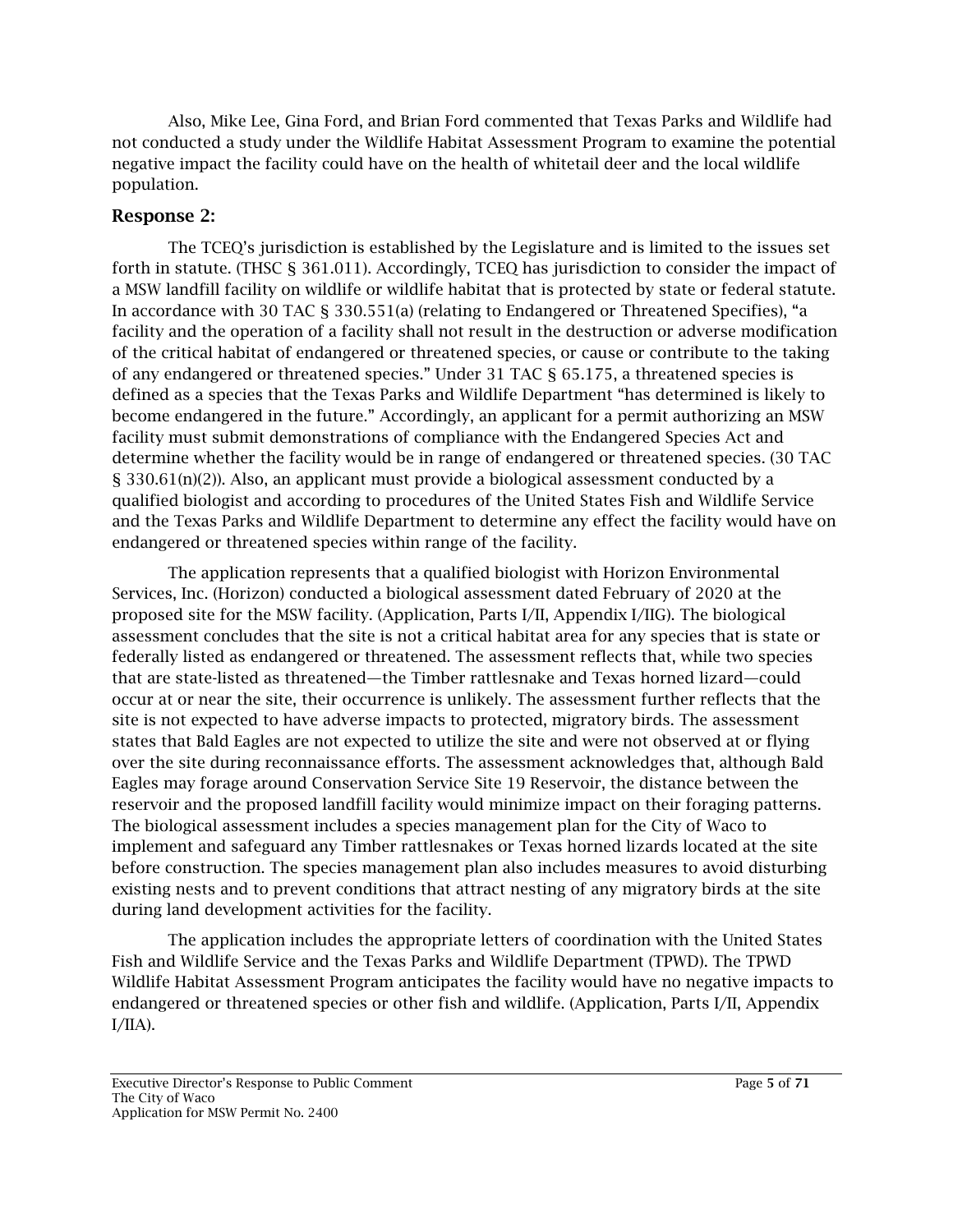Also, Mike Lee, Gina Ford, and Brian Ford commented that Texas Parks and Wildlife had not conducted a study under the Wildlife Habitat Assessment Program to examine the potential negative impact the facility could have on the health of whitetail deer and the local wildlife population.

### Response 2:

The TCEQ's jurisdiction is established by the Legislature and is limited to the issues set forth in statute. (THSC § 361.011). Accordingly, TCEQ has jurisdiction to consider the impact of a MSW landfill facility on wildlife or wildlife habitat that is protected by state or federal statute. In accordance with 30 TAC § 330.551(a) (relating to Endangered or Threatened Specifies), "a facility and the operation of a facility shall not result in the destruction or adverse modification of the critical habitat of endangered or threatened species, or cause or contribute to the taking of any endangered or threatened species." Under 31 TAC § 65.175, a threatened species is defined as a species that the Texas Parks and Wildlife Department "has determined is likely to become endangered in the future." Accordingly, an applicant for a permit authorizing an MSW facility must submit demonstrations of compliance with the Endangered Species Act and determine whether the facility would be in range of endangered or threatened species. (30 TAC § 330.61(n)(2)). Also, an applicant must provide a biological assessment conducted by a qualified biologist and according to procedures of the United States Fish and Wildlife Service and the Texas Parks and Wildlife Department to determine any effect the facility would have on endangered or threatened species within range of the facility.

The application represents that a qualified biologist with Horizon Environmental Services, Inc. (Horizon) conducted a biological assessment dated February of 2020 at the proposed site for the MSW facility. (Application, Parts I/II, Appendix I/IIG). The biological assessment concludes that the site is not a critical habitat area for any species that is state or federally listed as endangered or threatened. The assessment reflects that, while two species that are state-listed as threatened—the Timber rattlesnake and Texas horned lizard—could occur at or near the site, their occurrence is unlikely. The assessment further reflects that the site is not expected to have adverse impacts to protected, migratory birds. The assessment states that Bald Eagles are not expected to utilize the site and were not observed at or flying over the site during reconnaissance efforts. The assessment acknowledges that, although Bald Eagles may forage around Conservation Service Site 19 Reservoir, the distance between the reservoir and the proposed landfill facility would minimize impact on their foraging patterns. The biological assessment includes a species management plan for the City of Waco to implement and safeguard any Timber rattlesnakes or Texas horned lizards located at the site before construction. The species management plan also includes measures to avoid disturbing existing nests and to prevent conditions that attract nesting of any migratory birds at the site during land development activities for the facility.

The application includes the appropriate letters of coordination with the United States Fish and Wildlife Service and the Texas Parks and Wildlife Department (TPWD). The TPWD Wildlife Habitat Assessment Program anticipates the facility would have no negative impacts to endangered or threatened species or other fish and wildlife. (Application, Parts I/II, Appendix I/IIA).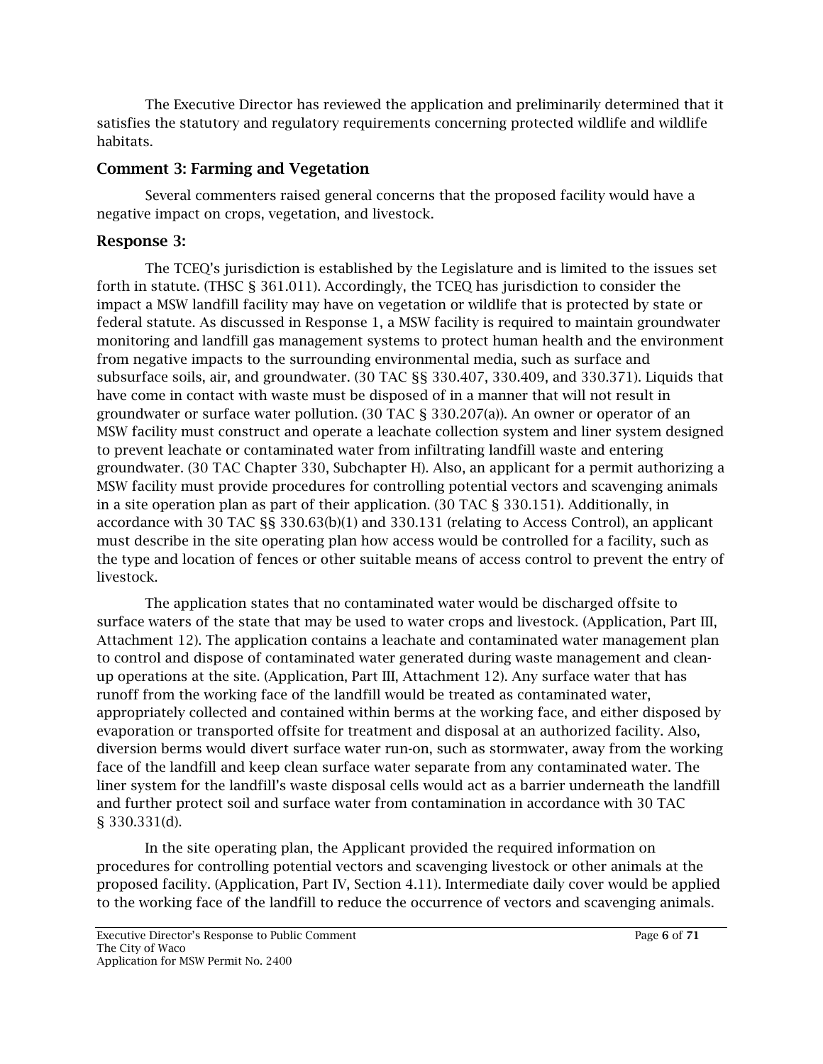The Executive Director has reviewed the application and preliminarily determined that it satisfies the statutory and regulatory requirements concerning protected wildlife and wildlife habitats.

### Comment 3: Farming and Vegetation

Several commenters raised general concerns that the proposed facility would have a negative impact on crops, vegetation, and livestock.

### Response 3:

The TCEQ's jurisdiction is established by the Legislature and is limited to the issues set forth in statute. (THSC § 361.011). Accordingly, the TCEQ has jurisdiction to consider the impact a MSW landfill facility may have on vegetation or wildlife that is protected by state or federal statute. As discussed in Response 1, a MSW facility is required to maintain groundwater monitoring and landfill gas management systems to protect human health and the environment from negative impacts to the surrounding environmental media, such as surface and subsurface soils, air, and groundwater. (30 TAC §§ 330.407, 330.409, and 330.371). Liquids that have come in contact with waste must be disposed of in a manner that will not result in groundwater or surface water pollution. (30 TAC § 330.207(a)). An owner or operator of an MSW facility must construct and operate a leachate collection system and liner system designed to prevent leachate or contaminated water from infiltrating landfill waste and entering groundwater. (30 TAC Chapter 330, Subchapter H). Also, an applicant for a permit authorizing a MSW facility must provide procedures for controlling potential vectors and scavenging animals in a site operation plan as part of their application. (30 TAC § 330.151). Additionally, in accordance with 30 TAC §§ 330.63(b)(1) and 330.131 (relating to Access Control), an applicant must describe in the site operating plan how access would be controlled for a facility, such as the type and location of fences or other suitable means of access control to prevent the entry of livestock.

The application states that no contaminated water would be discharged offsite to surface waters of the state that may be used to water crops and livestock. (Application, Part III, Attachment 12). The application contains a leachate and contaminated water management plan to control and dispose of contaminated water generated during waste management and clean-up operations at the site. (Application, Part III, Attachment 12). Any surface water that has runoff from the working face of the landfill would be treated as contaminated water, appropriately collected and contained within berms at the working face, and either disposed by evaporation or transported offsite for treatment and disposal at an authorized facility. Also, diversion berms would divert surface water run-on, such as stormwater, away from the working face of the landfill and keep clean surface water separate from any contaminated water. The liner system for the landfill's waste disposal cells would act as a barrier underneath the landfill and further protect soil and surface water from contamination in accordance with 30 TAC § 330.331(d).

In the site operating plan, the Applicant provided the required information on procedures for controlling potential vectors and scavenging livestock or other animals at the proposed facility. (Application, Part IV, Section 4.11). Intermediate daily cover would be applied to the working face of the landfill to reduce the occurrence of vectors and scavenging animals.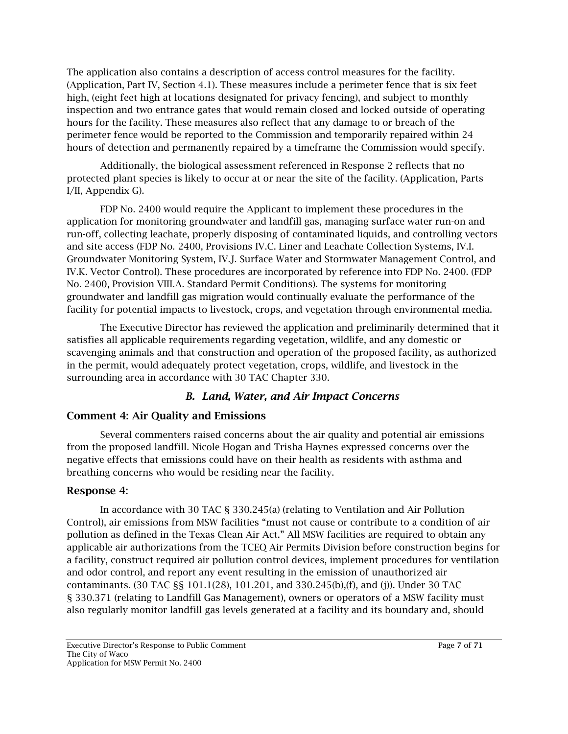The application also contains a description of access control measures for the facility. (Application, Part IV, Section 4.1). These measures include a perimeter fence that is six feet high, (eight feet high at locations designated for privacy fencing), and subject to monthly inspection and two entrance gates that would remain closed and locked outside of operating hours for the facility. These measures also reflect that any damage to or breach of the perimeter fence would be reported to the Commission and temporarily repaired within 24 hours of detection and permanently repaired by a timeframe the Commission would specify.

Additionally, the biological assessment referenced in Response 2 reflects that no protected plant species is likely to occur at or near the site of the facility. (Application, Parts I/II, Appendix G).

FDP No. 2400 would require the Applicant to implement these procedures in the application for monitoring groundwater and landfill gas, managing surface water run-on and run-off, collecting leachate, properly disposing of contaminated liquids, and controlling vectors and site access (FDP No. 2400, Provisions IV.C. Liner and Leachate Collection Systems, IV.I. Groundwater Monitoring System, IV.J. Surface Water and Stormwater Management Control, and IV.K. Vector Control). These procedures are incorporated by reference into FDP No. 2400. (FDP No. 2400, Provision VIII.A. Standard Permit Conditions). The systems for monitoring groundwater and landfill gas migration would continually evaluate the performance of the facility for potential impacts to livestock, crops, and vegetation through environmental media.

The Executive Director has reviewed the application and preliminarily determined that it satisfies all applicable requirements regarding vegetation, wildlife, and any domestic or scavenging animals and that construction and operation of the proposed facility, as authorized in the permit, would adequately protect vegetation, crops, wildlife, and livestock in the surrounding area in accordance with 30 TAC Chapter 330.

### *B. Land, Water, and Air Impact Concerns*

### Comment 4: Air Quality and Emissions

Several commenters raised concerns about the air quality and potential air emissions from the proposed landfill. Nicole Hogan and Trisha Haynes expressed concerns over the negative effects that emissions could have on their health as residents with asthma and breathing concerns who would be residing near the facility.

### Response 4:

In accordance with 30 TAC § 330.245(a) (relating to Ventilation and Air Pollution Control), air emissions from MSW facilities "must not cause or contribute to a condition of air pollution as defined in the Texas Clean Air Act." All MSW facilities are required to obtain any applicable air authorizations from the TCEQ Air Permits Division before construction begins for a facility, construct required air pollution control devices, implement procedures for ventilation and odor control, and report any event resulting in the emission of unauthorized air contaminants. (30 TAC §§ 101.1(28), 101.201, and 330.245(b),(f), and (j)). Under 30 TAC § 330.371 (relating to Landfill Gas Management), owners or operators of a MSW facility must also regularly monitor landfill gas levels generated at a facility and its boundary and, should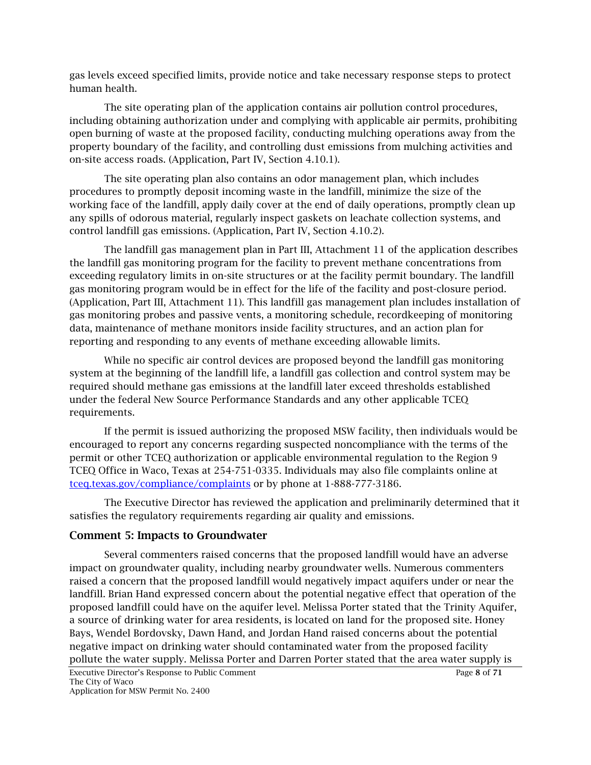gas levels exceed specified limits, provide notice and take necessary response steps to protect human health.

The site operating plan of the application contains air pollution control procedures, including obtaining authorization under and complying with applicable air permits, prohibiting open burning of waste at the proposed facility, conducting mulching operations away from the property boundary of the facility, and controlling dust emissions from mulching activities and on-site access roads. (Application, Part IV, Section 4.10.1).

The site operating plan also contains an odor management plan, which includes procedures to promptly deposit incoming waste in the landfill, minimize the size of the working face of the landfill, apply daily cover at the end of daily operations, promptly clean up any spills of odorous material, regularly inspect gaskets on leachate collection systems, and control landfill gas emissions. (Application, Part IV, Section 4.10.2).

The landfill gas management plan in Part III, Attachment 11 of the application describes the landfill gas monitoring program for the facility to prevent methane concentrations from exceeding regulatory limits in on-site structures or at the facility permit boundary. The landfill gas monitoring program would be in effect for the life of the facility and post-closure period. (Application, Part III, Attachment 11). This landfill gas management plan includes installation of gas monitoring probes and passive vents, a monitoring schedule, recordkeeping of monitoring data, maintenance of methane monitors inside facility structures, and an action plan for reporting and responding to any events of methane exceeding allowable limits.

While no specific air control devices are proposed beyond the landfill gas monitoring system at the beginning of the landfill life, a landfill gas collection and control system may be required should methane gas emissions at the landfill later exceed thresholds established under the federal New Source Performance Standards and any other applicable TCEQ requirements.

If the permit is issued authorizing the proposed MSW facility, then individuals would be encouraged to report any concerns regarding suspected noncompliance with the terms of the permit or other TCEQ authorization or applicable environmental regulation to the Region 9 TCEQ Office in Waco, Texas at 254-751-0335. Individuals may also file complaints online at [tceq.texas.gov/compliance/complaints](https://tceq.texas.gov/compliance/complaints) or by phone at 1-888-777-3186.

The Executive Director has reviewed the application and preliminarily determined that it satisfies the regulatory requirements regarding air quality and emissions.

## Comment 5: Impacts to Groundwater

Several commenters raised concerns that the proposed landfill would have an adverse impact on groundwater quality, including nearby groundwater wells. Numerous commenters raised a concern that the proposed landfill would negatively impact aquifers under or near the landfill. Brian Hand expressed concern about the potential negative effect that operation of the proposed landfill could have on the aquifer level. Melissa Porter stated that the Trinity Aquifer, a source of drinking water for area residents, is located on land for the proposed site. Honey Bays, Wendel Bordovsky, Dawn Hand, and Jordan Hand raised concerns about the potential negative impact on drinking water should contaminated water from the proposed facility pollute the water supply. Melissa Porter and Darren Porter stated that the area water supply is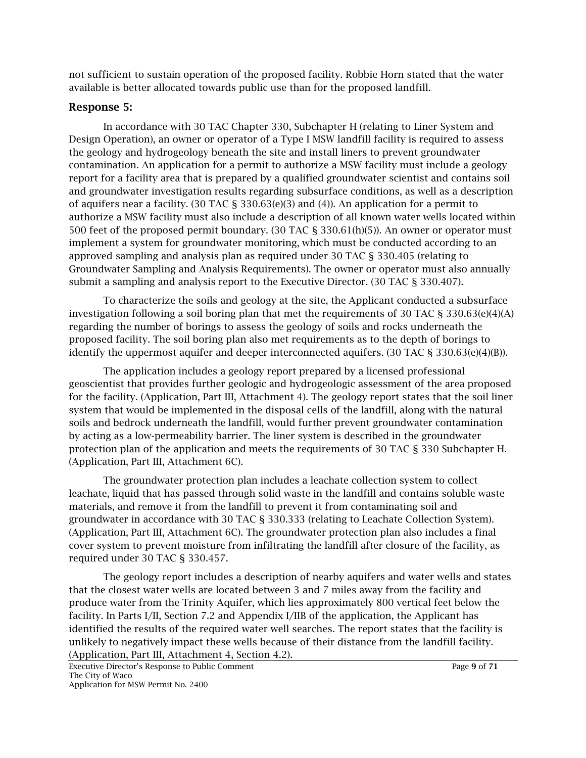not sufficient to sustain operation of the proposed facility. Robbie Horn stated that the water available is better allocated towards public use than for the proposed landfill.

### Response 5:

In accordance with 30 TAC Chapter 330, Subchapter H (relating to Liner System and Design Operation), an owner or operator of a Type I MSW landfill facility is required to assess the geology and hydrogeology beneath the site and install liners to prevent groundwater contamination. An application for a permit to authorize a MSW facility must include a geology report for a facility area that is prepared by a qualified groundwater scientist and contains soil and groundwater investigation results regarding subsurface conditions, as well as a description of aquifers near a facility. (30 TAC § 330.63(e)(3) and (4)). An application for a permit to authorize a MSW facility must also include a description of all known water wells located within 500 feet of the proposed permit boundary. (30 TAC § 330.61(h)(5)). An owner or operator must implement a system for groundwater monitoring, which must be conducted according to an approved sampling and analysis plan as required under 30 TAC § 330.405 (relating to Groundwater Sampling and Analysis Requirements). The owner or operator must also annually submit a sampling and analysis report to the Executive Director. (30 TAC § 330.407).

To characterize the soils and geology at the site, the Applicant conducted a subsurface investigation following a soil boring plan that met the requirements of 30 TAC § 330.63(e)(4)(A) regarding the number of borings to assess the geology of soils and rocks underneath the proposed facility. The soil boring plan also met requirements as to the depth of borings to identify the uppermost aquifer and deeper interconnected aquifers. (30 TAC § 330.63(e)(4)(B)).

The application includes a geology report prepared by a licensed professional geoscientist that provides further geologic and hydrogeologic assessment of the area proposed for the facility. (Application, Part III, Attachment 4). The geology report states that the soil liner system that would be implemented in the disposal cells of the landfill, along with the natural soils and bedrock underneath the landfill, would further prevent groundwater contamination by acting as a low-permeability barrier. The liner system is described in the groundwater protection plan of the application and meets the requirements of 30 TAC § 330 Subchapter H. (Application, Part III, Attachment 6C).

The groundwater protection plan includes a leachate collection system to collect leachate, liquid that has passed through solid waste in the landfill and contains soluble waste materials, and remove it from the landfill to prevent it from contaminating soil and groundwater in accordance with 30 TAC § 330.333 (relating to Leachate Collection System). (Application, Part III, Attachment 6C). The groundwater protection plan also includes a final cover system to prevent moisture from infiltrating the landfill after closure of the facility, as required under 30 TAC § 330.457.

The geology report includes a description of nearby aquifers and water wells and states that the closest water wells are located between 3 and 7 miles away from the facility and produce water from the Trinity Aquifer, which lies approximately 800 vertical feet below the facility. In Parts I/II, Section 7.2 and Appendix I/IIB of the application, the Applicant has identified the results of the required water well searches. The report states that the facility is unlikely to negatively impact these wells because of their distance from the landfill facility. (Application, Part III, Attachment 4, Section 4.2).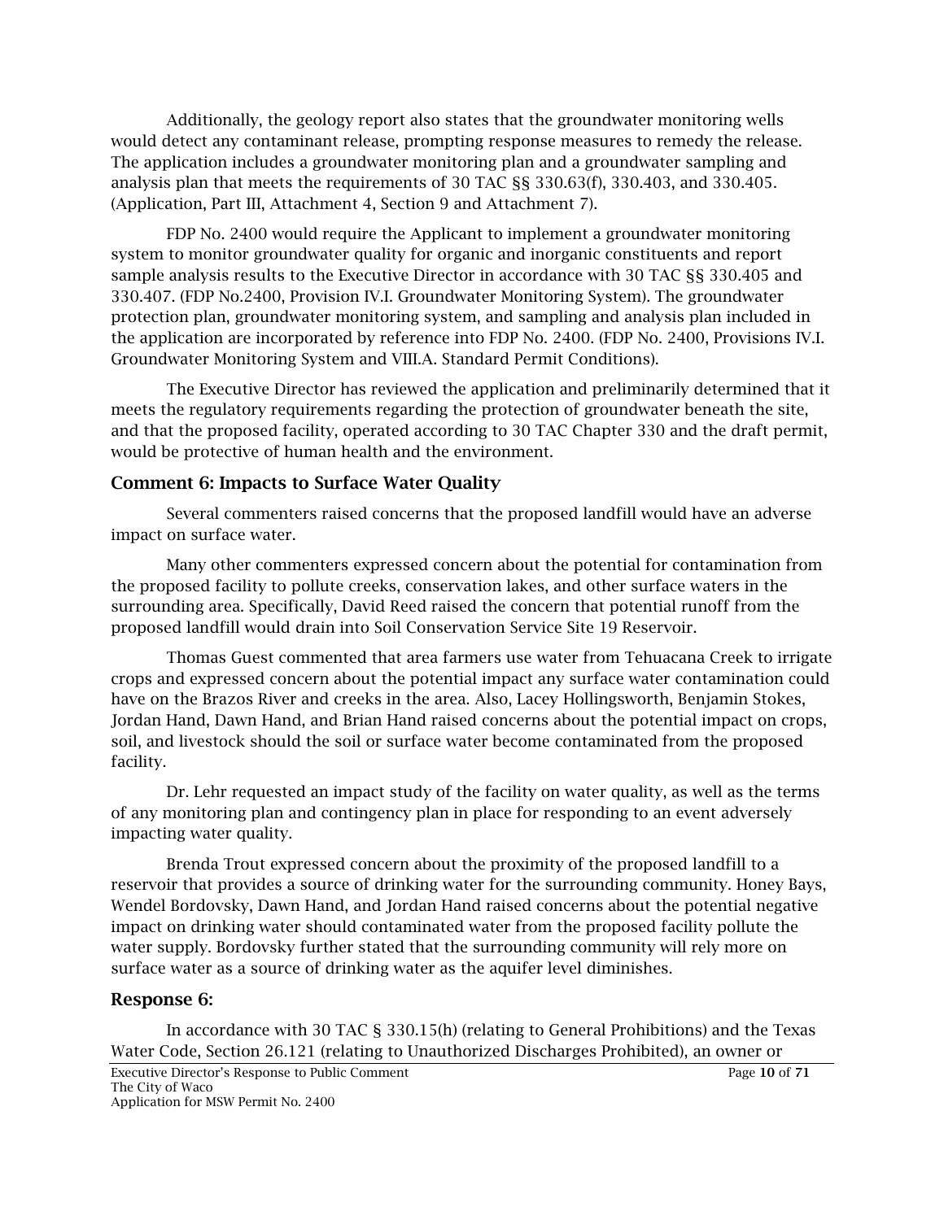Additionally, the geology report also states that the groundwater monitoring wells would detect any contaminant release, prompting response measures to remedy the release. The application includes a groundwater monitoring plan and a groundwater sampling and analysis plan that meets the requirements of 30 TAC §§ 330.63(f), 330.403, and 330.405. (Application, Part III, Attachment 4, Section 9 and Attachment 7).

FDP No. 2400 would require the Applicant to implement a groundwater monitoring system to monitor groundwater quality for organic and inorganic constituents and report sample analysis results to the Executive Director in accordance with 30 TAC §§ 330.405 and 330.407. (FDP No.2400, Provision IV.I. Groundwater Monitoring System). The groundwater protection plan, groundwater monitoring system, and sampling and analysis plan included in the application are incorporated by reference into FDP No. 2400. (FDP No. 2400, Provisions IV.I. Groundwater Monitoring System and VIII.A. Standard Permit Conditions).

The Executive Director has reviewed the application and preliminarily determined that it meets the regulatory requirements regarding the protection of groundwater beneath the site, and that the proposed facility, operated according to 30 TAC Chapter 330 and the draft permit, would be protective of human health and the environment.

### Comment 6: Impacts to Surface Water Quality

Several commenters raised concerns that the proposed landfill would have an adverse impact on surface water.

Many other commenters expressed concern about the potential for contamination from the proposed facility to pollute creeks, conservation lakes, and other surface waters in the surrounding area. Specifically, David Reed raised the concern that potential runoff from the proposed landfill would drain into Soil Conservation Service Site 19 Reservoir.

Thomas Guest commented that area farmers use water from Tehuacana Creek to irrigate crops and expressed concern about the potential impact any surface water contamination could have on the Brazos River and creeks in the area. Also, Lacey Hollingsworth, Benjamin Stokes, Jordan Hand, Dawn Hand, and Brian Hand raised concerns about the potential impact on crops, soil, and livestock should the soil or surface water become contaminated from the proposed facility.

Dr. Lehr requested an impact study of the facility on water quality, as well as the terms of any monitoring plan and contingency plan in place for responding to an event adversely impacting water quality.

Brenda Trout expressed concern about the proximity of the proposed landfill to a reservoir that provides a source of drinking water for the surrounding community. Honey Bays, Wendel Bordovsky, Dawn Hand, and Jordan Hand raised concerns about the potential negative impact on drinking water should contaminated water from the proposed facility pollute the water supply. Bordovsky further stated that the surrounding community will rely more on surface water as a source of drinking water as the aquifer level diminishes.

### Response 6:

In accordance with 30 TAC § 330.15(h) (relating to General Prohibitions) and the Texas Water Code, Section 26.121 (relating to Unauthorized Discharges Prohibited), an owner or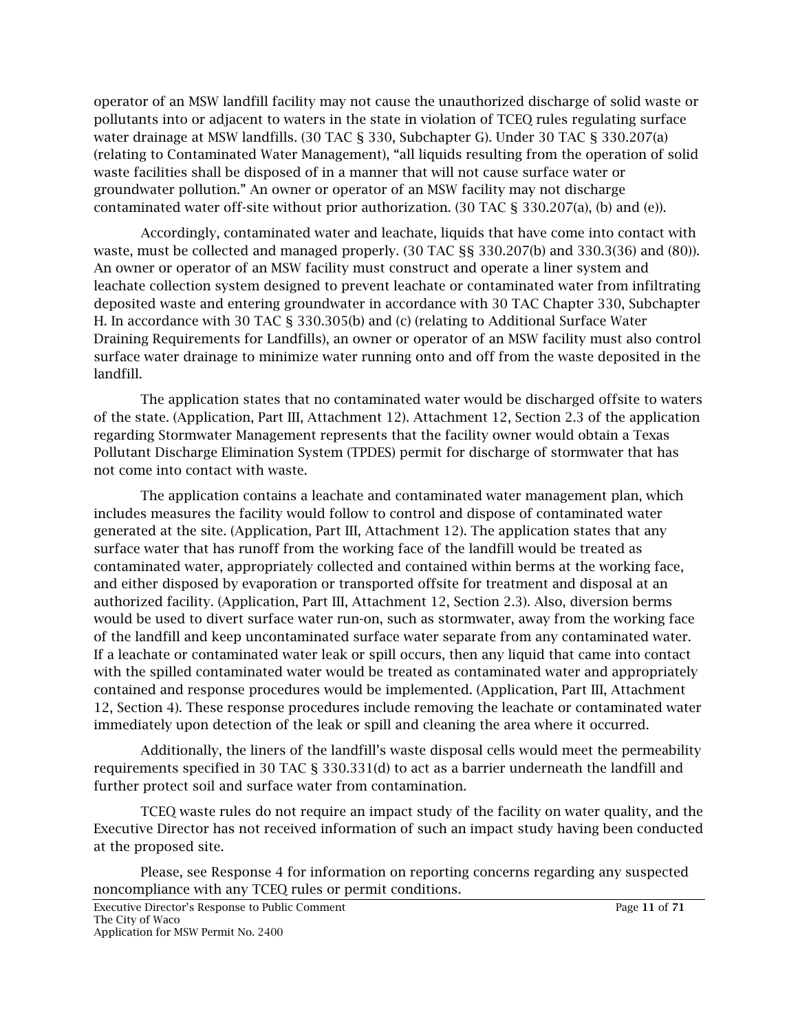operator of an MSW landfill facility may not cause the unauthorized discharge of solid waste or pollutants into or adjacent to waters in the state in violation of TCEQ rules regulating surface water drainage at MSW landfills. (30 TAC § 330, Subchapter G). Under 30 TAC § 330.207(a) (relating to Contaminated Water Management), "all liquids resulting from the operation of solid waste facilities shall be disposed of in a manner that will not cause surface water or groundwater pollution." An owner or operator of an MSW facility may not discharge contaminated water off-site without prior authorization. (30 TAC § 330.207(a), (b) and (e)).

Accordingly, contaminated water and leachate, liquids that have come into contact with waste, must be collected and managed properly. (30 TAC §§ 330.207(b) and 330.3(36) and (80)). An owner or operator of an MSW facility must construct and operate a liner system and leachate collection system designed to prevent leachate or contaminated water from infiltrating deposited waste and entering groundwater in accordance with 30 TAC Chapter 330, Subchapter H. In accordance with 30 TAC § 330.305(b) and (c) (relating to Additional Surface Water Draining Requirements for Landfills), an owner or operator of an MSW facility must also control surface water drainage to minimize water running onto and off from the waste deposited in the landfill.

The application states that no contaminated water would be discharged offsite to waters of the state. (Application, Part III, Attachment 12). Attachment 12, Section 2.3 of the application regarding Stormwater Management represents that the facility owner would obtain a Texas Pollutant Discharge Elimination System (TPDES) permit for discharge of stormwater that has not come into contact with waste.

The application contains a leachate and contaminated water management plan, which includes measures the facility would follow to control and dispose of contaminated water generated at the site. (Application, Part III, Attachment 12). The application states that any surface water that has runoff from the working face of the landfill would be treated as contaminated water, appropriately collected and contained within berms at the working face, and either disposed by evaporation or transported offsite for treatment and disposal at an authorized facility. (Application, Part III, Attachment 12, Section 2.3). Also, diversion berms would be used to divert surface water run-on, such as stormwater, away from the working face of the landfill and keep uncontaminated surface water separate from any contaminated water. If a leachate or contaminated water leak or spill occurs, then any liquid that came into contact with the spilled contaminated water would be treated as contaminated water and appropriately contained and response procedures would be implemented. (Application, Part III, Attachment 12, Section 4). These response procedures include removing the leachate or contaminated water immediately upon detection of the leak or spill and cleaning the area where it occurred.

Additionally, the liners of the landfill's waste disposal cells would meet the permeability requirements specified in 30 TAC § 330.331(d) to act as a barrier underneath the landfill and further protect soil and surface water from contamination.

TCEQ waste rules do not require an impact study of the facility on water quality, and the Executive Director has not received information of such an impact study having been conducted at the proposed site.

Please, see Response 4 for information on reporting concerns regarding any suspected noncompliance with any TCEQ rules or permit conditions.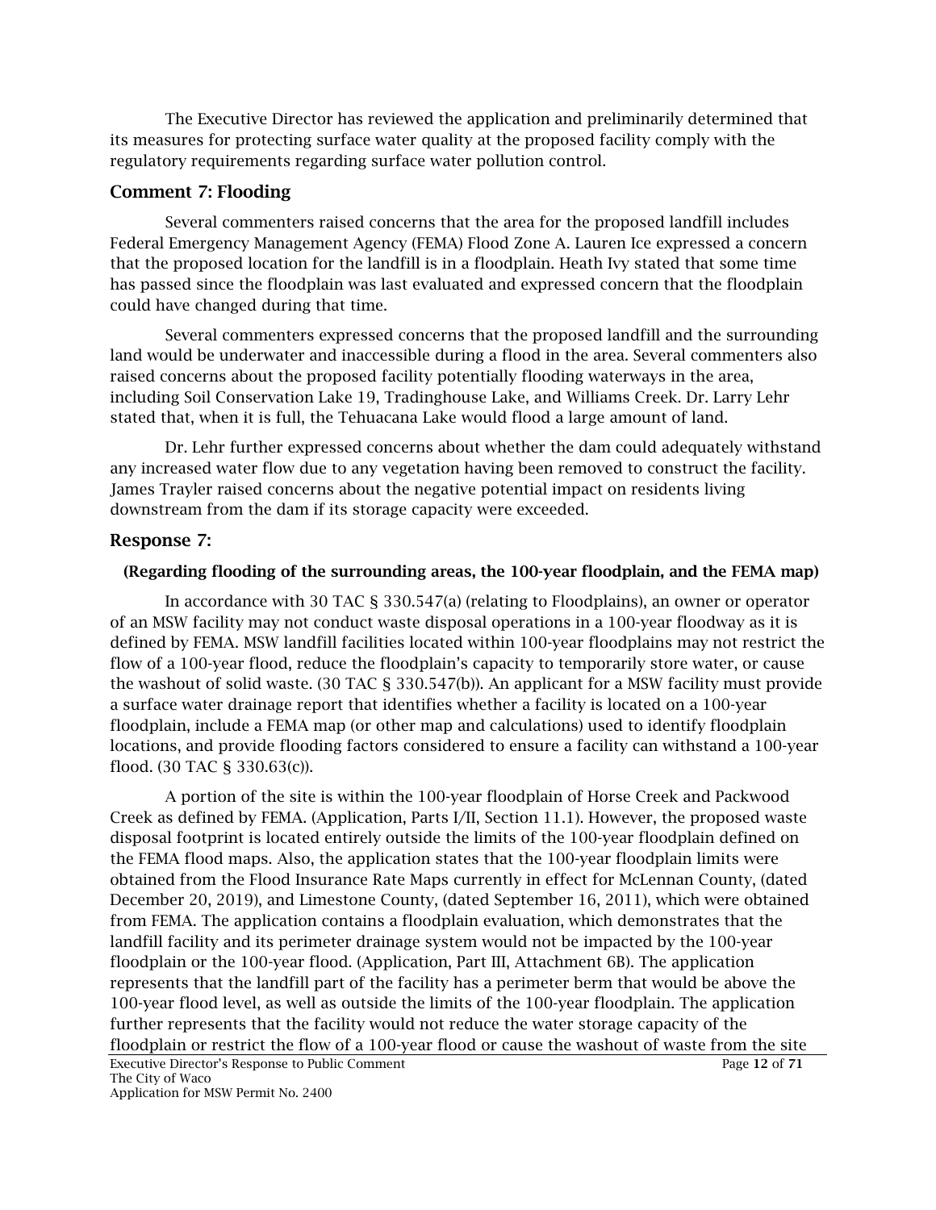The Executive Director has reviewed the application and preliminarily determined that its measures for protecting surface water quality at the proposed facility comply with the regulatory requirements regarding surface water pollution control.

## Comment 7: Flooding

Several commenters raised concerns that the area for the proposed landfill includes Federal Emergency Management Agency (FEMA) Flood Zone A. Lauren Ice expressed a concern that the proposed location for the landfill is in a floodplain. Heath Ivy stated that some time has passed since the floodplain was last evaluated and expressed concern that the floodplain could have changed during that time.

Several commenters expressed concerns that the proposed landfill and the surrounding land would be underwater and inaccessible during a flood in the area. Several commenters also raised concerns about the proposed facility potentially flooding waterways in the area, including Soil Conservation Lake 19, Tradinghouse Lake, and Williams Creek. Dr. Larry Lehr stated that, when it is full, the Tehuacana Lake would flood a large amount of land.

Dr. Lehr further expressed concerns about whether the dam could adequately withstand any increased water flow due to any vegetation having been removed to construct the facility. James Trayler raised concerns about the negative potential impact on residents living downstream from the dam if its storage capacity were exceeded.

## Response 7:

### (Regarding flooding of the surrounding areas, the 100-year floodplain, and the FEMA map)

In accordance with 30 TAC § 330.547(a) (relating to Floodplains), an owner or operator of an MSW facility may not conduct waste disposal operations in a 100-year floodway as it is defined by FEMA. MSW landfill facilities located within 100-year floodplains may not restrict the flow of a 100-year flood, reduce the floodplain's capacity to temporarily store water, or cause the washout of solid waste. (30 TAC § 330.547(b)). An applicant for a MSW facility must provide a surface water drainage report that identifies whether a facility is located on a 100-year floodplain, include a FEMA map (or other map and calculations) used to identify floodplain locations, and provide flooding factors considered to ensure a facility can withstand a 100-year flood. (30 TAC § 330.63(c)).

A portion of the site is within the 100-year floodplain of Horse Creek and Packwood Creek as defined by FEMA. (Application, Parts I/II, Section 11.1). However, the proposed waste disposal footprint is located entirely outside the limits of the 100-year floodplain defined on the FEMA flood maps. Also, the application states that the 100-year floodplain limits were obtained from the Flood Insurance Rate Maps currently in effect for McLennan County, (dated December 20, 2019), and Limestone County, (dated September 16, 2011), which were obtained from FEMA. The application contains a floodplain evaluation, which demonstrates that the landfill facility and its perimeter drainage system would not be impacted by the 100-year floodplain or the 100-year flood. (Application, Part III, Attachment 6B). The application represents that the landfill part of the facility has a perimeter berm that would be above the 100-year flood level, as well as outside the limits of the 100-year floodplain. The application further represents that the facility would not reduce the water storage capacity of the floodplain or restrict the flow of a 100-year flood or cause the washout of waste from the site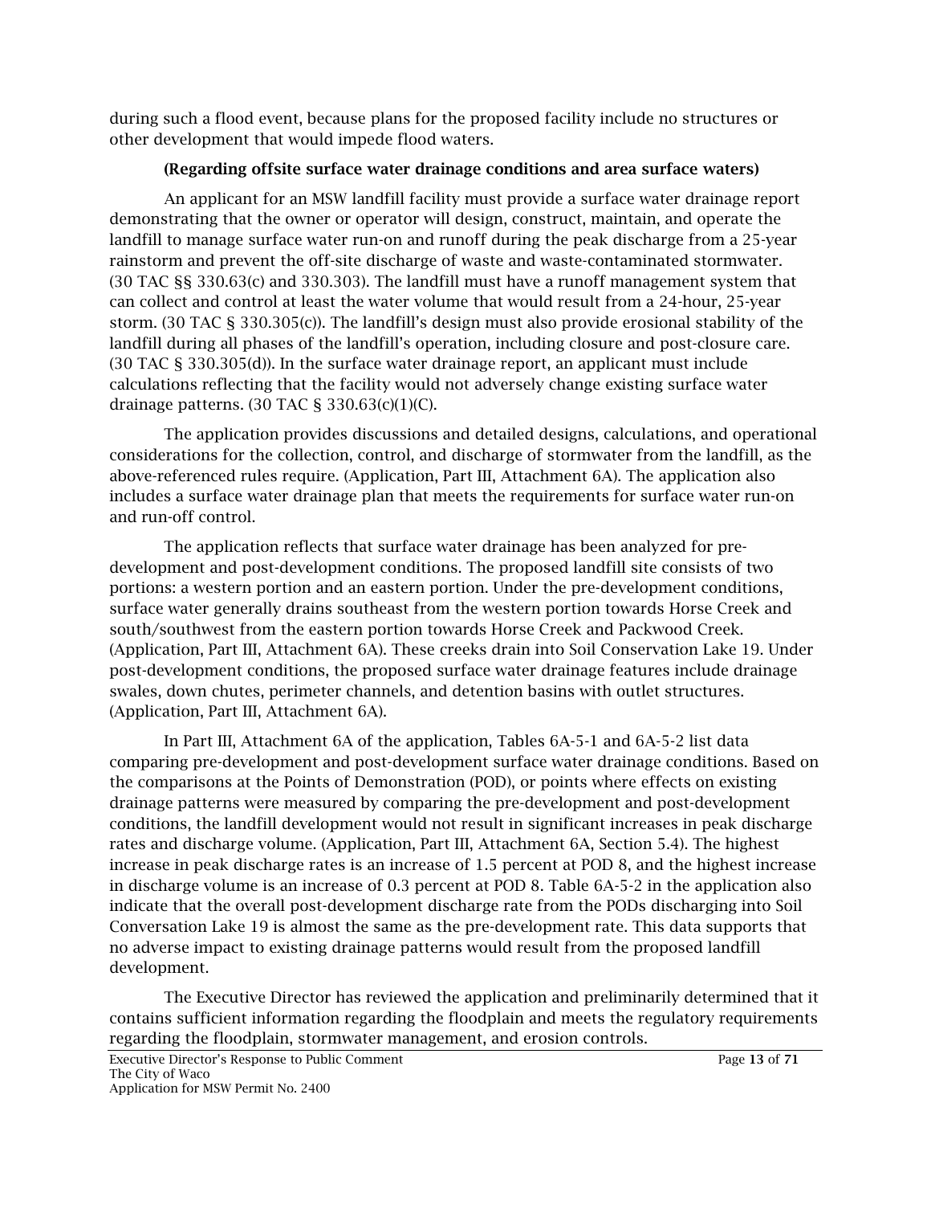during such a flood event, because plans for the proposed facility include no structures or other development that would impede flood waters.

**(Regarding offsite surface water drainage conditions and area surface waters)**

An applicant for an MSW landfill facility must provide a surface water drainage report demonstrating that the owner or operator will design, construct, maintain, and operate the landfill to manage surface water run-on and runoff during the peak discharge from a 25-year rainstorm and prevent the off-site discharge of waste and waste-contaminated stormwater. (30 TAC §§ 330.63(c) and 330.303). The landfill must have a runoff management system that can collect and control at least the water volume that would result from a 24-hour, 25-year storm. (30 TAC § 330.305(c)). The landfill's design must also provide erosional stability of the landfill during all phases of the landfill's operation, including closure and post-closure care. (30 TAC § 330.305(d)). In the surface water drainage report, an applicant must include calculations reflecting that the facility would not adversely change existing surface water drainage patterns. (30 TAC § 330.63(c)(1)(C).

The application provides discussions and detailed designs, calculations, and operational considerations for the collection, control, and discharge of stormwater from the landfill, as the above-referenced rules require. (Application, Part III, Attachment 6A). The application also includes a surface water drainage plan that meets the requirements for surface water run-on and run-off control.

The application reflects that surface water drainage has been analyzed for pre-development and post-development conditions. The proposed landfill site consists of two portions: a western portion and an eastern portion. Under the pre-development conditions, surface water generally drains southeast from the western portion towards Horse Creek and south/southwest from the eastern portion towards Horse Creek and Packwood Creek. (Application, Part III, Attachment 6A). These creeks drain into Soil Conservation Lake 19. Under post-development conditions, the proposed surface water drainage features include drainage swales, down chutes, perimeter channels, and detention basins with outlet structures. (Application, Part III, Attachment 6A).

In Part III, Attachment 6A of the application, Tables 6A-5-1 and 6A-5-2 list data comparing pre-development and post-development surface water drainage conditions. Based on the comparisons at the Points of Demonstration (POD), or points where effects on existing drainage patterns were measured by comparing the pre-development and post-development conditions, the landfill development would not result in significant increases in peak discharge rates and discharge volume. (Application, Part III, Attachment 6A, Section 5.4). The highest increase in peak discharge rates is an increase of 1.5 percent at POD 8, and the highest increase in discharge volume is an increase of 0.3 percent at POD 8. Table 6A-5-2 in the application also indicate that the overall post-development discharge rate from the PODs discharging into Soil Conversation Lake 19 is almost the same as the pre-development rate. This data supports that no adverse impact to existing drainage patterns would result from the proposed landfill development.

The Executive Director has reviewed the application and preliminarily determined that it contains sufficient information regarding the floodplain and meets the regulatory requirements regarding the floodplain, stormwater management, and erosion controls.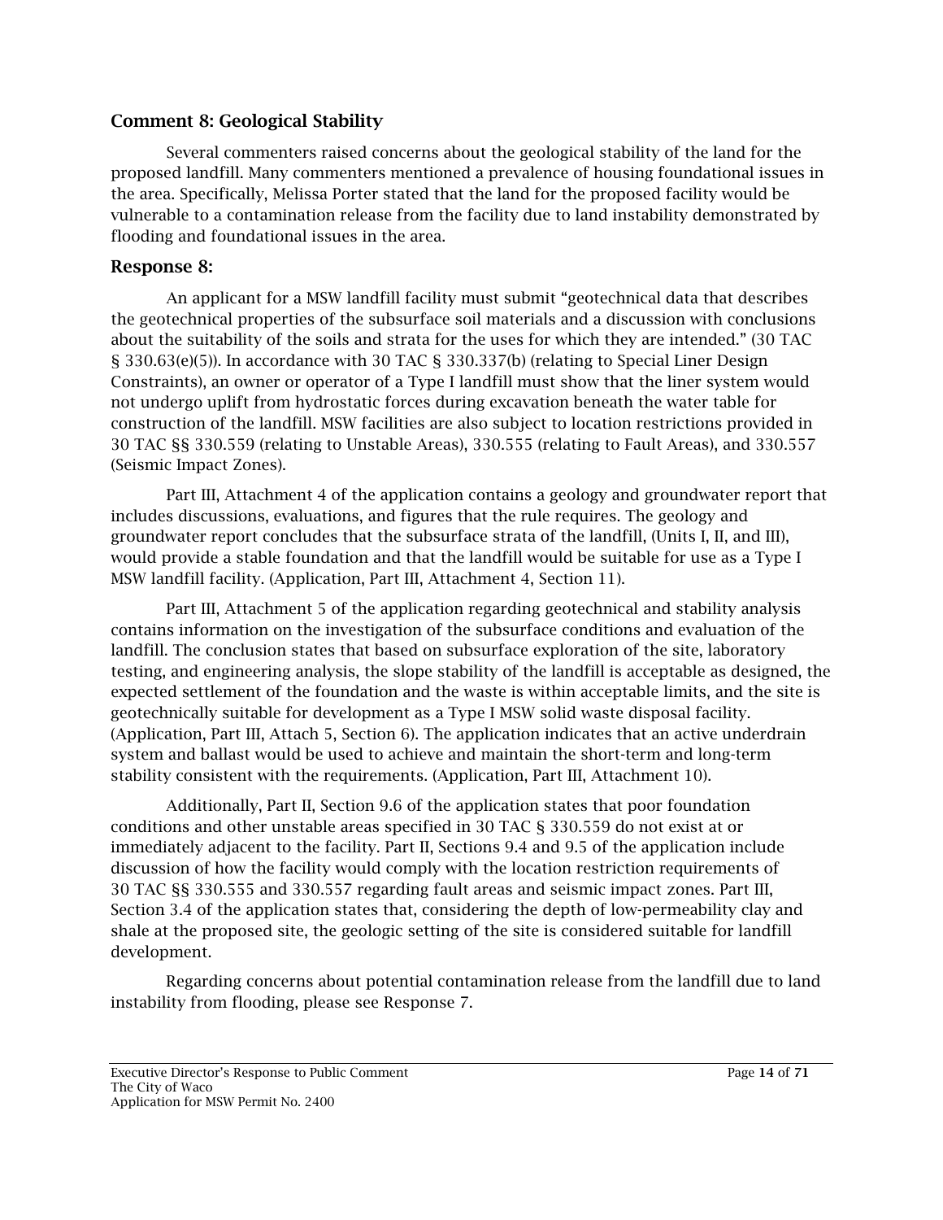### Comment 8: Geological Stability

Several commenters raised concerns about the geological stability of the land for the proposed landfill. Many commenters mentioned a prevalence of housing foundational issues in the area. Specifically, Melissa Porter stated that the land for the proposed facility would be vulnerable to a contamination release from the facility due to land instability demonstrated by flooding and foundational issues in the area.

### Response 8:

An applicant for a MSW landfill facility must submit "geotechnical data that describes the geotechnical properties of the subsurface soil materials and a discussion with conclusions about the suitability of the soils and strata for the uses for which they are intended." (30 TAC § 330.63(e)(5)). In accordance with 30 TAC § 330.337(b) (relating to Special Liner Design Constraints), an owner or operator of a Type I landfill must show that the liner system would not undergo uplift from hydrostatic forces during excavation beneath the water table for construction of the landfill. MSW facilities are also subject to location restrictions provided in 30 TAC §§ 330.559 (relating to Unstable Areas), 330.555 (relating to Fault Areas), and 330.557 (Seismic Impact Zones).

Part III, Attachment 4 of the application contains a geology and groundwater report that includes discussions, evaluations, and figures that the rule requires. The geology and groundwater report concludes that the subsurface strata of the landfill, (Units I, II, and III), would provide a stable foundation and that the landfill would be suitable for use as a Type I MSW landfill facility. (Application, Part III, Attachment 4, Section 11).

Part III, Attachment 5 of the application regarding geotechnical and stability analysis contains information on the investigation of the subsurface conditions and evaluation of the landfill. The conclusion states that based on subsurface exploration of the site, laboratory testing, and engineering analysis, the slope stability of the landfill is acceptable as designed, the expected settlement of the foundation and the waste is within acceptable limits, and the site is geotechnically suitable for development as a Type I MSW solid waste disposal facility. (Application, Part III, Attach 5, Section 6). The application indicates that an active underdrain system and ballast would be used to achieve and maintain the short-term and long-term stability consistent with the requirements. (Application, Part III, Attachment 10).

Additionally, Part II, Section 9.6 of the application states that poor foundation conditions and other unstable areas specified in 30 TAC § 330.559 do not exist at or immediately adjacent to the facility. Part II, Sections 9.4 and 9.5 of the application include discussion of how the facility would comply with the location restriction requirements of 30 TAC §§ 330.555 and 330.557 regarding fault areas and seismic impact zones. Part III, Section 3.4 of the application states that, considering the depth of low-permeability clay and shale at the proposed site, the geologic setting of the site is considered suitable for landfill development.

Regarding concerns about potential contamination release from the landfill due to land instability from flooding, please see Response 7.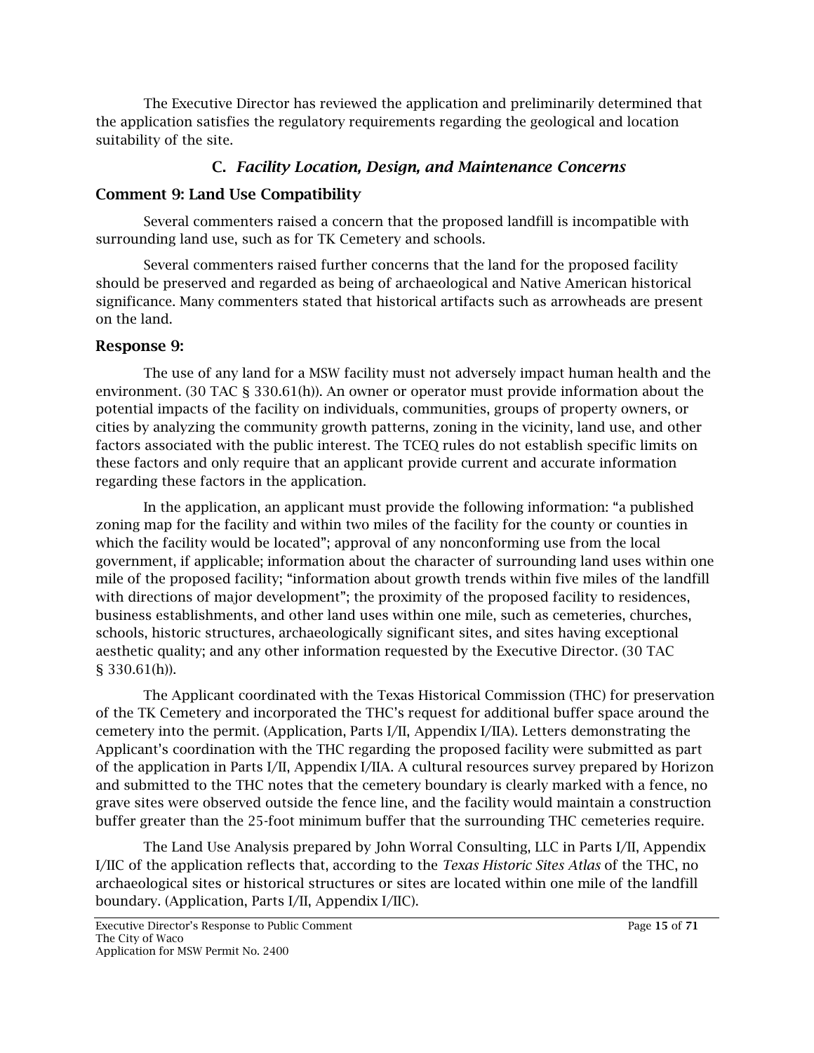The Executive Director has reviewed the application and preliminarily determined that the application satisfies the regulatory requirements regarding the geological and location suitability of the site.

### C. *Facility Location, Design, and Maintenance Concerns*

#### Comment 9: Land Use Compatibility

Several commenters raised a concern that the proposed landfill is incompatible with surrounding land use, such as for TK Cemetery and schools.

Several commenters raised further concerns that the land for the proposed facility should be preserved and regarded as being of archaeological and Native American historical significance. Many commenters stated that historical artifacts such as arrowheads are present on the land.

#### Response 9:

The use of any land for a MSW facility must not adversely impact human health and the environment. (30 TAC § 330.61(h)). An owner or operator must provide information about the potential impacts of the facility on individuals, communities, groups of property owners, or cities by analyzing the community growth patterns, zoning in the vicinity, land use, and other factors associated with the public interest. The TCEQ rules do not establish specific limits on these factors and only require that an applicant provide current and accurate information regarding these factors in the application.

In the application, an applicant must provide the following information: "a published zoning map for the facility and within two miles of the facility for the county or counties in which the facility would be located"; approval of any nonconforming use from the local government, if applicable; information about the character of surrounding land uses within one mile of the proposed facility; "information about growth trends within five miles of the landfill with directions of major development"; the proximity of the proposed facility to residences, business establishments, and other land uses within one mile, such as cemeteries, churches, schools, historic structures, archaeologically significant sites, and sites having exceptional aesthetic quality; and any other information requested by the Executive Director. (30 TAC § 330.61(h)).

The Applicant coordinated with the Texas Historical Commission (THC) for preservation of the TK Cemetery and incorporated the THC's request for additional buffer space around the cemetery into the permit. (Application, Parts I/II, Appendix I/IIA). Letters demonstrating the Applicant's coordination with the THC regarding the proposed facility were submitted as part of the application in Parts I/II, Appendix I/IIA. A cultural resources survey prepared by Horizon and submitted to the THC notes that the cemetery boundary is clearly marked with a fence, no grave sites were observed outside the fence line, and the facility would maintain a construction buffer greater than the 25-foot minimum buffer that the surrounding THC cemeteries require.

The Land Use Analysis prepared by John Worral Consulting, LLC in Parts I/II, Appendix I/IIC of the application reflects that, according to the *Texas Historic Sites Atlas* of the THC, no archaeological sites or historical structures or sites are located within one mile of the landfill boundary. (Application, Parts I/II, Appendix I/IIC).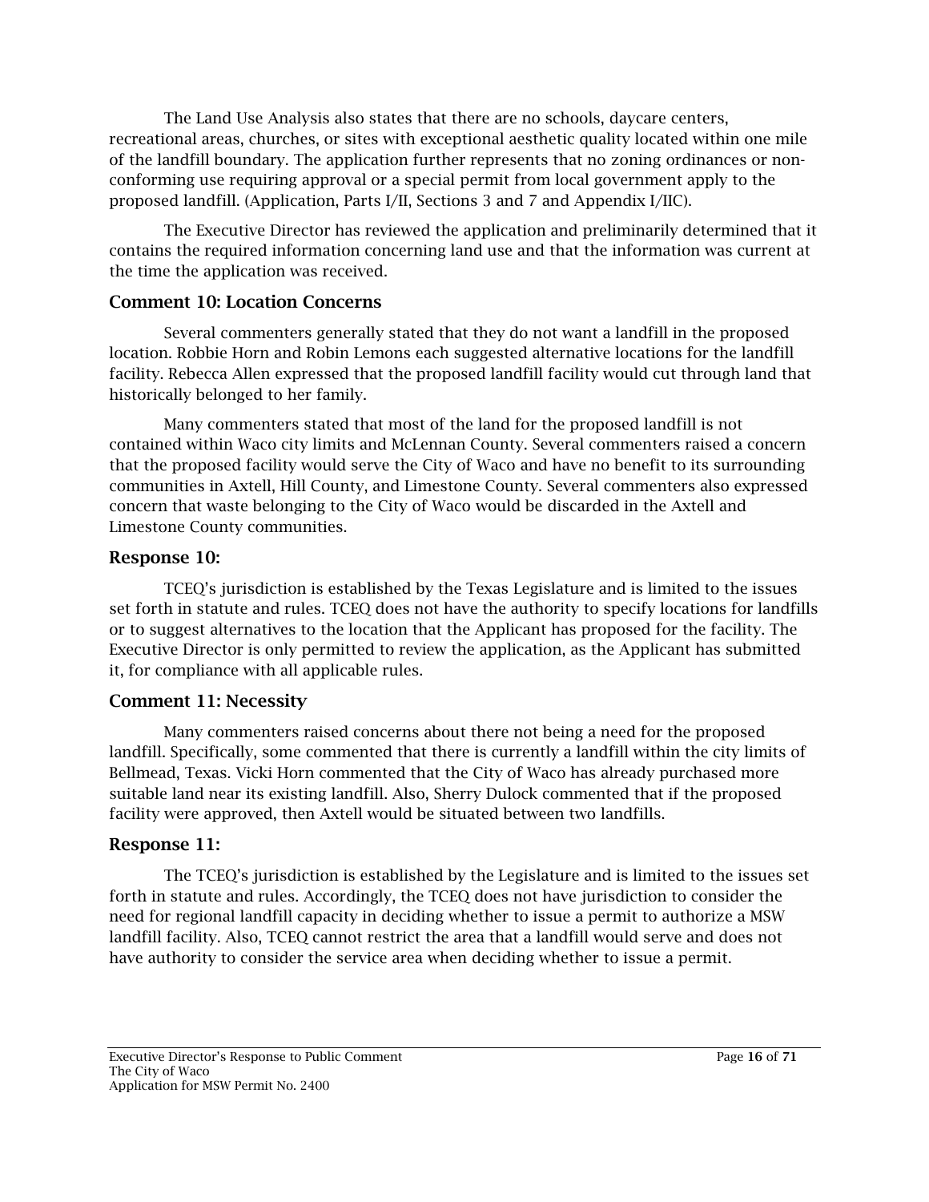The Land Use Analysis also states that there are no schools, daycare centers, recreational areas, churches, or sites with exceptional aesthetic quality located within one mile of the landfill boundary. The application further represents that no zoning ordinances or non-conforming use requiring approval or a special permit from local government apply to the proposed landfill. (Application, Parts I/II, Sections 3 and 7 and Appendix I/IIC).

The Executive Director has reviewed the application and preliminarily determined that it contains the required information concerning land use and that the information was current at the time the application was received.

## Comment 10: Location Concerns

Several commenters generally stated that they do not want a landfill in the proposed location. Robbie Horn and Robin Lemons each suggested alternative locations for the landfill facility. Rebecca Allen expressed that the proposed landfill facility would cut through land that historically belonged to her family.

Many commenters stated that most of the land for the proposed landfill is not contained within Waco city limits and McLennan County. Several commenters raised a concern that the proposed facility would serve the City of Waco and have no benefit to its surrounding communities in Axtell, Hill County, and Limestone County. Several commenters also expressed concern that waste belonging to the City of Waco would be discarded in the Axtell and Limestone County communities.

## Response 10:

TCEQ's jurisdiction is established by the Texas Legislature and is limited to the issues set forth in statute and rules. TCEQ does not have the authority to specify locations for landfills or to suggest alternatives to the location that the Applicant has proposed for the facility. The Executive Director is only permitted to review the application, as the Applicant has submitted it, for compliance with all applicable rules.

## Comment 11: Necessity

Many commenters raised concerns about there not being a need for the proposed landfill. Specifically, some commented that there is currently a landfill within the city limits of Bellmead, Texas. Vicki Horn commented that the City of Waco has already purchased more suitable land near its existing landfill. Also, Sherry Dulock commented that if the proposed facility were approved, then Axtell would be situated between two landfills.

## Response 11:

The TCEQ's jurisdiction is established by the Legislature and is limited to the issues set forth in statute and rules. Accordingly, the TCEQ does not have jurisdiction to consider the need for regional landfill capacity in deciding whether to issue a permit to authorize a MSW landfill facility. Also, TCEQ cannot restrict the area that a landfill would serve and does not have authority to consider the service area when deciding whether to issue a permit.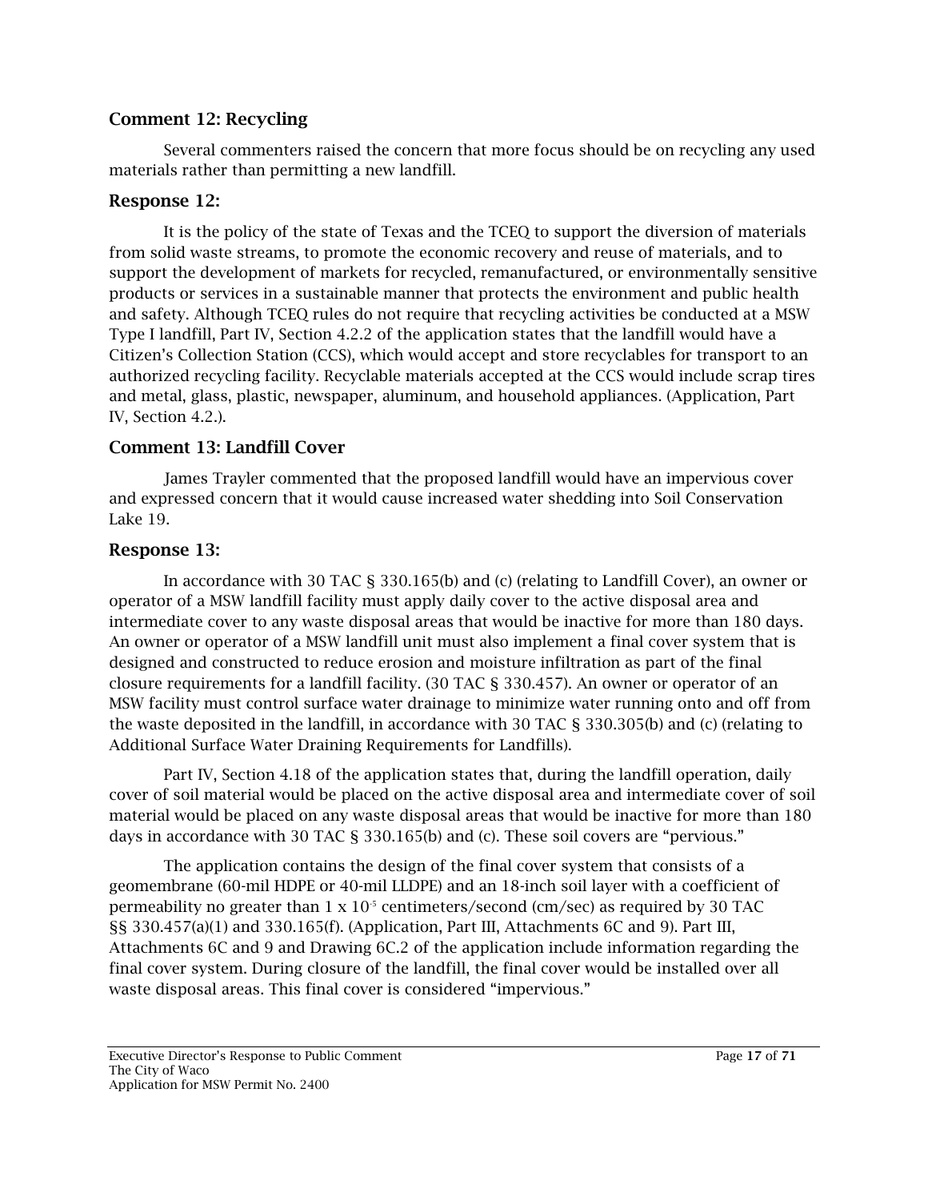### Comment 12: Recycling

Several commenters raised the concern that more focus should be on recycling any used materials rather than permitting a new landfill.

### Response 12:

It is the policy of the state of Texas and the TCEQ to support the diversion of materials from solid waste streams, to promote the economic recovery and reuse of materials, and to support the development of markets for recycled, remanufactured, or environmentally sensitive products or services in a sustainable manner that protects the environment and public health and safety. Although TCEQ rules do not require that recycling activities be conducted at a MSW Type I landfill, Part IV, Section 4.2.2 of the application states that the landfill would have a Citizen's Collection Station (CCS), which would accept and store recyclables for transport to an authorized recycling facility. Recyclable materials accepted at the CCS would include scrap tires and metal, glass, plastic, newspaper, aluminum, and household appliances. (Application, Part IV, Section 4.2.).

### Comment 13: Landfill Cover

James Trayler commented that the proposed landfill would have an impervious cover and expressed concern that it would cause increased water shedding into Soil Conservation Lake 19.

### Response 13:

In accordance with 30 TAC § 330.165(b) and (c) (relating to Landfill Cover), an owner or operator of a MSW landfill facility must apply daily cover to the active disposal area and intermediate cover to any waste disposal areas that would be inactive for more than 180 days. An owner or operator of a MSW landfill unit must also implement a final cover system that is designed and constructed to reduce erosion and moisture infiltration as part of the final closure requirements for a landfill facility. (30 TAC § 330.457). An owner or operator of an MSW facility must control surface water drainage to minimize water running onto and off from the waste deposited in the landfill, in accordance with 30 TAC § 330.305(b) and (c) (relating to Additional Surface Water Draining Requirements for Landfills).

Part IV, Section 4.18 of the application states that, during the landfill operation, daily cover of soil material would be placed on the active disposal area and intermediate cover of soil material would be placed on any waste disposal areas that would be inactive for more than 180 days in accordance with 30 TAC § 330.165(b) and (c). These soil covers are "pervious."

The application contains the design of the final cover system that consists of a geomembrane (60-mil HDPE or 40-mil LLDPE) and an 18-inch soil layer with a coefficient of permeability no greater than $1 \times 10^{-5}$ centimeters/second (cm/sec) as required by 30 TAC §§ 330.457(a)(1) and 330.165(f). (Application, Part III, Attachments 6C and 9). Part III, Attachments 6C and 9 and Drawing 6C.2 of the application include information regarding the final cover system. During closure of the landfill, the final cover would be installed over all waste disposal areas. This final cover is considered "impervious."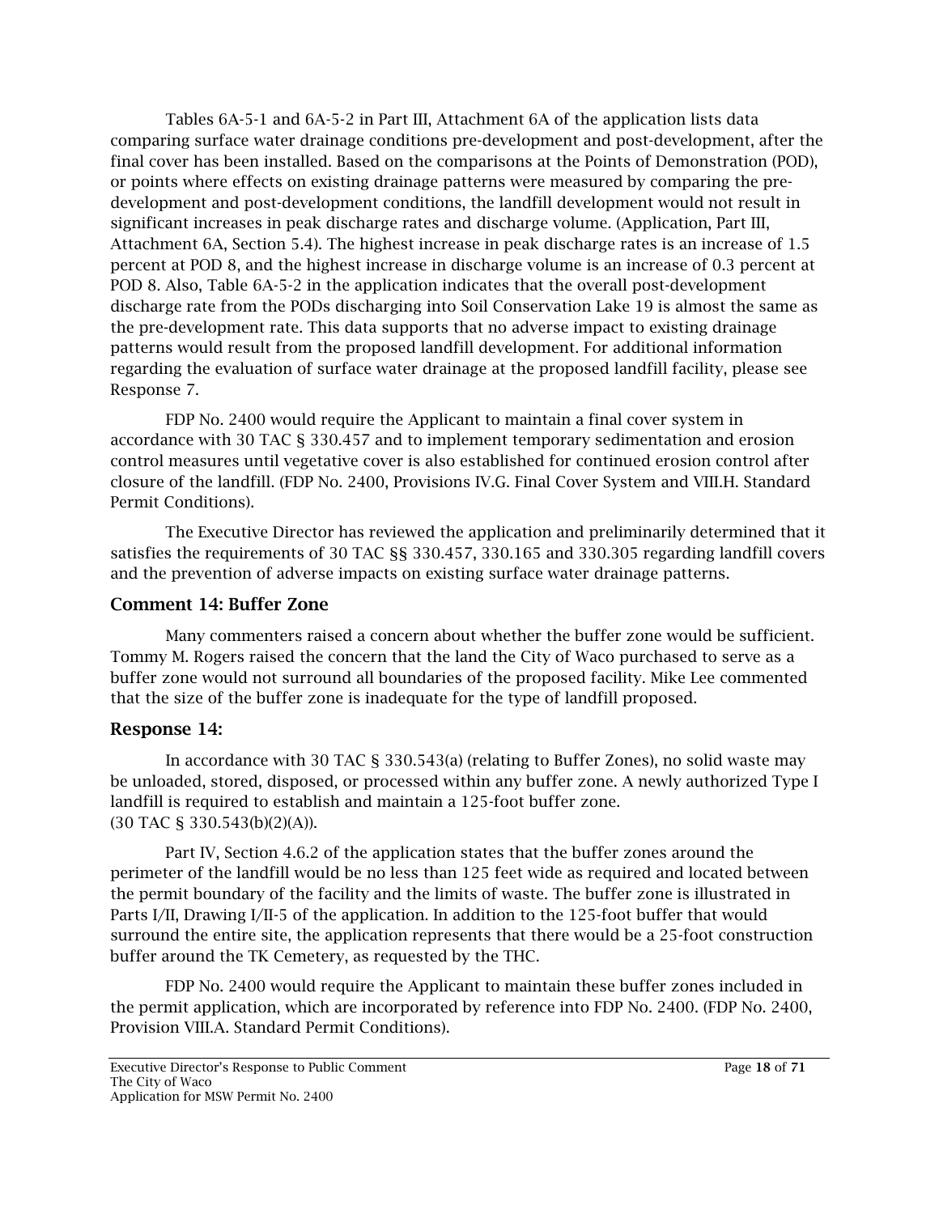Tables 6A-5-1 and 6A-5-2 in Part III, Attachment 6A of the application lists data comparing surface water drainage conditions pre-development and post-development, after the final cover has been installed. Based on the comparisons at the Points of Demonstration (POD), or points where effects on existing drainage patterns were measured by comparing the pre-development and post-development conditions, the landfill development would not result in significant increases in peak discharge rates and discharge volume. (Application, Part III, Attachment 6A, Section 5.4). The highest increase in peak discharge rates is an increase of 1.5 percent at POD 8, and the highest increase in discharge volume is an increase of 0.3 percent at POD 8. Also, Table 6A-5-2 in the application indicates that the overall post-development discharge rate from the PODs discharging into Soil Conservation Lake 19 is almost the same as the pre-development rate. This data supports that no adverse impact to existing drainage patterns would result from the proposed landfill development. For additional information regarding the evaluation of surface water drainage at the proposed landfill facility, please see Response 7.

FDP No. 2400 would require the Applicant to maintain a final cover system in accordance with 30 TAC § 330.457 and to implement temporary sedimentation and erosion control measures until vegetative cover is also established for continued erosion control after closure of the landfill. (FDP No. 2400, Provisions IV.G. Final Cover System and VIII.H. Standard Permit Conditions).

The Executive Director has reviewed the application and preliminarily determined that it satisfies the requirements of 30 TAC §§ 330.457, 330.165 and 330.305 regarding landfill covers and the prevention of adverse impacts on existing surface water drainage patterns.

## Comment 14: Buffer Zone

Many commenters raised a concern about whether the buffer zone would be sufficient. Tommy M. Rogers raised the concern that the land the City of Waco purchased to serve as a buffer zone would not surround all boundaries of the proposed facility. Mike Lee commented that the size of the buffer zone is inadequate for the type of landfill proposed.

## Response 14:

In accordance with 30 TAC § 330.543(a) (relating to Buffer Zones), no solid waste may be unloaded, stored, disposed, or processed within any buffer zone. A newly authorized Type I landfill is required to establish and maintain a 125-foot buffer zone. (30 TAC § 330.543(b)(2)(A)).

Part IV, Section 4.6.2 of the application states that the buffer zones around the perimeter of the landfill would be no less than 125 feet wide as required and located between the permit boundary of the facility and the limits of waste. The buffer zone is illustrated in Parts I/II, Drawing I/II-5 of the application. In addition to the 125-foot buffer that would surround the entire site, the application represents that there would be a 25-foot construction buffer around the TK Cemetery, as requested by the THC.

FDP No. 2400 would require the Applicant to maintain these buffer zones included in the permit application, which are incorporated by reference into FDP No. 2400. (FDP No. 2400, Provision VIII.A. Standard Permit Conditions).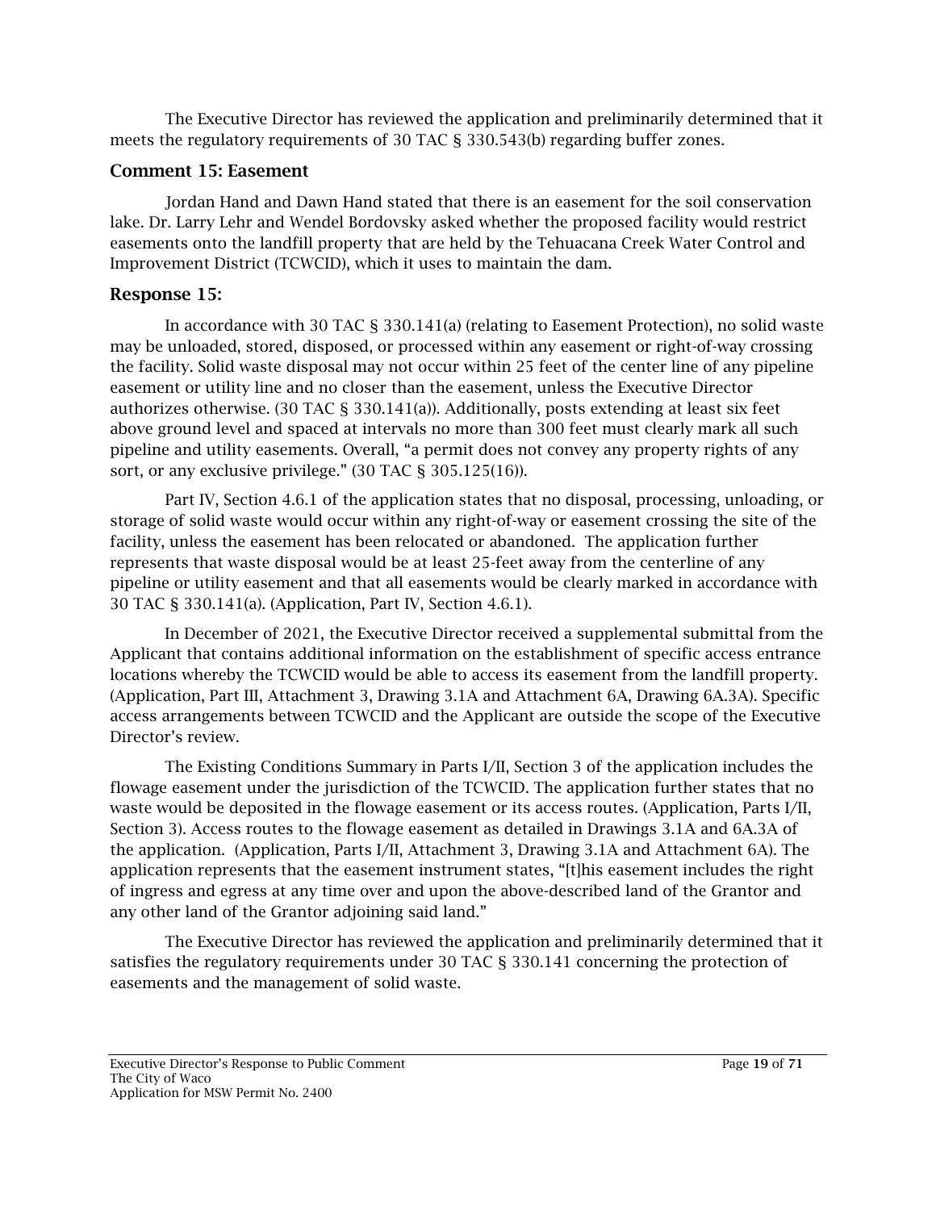The Executive Director has reviewed the application and preliminarily determined that it meets the regulatory requirements of 30 TAC § 330.543(b) regarding buffer zones.

### Comment 15: Easement

Jordan Hand and Dawn Hand stated that there is an easement for the soil conservation lake. Dr. Larry Lehr and Wendel Bordovsky asked whether the proposed facility would restrict easements onto the landfill property that are held by the Tehuacana Creek Water Control and Improvement District (TCWCID), which it uses to maintain the dam.

### Response 15:

In accordance with 30 TAC § 330.141(a) (relating to Easement Protection), no solid waste may be unloaded, stored, disposed, or processed within any easement or right-of-way crossing the facility. Solid waste disposal may not occur within 25 feet of the center line of any pipeline easement or utility line and no closer than the easement, unless the Executive Director authorizes otherwise. (30 TAC § 330.141(a)). Additionally, posts extending at least six feet above ground level and spaced at intervals no more than 300 feet must clearly mark all such pipeline and utility easements. Overall, "a permit does not convey any property rights of any sort, or any exclusive privilege." (30 TAC § 305.125(16)).

Part IV, Section 4.6.1 of the application states that no disposal, processing, unloading, or storage of solid waste would occur within any right-of-way or easement crossing the site of the facility, unless the easement has been relocated or abandoned. The application further represents that waste disposal would be at least 25-feet away from the centerline of any pipeline or utility easement and that all easements would be clearly marked in accordance with 30 TAC § 330.141(a). (Application, Part IV, Section 4.6.1).

In December of 2021, the Executive Director received a supplemental submittal from the Applicant that contains additional information on the establishment of specific access entrance locations whereby the TCWCID would be able to access its easement from the landfill property. (Application, Part III, Attachment 3, Drawing 3.1A and Attachment 6A, Drawing 6A.3A). Specific access arrangements between TCWCID and the Applicant are outside the scope of the Executive Director's review.

The Existing Conditions Summary in Parts I/II, Section 3 of the application includes the flowage easement under the jurisdiction of the TCWCID. The application further states that no waste would be deposited in the flowage easement or its access routes. (Application, Parts I/II, Section 3). Access routes to the flowage easement as detailed in Drawings 3.1A and 6A.3A of the application. (Application, Parts I/II, Attachment 3, Drawing 3.1A and Attachment 6A). The application represents that the easement instrument states, "[t]his easement includes the right of ingress and egress at any time over and upon the above-described land of the Grantor and any other land of the Grantor adjoining said land."

The Executive Director has reviewed the application and preliminarily determined that it satisfies the regulatory requirements under 30 TAC § 330.141 concerning the protection of easements and the management of solid waste.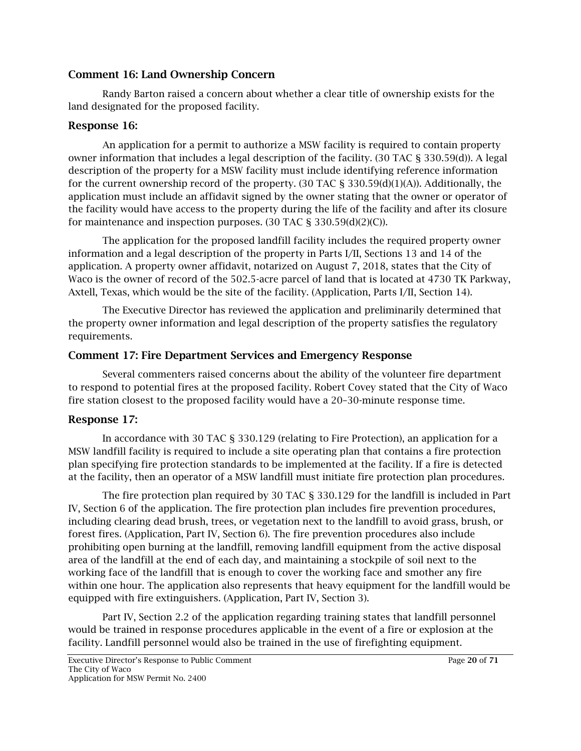### Comment 16: Land Ownership Concern

Randy Barton raised a concern about whether a clear title of ownership exists for the land designated for the proposed facility.

### Response 16:

An application for a permit to authorize a MSW facility is required to contain property owner information that includes a legal description of the facility. (30 TAC § 330.59(d)). A legal description of the property for a MSW facility must include identifying reference information for the current ownership record of the property. (30 TAC § 330.59(d)(1)(A)). Additionally, the application must include an affidavit signed by the owner stating that the owner or operator of the facility would have access to the property during the life of the facility and after its closure for maintenance and inspection purposes. (30 TAC § 330.59(d)(2)(C)).

The application for the proposed landfill facility includes the required property owner information and a legal description of the property in Parts I/II, Sections 13 and 14 of the application. A property owner affidavit, notarized on August 7, 2018, states that the City of Waco is the owner of record of the 502.5-acre parcel of land that is located at 4730 TK Parkway, Axtell, Texas, which would be the site of the facility. (Application, Parts I/II, Section 14).

The Executive Director has reviewed the application and preliminarily determined that the property owner information and legal description of the property satisfies the regulatory requirements.

### Comment 17: Fire Department Services and Emergency Response

Several commenters raised concerns about the ability of the volunteer fire department to respond to potential fires at the proposed facility. Robert Covey stated that the City of Waco fire station closest to the proposed facility would have a 20–30-minute response time.

### Response 17:

In accordance with 30 TAC § 330.129 (relating to Fire Protection), an application for a MSW landfill facility is required to include a site operating plan that contains a fire protection plan specifying fire protection standards to be implemented at the facility. If a fire is detected at the facility, then an operator of a MSW landfill must initiate fire protection plan procedures.

The fire protection plan required by 30 TAC § 330.129 for the landfill is included in Part IV, Section 6 of the application. The fire protection plan includes fire prevention procedures, including clearing dead brush, trees, or vegetation next to the landfill to avoid grass, brush, or forest fires. (Application, Part IV, Section 6). The fire prevention procedures also include prohibiting open burning at the landfill, removing landfill equipment from the active disposal area of the landfill at the end of each day, and maintaining a stockpile of soil next to the working face of the landfill that is enough to cover the working face and smother any fire within one hour. The application also represents that heavy equipment for the landfill would be equipped with fire extinguishers. (Application, Part IV, Section 3).

Part IV, Section 2.2 of the application regarding training states that landfill personnel would be trained in response procedures applicable in the event of a fire or explosion at the facility. Landfill personnel would also be trained in the use of firefighting equipment.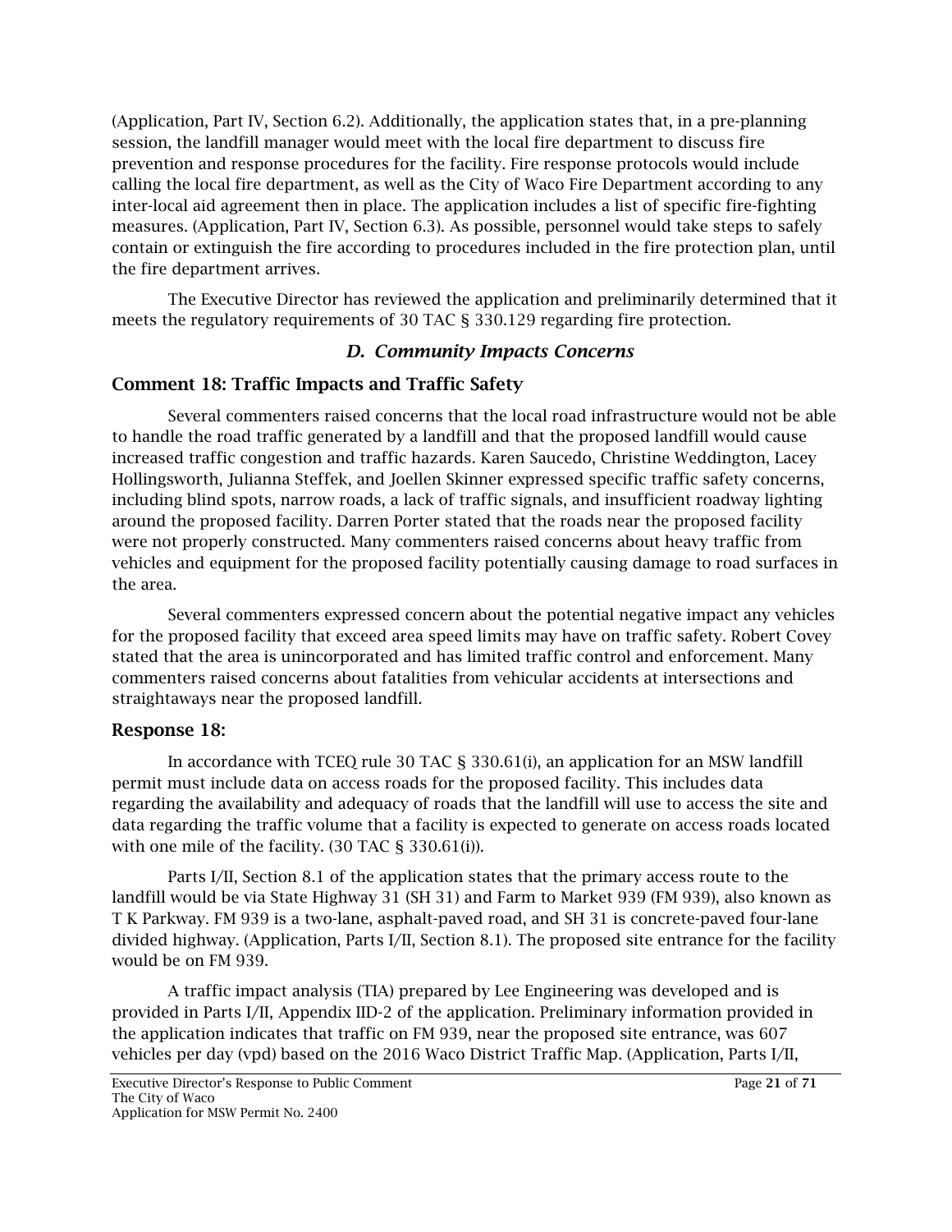(Application, Part IV, Section 6.2). Additionally, the application states that, in a pre-planning session, the landfill manager would meet with the local fire department to discuss fire prevention and response procedures for the facility. Fire response protocols would include calling the local fire department, as well as the City of Waco Fire Department according to any inter-local aid agreement then in place. The application includes a list of specific fire-fighting measures. (Application, Part IV, Section 6.3). As possible, personnel would take steps to safely contain or extinguish the fire according to procedures included in the fire protection plan, until the fire department arrives.

The Executive Director has reviewed the application and preliminarily determined that it meets the regulatory requirements of 30 TAC § 330.129 regarding fire protection.

### *D. Community Impacts Concerns*

## Comment 18: Traffic Impacts and Traffic Safety

Several commenters raised concerns that the local road infrastructure would not be able to handle the road traffic generated by a landfill and that the proposed landfill would cause increased traffic congestion and traffic hazards. Karen Saucedo, Christine Weddington, Lacey Hollingsworth, Julianna Steffek, and Joellen Skinner expressed specific traffic safety concerns, including blind spots, narrow roads, a lack of traffic signals, and insufficient roadway lighting around the proposed facility. Darren Porter stated that the roads near the proposed facility were not properly constructed. Many commenters raised concerns about heavy traffic from vehicles and equipment for the proposed facility potentially causing damage to road surfaces in the area.

Several commenters expressed concern about the potential negative impact any vehicles for the proposed facility that exceed area speed limits may have on traffic safety. Robert Covey stated that the area is unincorporated and has limited traffic control and enforcement. Many commenters raised concerns about fatalities from vehicular accidents at intersections and straightaways near the proposed landfill.

## Response 18:

In accordance with TCEQ rule 30 TAC § 330.61(i), an application for an MSW landfill permit must include data on access roads for the proposed facility. This includes data regarding the availability and adequacy of roads that the landfill will use to access the site and data regarding the traffic volume that a facility is expected to generate on access roads located with one mile of the facility. (30 TAC § 330.61(i)).

Parts I/II, Section 8.1 of the application states that the primary access route to the landfill would be via State Highway 31 (SH 31) and Farm to Market 939 (FM 939), also known as T K Parkway. FM 939 is a two-lane, asphalt-paved road, and SH 31 is concrete-paved four-lane divided highway. (Application, Parts I/II, Section 8.1). The proposed site entrance for the facility would be on FM 939.

A traffic impact analysis (TIA) prepared by Lee Engineering was developed and is provided in Parts I/II, Appendix IID-2 of the application. Preliminary information provided in the application indicates that traffic on FM 939, near the proposed site entrance, was 607 vehicles per day (vpd) based on the 2016 Waco District Traffic Map. (Application, Parts I/II,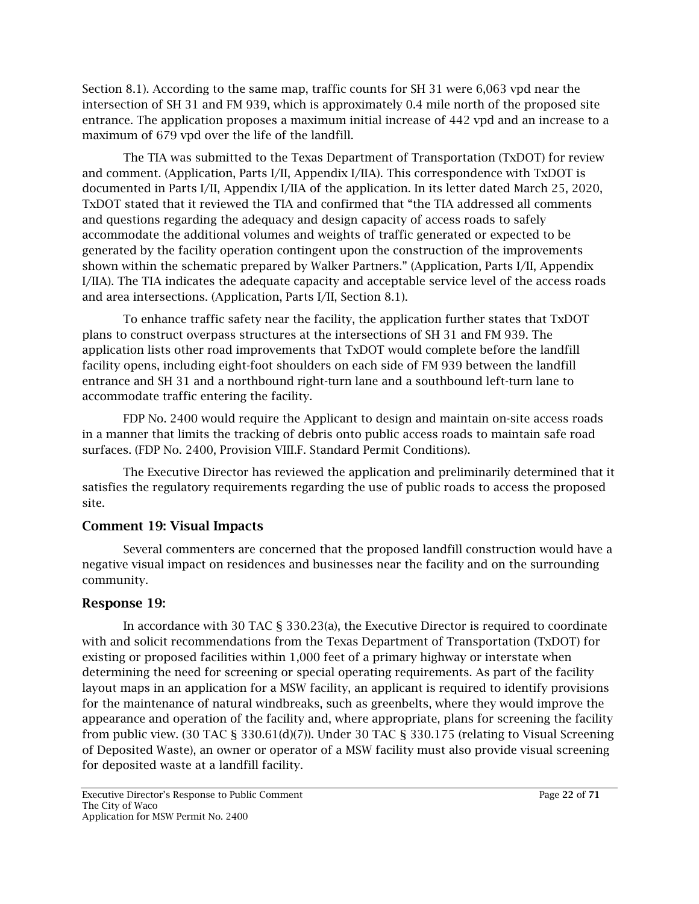Section 8.1). According to the same map, traffic counts for SH 31 were 6,063 vpd near the intersection of SH 31 and FM 939, which is approximately 0.4 mile north of the proposed site entrance. The application proposes a maximum initial increase of 442 vpd and an increase to a maximum of 679 vpd over the life of the landfill.

The TIA was submitted to the Texas Department of Transportation (TxDOT) for review and comment. (Application, Parts I/II, Appendix I/IIA). This correspondence with TxDOT is documented in Parts I/II, Appendix I/IIA of the application. In its letter dated March 25, 2020, TxDOT stated that it reviewed the TIA and confirmed that "the TIA addressed all comments and questions regarding the adequacy and design capacity of access roads to safely accommodate the additional volumes and weights of traffic generated or expected to be generated by the facility operation contingent upon the construction of the improvements shown within the schematic prepared by Walker Partners." (Application, Parts I/II, Appendix I/IIA). The TIA indicates the adequate capacity and acceptable service level of the access roads and area intersections. (Application, Parts I/II, Section 8.1).

To enhance traffic safety near the facility, the application further states that TxDOT plans to construct overpass structures at the intersections of SH 31 and FM 939. The application lists other road improvements that TxDOT would complete before the landfill facility opens, including eight-foot shoulders on each side of FM 939 between the landfill entrance and SH 31 and a northbound right-turn lane and a southbound left-turn lane to accommodate traffic entering the facility.

FDP No. 2400 would require the Applicant to design and maintain on-site access roads in a manner that limits the tracking of debris onto public access roads to maintain safe road surfaces. (FDP No. 2400, Provision VIII.F. Standard Permit Conditions).

The Executive Director has reviewed the application and preliminarily determined that it satisfies the regulatory requirements regarding the use of public roads to access the proposed site.

## Comment 19: Visual Impacts

Several commenters are concerned that the proposed landfill construction would have a negative visual impact on residences and businesses near the facility and on the surrounding community.

## Response 19:

In accordance with 30 TAC § 330.23(a), the Executive Director is required to coordinate with and solicit recommendations from the Texas Department of Transportation (TxDOT) for existing or proposed facilities within 1,000 feet of a primary highway or interstate when determining the need for screening or special operating requirements. As part of the facility layout maps in an application for a MSW facility, an applicant is required to identify provisions for the maintenance of natural windbreaks, such as greenbelts, where they would improve the appearance and operation of the facility and, where appropriate, plans for screening the facility from public view. (30 TAC § 330.61(d)(7)). Under 30 TAC § 330.175 (relating to Visual Screening of Deposited Waste), an owner or operator of a MSW facility must also provide visual screening for deposited waste at a landfill facility.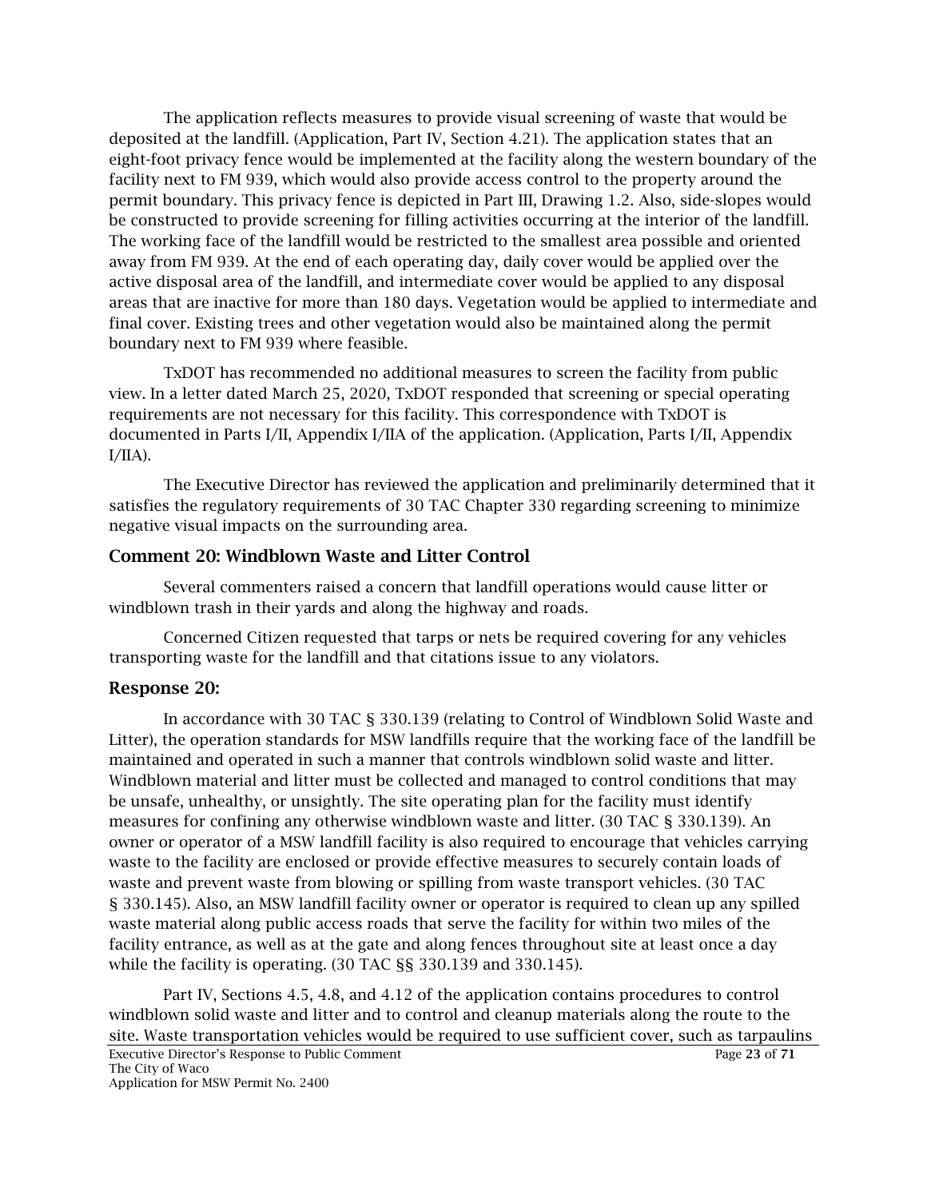The application reflects measures to provide visual screening of waste that would be deposited at the landfill. (Application, Part IV, Section 4.21). The application states that an eight-foot privacy fence would be implemented at the facility along the western boundary of the facility next to FM 939, which would also provide access control to the property around the permit boundary. This privacy fence is depicted in Part III, Drawing 1.2. Also, side-slopes would be constructed to provide screening for filling activities occurring at the interior of the landfill. The working face of the landfill would be restricted to the smallest area possible and oriented away from FM 939. At the end of each operating day, daily cover would be applied over the active disposal area of the landfill, and intermediate cover would be applied to any disposal areas that are inactive for more than 180 days. Vegetation would be applied to intermediate and final cover. Existing trees and other vegetation would also be maintained along the permit boundary next to FM 939 where feasible.

TxDOT has recommended no additional measures to screen the facility from public view. In a letter dated March 25, 2020, TxDOT responded that screening or special operating requirements are not necessary for this facility. This correspondence with TxDOT is documented in Parts I/II, Appendix I/IIA of the application. (Application, Parts I/II, Appendix I/IIA).

The Executive Director has reviewed the application and preliminarily determined that it satisfies the regulatory requirements of 30 TAC Chapter 330 regarding screening to minimize negative visual impacts on the surrounding area.

## Comment 20: Windblown Waste and Litter Control

Several commenters raised a concern that landfill operations would cause litter or windblown trash in their yards and along the highway and roads.

Concerned Citizen requested that tarps or nets be required covering for any vehicles transporting waste for the landfill and that citations issue to any violators.

## Response 20:

In accordance with 30 TAC § 330.139 (relating to Control of Windblown Solid Waste and Litter), the operation standards for MSW landfills require that the working face of the landfill be maintained and operated in such a manner that controls windblown solid waste and litter. Windblown material and litter must be collected and managed to control conditions that may be unsafe, unhealthy, or unsightly. The site operating plan for the facility must identify measures for confining any otherwise windblown waste and litter. (30 TAC § 330.139). An owner or operator of a MSW landfill facility is also required to encourage that vehicles carrying waste to the facility are enclosed or provide effective measures to securely contain loads of waste and prevent waste from blowing or spilling from waste transport vehicles. (30 TAC § 330.145). Also, an MSW landfill facility owner or operator is required to clean up any spilled waste material along public access roads that serve the facility for within two miles of the facility entrance, as well as at the gate and along fences throughout site at least once a day while the facility is operating. (30 TAC §§ 330.139 and 330.145).

Part IV, Sections 4.5, 4.8, and 4.12 of the application contains procedures to control windblown solid waste and litter and to control and cleanup materials along the route to the site. Waste transportation vehicles would be required to use sufficient cover, such as tarpaulins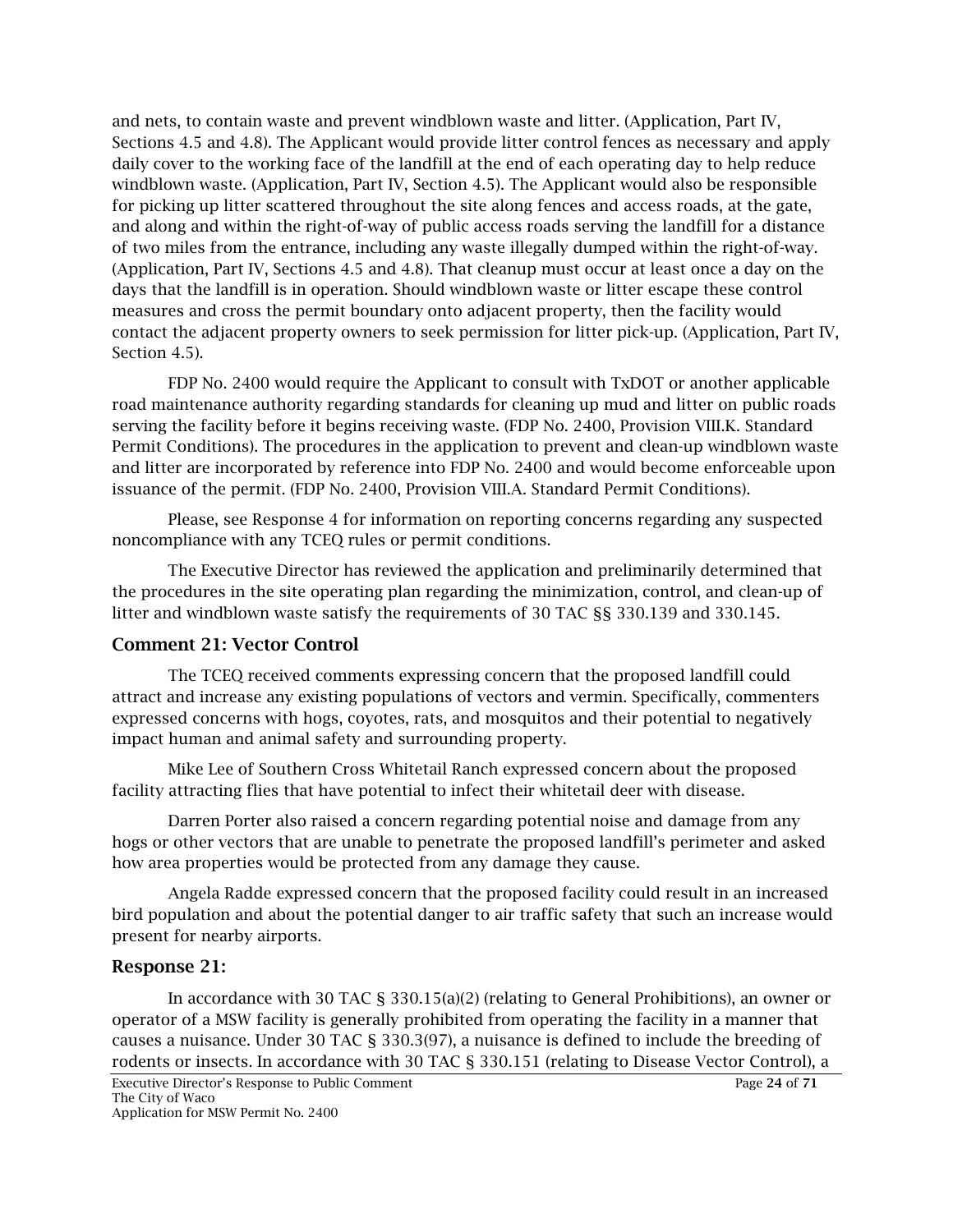and nets, to contain waste and prevent windblown waste and litter. (Application, Part IV, Sections 4.5 and 4.8). The Applicant would provide litter control fences as necessary and apply daily cover to the working face of the landfill at the end of each operating day to help reduce windblown waste. (Application, Part IV, Section 4.5). The Applicant would also be responsible for picking up litter scattered throughout the site along fences and access roads, at the gate, and along and within the right-of-way of public access roads serving the landfill for a distance of two miles from the entrance, including any waste illegally dumped within the right-of-way. (Application, Part IV, Sections 4.5 and 4.8). That cleanup must occur at least once a day on the days that the landfill is in operation. Should windblown waste or litter escape these control measures and cross the permit boundary onto adjacent property, then the facility would contact the adjacent property owners to seek permission for litter pick-up. (Application, Part IV, Section 4.5).

FDP No. 2400 would require the Applicant to consult with TxDOT or another applicable road maintenance authority regarding standards for cleaning up mud and litter on public roads serving the facility before it begins receiving waste. (FDP No. 2400, Provision VIII.K. Standard Permit Conditions). The procedures in the application to prevent and clean-up windblown waste and litter are incorporated by reference into FDP No. 2400 and would become enforceable upon issuance of the permit. (FDP No. 2400, Provision VIII.A. Standard Permit Conditions).

Please, see Response 4 for information on reporting concerns regarding any suspected noncompliance with any TCEQ rules or permit conditions.

The Executive Director has reviewed the application and preliminarily determined that the procedures in the site operating plan regarding the minimization, control, and clean-up of litter and windblown waste satisfy the requirements of 30 TAC §§ 330.139 and 330.145.

## Comment 21: Vector Control

The TCEQ received comments expressing concern that the proposed landfill could attract and increase any existing populations of vectors and vermin. Specifically, commenters expressed concerns with hogs, coyotes, rats, and mosquitos and their potential to negatively impact human and animal safety and surrounding property.

Mike Lee of Southern Cross Whitetail Ranch expressed concern about the proposed facility attracting flies that have potential to infect their whitetail deer with disease.

Darren Porter also raised a concern regarding potential noise and damage from any hogs or other vectors that are unable to penetrate the proposed landfill's perimeter and asked how area properties would be protected from any damage they cause.

Angela Radde expressed concern that the proposed facility could result in an increased bird population and about the potential danger to air traffic safety that such an increase would present for nearby airports.

## Response 21:

In accordance with 30 TAC § 330.15(a)(2) (relating to General Prohibitions), an owner or operator of a MSW facility is generally prohibited from operating the facility in a manner that causes a nuisance. Under 30 TAC § 330.3(97), a nuisance is defined to include the breeding of rodents or insects. In accordance with 30 TAC § 330.151 (relating to Disease Vector Control), a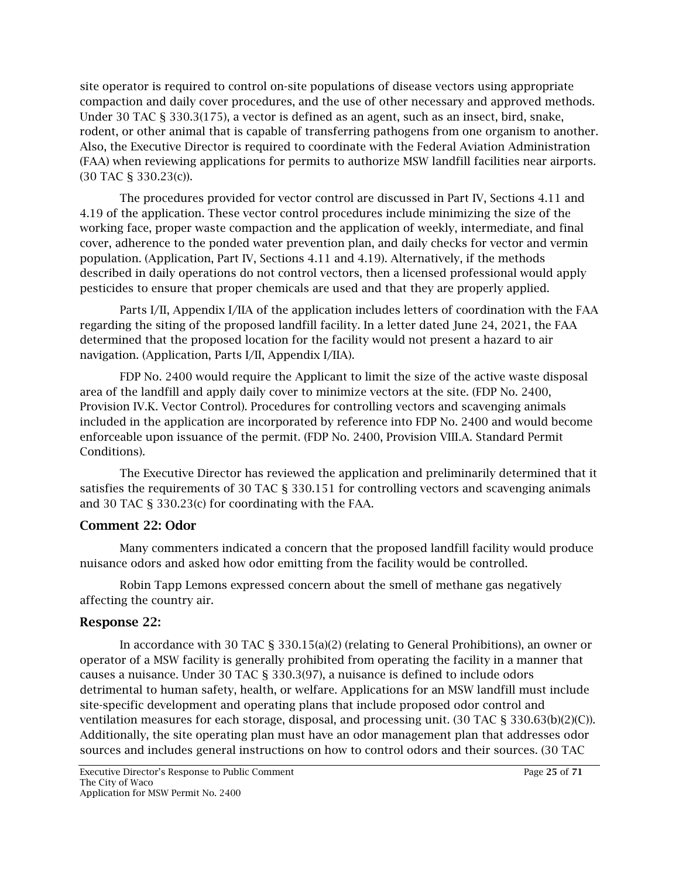site operator is required to control on-site populations of disease vectors using appropriate compaction and daily cover procedures, and the use of other necessary and approved methods. Under 30 TAC § 330.3(175), a vector is defined as an agent, such as an insect, bird, snake, rodent, or other animal that is capable of transferring pathogens from one organism to another. Also, the Executive Director is required to coordinate with the Federal Aviation Administration (FAA) when reviewing applications for permits to authorize MSW landfill facilities near airports. (30 TAC § 330.23(c)).

The procedures provided for vector control are discussed in Part IV, Sections 4.11 and 4.19 of the application. These vector control procedures include minimizing the size of the working face, proper waste compaction and the application of weekly, intermediate, and final cover, adherence to the ponded water prevention plan, and daily checks for vector and vermin population. (Application, Part IV, Sections 4.11 and 4.19). Alternatively, if the methods described in daily operations do not control vectors, then a licensed professional would apply pesticides to ensure that proper chemicals are used and that they are properly applied.

Parts I/II, Appendix I/IIA of the application includes letters of coordination with the FAA regarding the siting of the proposed landfill facility. In a letter dated June 24, 2021, the FAA determined that the proposed location for the facility would not present a hazard to air navigation. (Application, Parts I/II, Appendix I/IIA).

FDP No. 2400 would require the Applicant to limit the size of the active waste disposal area of the landfill and apply daily cover to minimize vectors at the site. (FDP No. 2400, Provision IV.K. Vector Control). Procedures for controlling vectors and scavenging animals included in the application are incorporated by reference into FDP No. 2400 and would become enforceable upon issuance of the permit. (FDP No. 2400, Provision VIII.A. Standard Permit Conditions).

The Executive Director has reviewed the application and preliminarily determined that it satisfies the requirements of 30 TAC § 330.151 for controlling vectors and scavenging animals and 30 TAC § 330.23(c) for coordinating with the FAA.

## Comment 22: Odor

Many commenters indicated a concern that the proposed landfill facility would produce nuisance odors and asked how odor emitting from the facility would be controlled.

Robin Tapp Lemons expressed concern about the smell of methane gas negatively affecting the country air.

## Response 22:

In accordance with 30 TAC § 330.15(a)(2) (relating to General Prohibitions), an owner or operator of a MSW facility is generally prohibited from operating the facility in a manner that causes a nuisance. Under 30 TAC § 330.3(97), a nuisance is defined to include odors detrimental to human safety, health, or welfare. Applications for an MSW landfill must include site-specific development and operating plans that include proposed odor control and ventilation measures for each storage, disposal, and processing unit. (30 TAC § 330.63(b)(2)(C)). Additionally, the site operating plan must have an odor management plan that addresses odor sources and includes general instructions on how to control odors and their sources. (30 TAC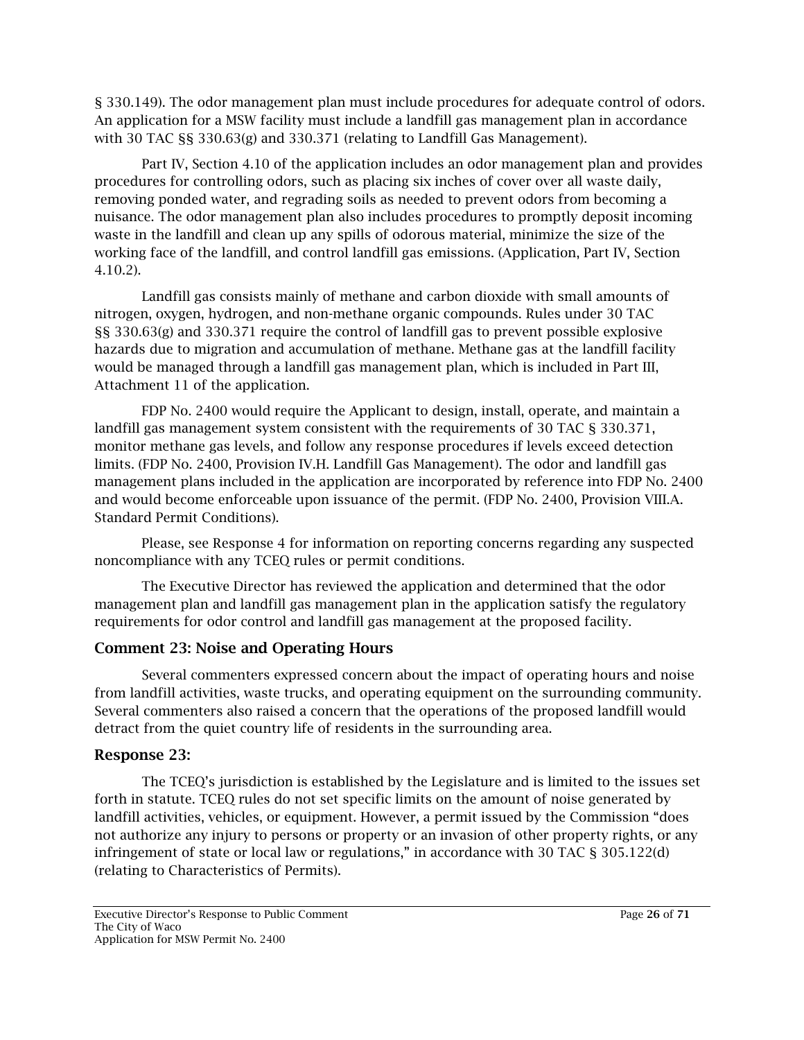§ 330.149). The odor management plan must include procedures for adequate control of odors. An application for a MSW facility must include a landfill gas management plan in accordance with 30 TAC §§ 330.63(g) and 330.371 (relating to Landfill Gas Management).

Part IV, Section 4.10 of the application includes an odor management plan and provides procedures for controlling odors, such as placing six inches of cover over all waste daily, removing ponded water, and regrading soils as needed to prevent odors from becoming a nuisance. The odor management plan also includes procedures to promptly deposit incoming waste in the landfill and clean up any spills of odorous material, minimize the size of the working face of the landfill, and control landfill gas emissions. (Application, Part IV, Section 4.10.2).

Landfill gas consists mainly of methane and carbon dioxide with small amounts of nitrogen, oxygen, hydrogen, and non-methane organic compounds. Rules under 30 TAC §§ 330.63(g) and 330.371 require the control of landfill gas to prevent possible explosive hazards due to migration and accumulation of methane. Methane gas at the landfill facility would be managed through a landfill gas management plan, which is included in Part III, Attachment 11 of the application.

FDP No. 2400 would require the Applicant to design, install, operate, and maintain a landfill gas management system consistent with the requirements of 30 TAC § 330.371, monitor methane gas levels, and follow any response procedures if levels exceed detection limits. (FDP No. 2400, Provision IV.H. Landfill Gas Management). The odor and landfill gas management plans included in the application are incorporated by reference into FDP No. 2400 and would become enforceable upon issuance of the permit. (FDP No. 2400, Provision VIII.A. Standard Permit Conditions).

Please, see Response 4 for information on reporting concerns regarding any suspected noncompliance with any TCEQ rules or permit conditions.

The Executive Director has reviewed the application and determined that the odor management plan and landfill gas management plan in the application satisfy the regulatory requirements for odor control and landfill gas management at the proposed facility.

## Comment 23: Noise and Operating Hours

Several commenters expressed concern about the impact of operating hours and noise from landfill activities, waste trucks, and operating equipment on the surrounding community. Several commenters also raised a concern that the operations of the proposed landfill would detract from the quiet country life of residents in the surrounding area.

## Response 23:

The TCEQ's jurisdiction is established by the Legislature and is limited to the issues set forth in statute. TCEQ rules do not set specific limits on the amount of noise generated by landfill activities, vehicles, or equipment. However, a permit issued by the Commission "does not authorize any injury to persons or property or an invasion of other property rights, or any infringement of state or local law or regulations," in accordance with 30 TAC § 305.122(d) (relating to Characteristics of Permits).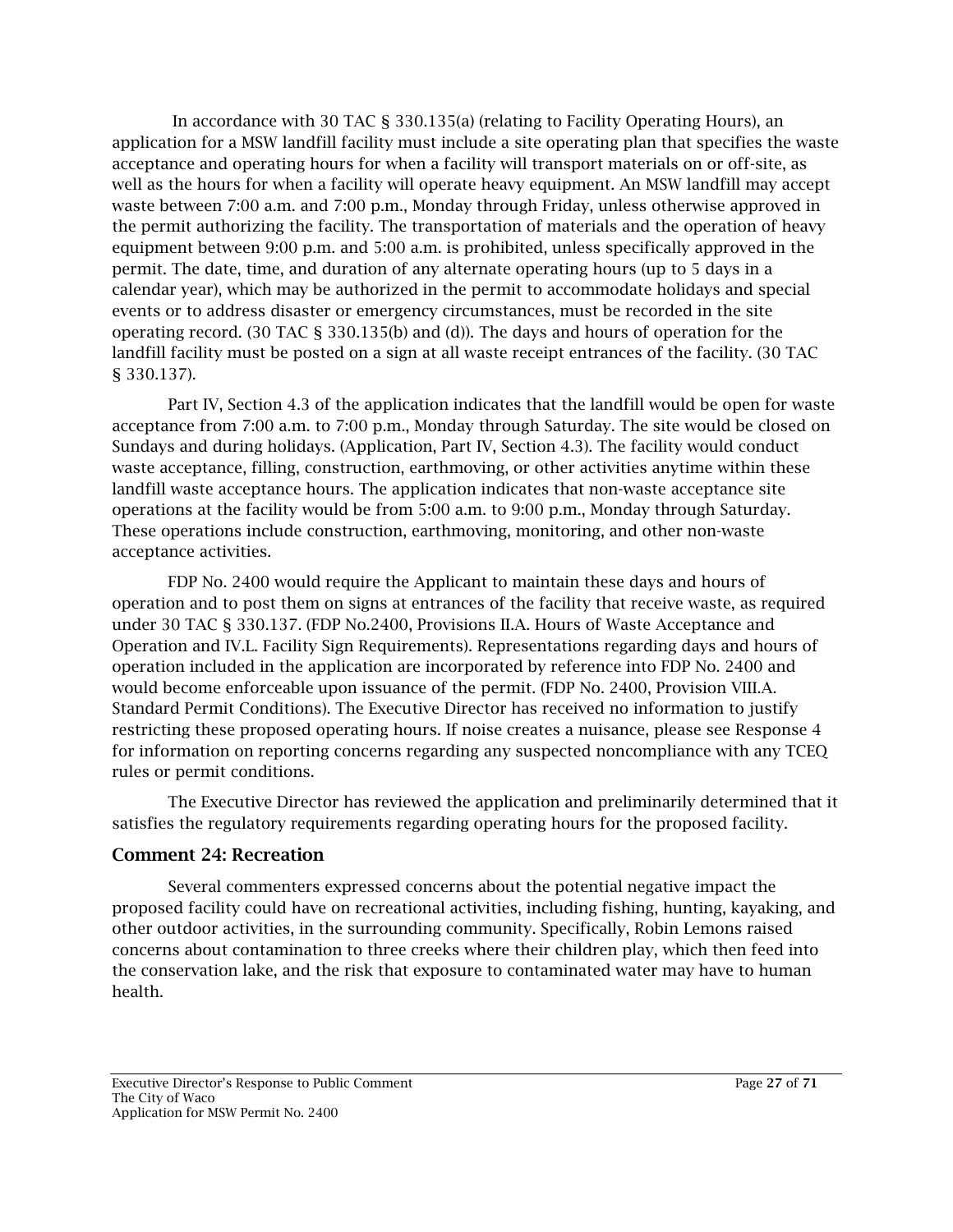In accordance with 30 TAC § 330.135(a) (relating to Facility Operating Hours), an application for a MSW landfill facility must include a site operating plan that specifies the waste acceptance and operating hours for when a facility will transport materials on or off-site, as well as the hours for when a facility will operate heavy equipment. An MSW landfill may accept waste between 7:00 a.m. and 7:00 p.m., Monday through Friday, unless otherwise approved in the permit authorizing the facility. The transportation of materials and the operation of heavy equipment between 9:00 p.m. and 5:00 a.m. is prohibited, unless specifically approved in the permit. The date, time, and duration of any alternate operating hours (up to 5 days in a calendar year), which may be authorized in the permit to accommodate holidays and special events or to address disaster or emergency circumstances, must be recorded in the site operating record. (30 TAC § 330.135(b) and (d)). The days and hours of operation for the landfill facility must be posted on a sign at all waste receipt entrances of the facility. (30 TAC § 330.137).

Part IV, Section 4.3 of the application indicates that the landfill would be open for waste acceptance from 7:00 a.m. to 7:00 p.m., Monday through Saturday. The site would be closed on Sundays and during holidays. (Application, Part IV, Section 4.3). The facility would conduct waste acceptance, filling, construction, earthmoving, or other activities anytime within these landfill waste acceptance hours. The application indicates that non-waste acceptance site operations at the facility would be from 5:00 a.m. to 9:00 p.m., Monday through Saturday. These operations include construction, earthmoving, monitoring, and other non-waste acceptance activities.

FDP No. 2400 would require the Applicant to maintain these days and hours of operation and to post them on signs at entrances of the facility that receive waste, as required under 30 TAC § 330.137. (FDP No.2400, Provisions II.A. Hours of Waste Acceptance and Operation and IV.L. Facility Sign Requirements). Representations regarding days and hours of operation included in the application are incorporated by reference into FDP No. 2400 and would become enforceable upon issuance of the permit. (FDP No. 2400, Provision VIII.A. Standard Permit Conditions). The Executive Director has received no information to justify restricting these proposed operating hours. If noise creates a nuisance, please see Response 4 for information on reporting concerns regarding any suspected noncompliance with any TCEQ rules or permit conditions.

The Executive Director has reviewed the application and preliminarily determined that it satisfies the regulatory requirements regarding operating hours for the proposed facility.

## Comment 24: Recreation

Several commenters expressed concerns about the potential negative impact the proposed facility could have on recreational activities, including fishing, hunting, kayaking, and other outdoor activities, in the surrounding community. Specifically, Robin Lemons raised concerns about contamination to three creeks where their children play, which then feed into the conservation lake, and the risk that exposure to contaminated water may have to human health.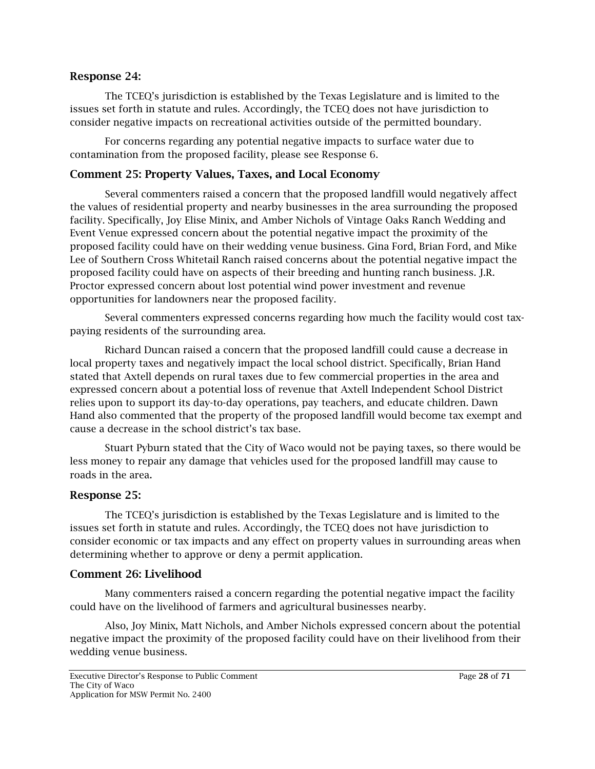### Response 24:

The TCEQ's jurisdiction is established by the Texas Legislature and is limited to the issues set forth in statute and rules. Accordingly, the TCEQ does not have jurisdiction to consider negative impacts on recreational activities outside of the permitted boundary.

For concerns regarding any potential negative impacts to surface water due to contamination from the proposed facility, please see Response 6.

### Comment 25: Property Values, Taxes, and Local Economy

Several commenters raised a concern that the proposed landfill would negatively affect the values of residential property and nearby businesses in the area surrounding the proposed facility. Specifically, Joy Elise Minix, and Amber Nichols of Vintage Oaks Ranch Wedding and Event Venue expressed concern about the potential negative impact the proximity of the proposed facility could have on their wedding venue business. Gina Ford, Brian Ford, and Mike Lee of Southern Cross Whitetail Ranch raised concerns about the potential negative impact the proposed facility could have on aspects of their breeding and hunting ranch business. J.R. Proctor expressed concern about lost potential wind power investment and revenue opportunities for landowners near the proposed facility.

Several commenters expressed concerns regarding how much the facility would cost tax-paying residents of the surrounding area.

Richard Duncan raised a concern that the proposed landfill could cause a decrease in local property taxes and negatively impact the local school district. Specifically, Brian Hand stated that Axtell depends on rural taxes due to few commercial properties in the area and expressed concern about a potential loss of revenue that Axtell Independent School District relies upon to support its day-to-day operations, pay teachers, and educate children. Dawn Hand also commented that the property of the proposed landfill would become tax exempt and cause a decrease in the school district's tax base.

Stuart Pyburn stated that the City of Waco would not be paying taxes, so there would be less money to repair any damage that vehicles used for the proposed landfill may cause to roads in the area.

### Response 25:

The TCEQ's jurisdiction is established by the Texas Legislature and is limited to the issues set forth in statute and rules. Accordingly, the TCEQ does not have jurisdiction to consider economic or tax impacts and any effect on property values in surrounding areas when determining whether to approve or deny a permit application.

### Comment 26: Livelihood

Many commenters raised a concern regarding the potential negative impact the facility could have on the livelihood of farmers and agricultural businesses nearby.

Also, Joy Minix, Matt Nichols, and Amber Nichols expressed concern about the potential negative impact the proximity of the proposed facility could have on their livelihood from their wedding venue business.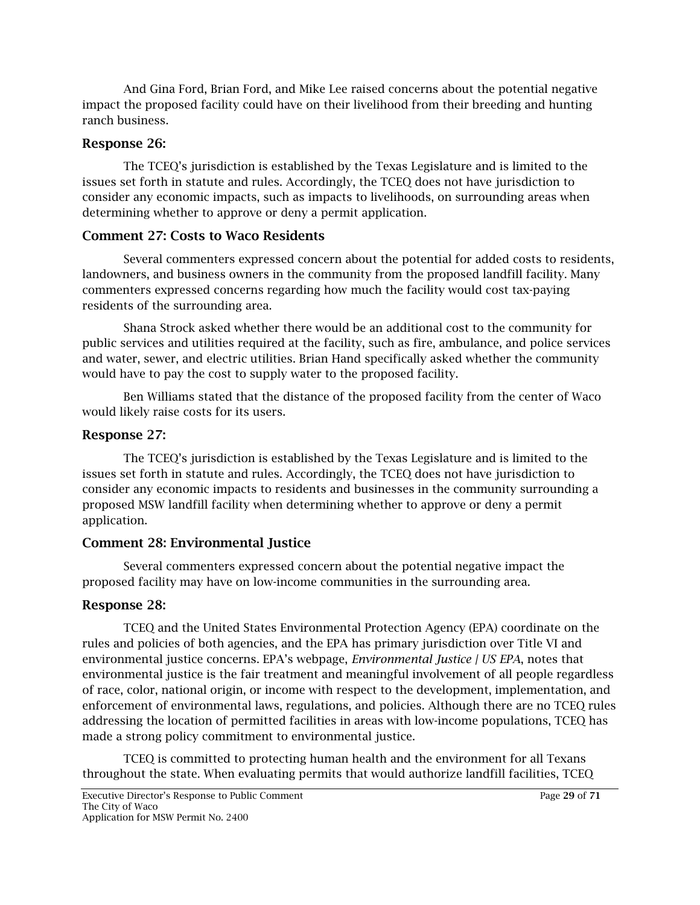And Gina Ford, Brian Ford, and Mike Lee raised concerns about the potential negative impact the proposed facility could have on their livelihood from their breeding and hunting ranch business.

### Response 26:

The TCEQ's jurisdiction is established by the Texas Legislature and is limited to the issues set forth in statute and rules. Accordingly, the TCEQ does not have jurisdiction to consider any economic impacts, such as impacts to livelihoods, on surrounding areas when determining whether to approve or deny a permit application.

### Comment 27: Costs to Waco Residents

Several commenters expressed concern about the potential for added costs to residents, landowners, and business owners in the community from the proposed landfill facility. Many commenters expressed concerns regarding how much the facility would cost tax-paying residents of the surrounding area.

Shana Strock asked whether there would be an additional cost to the community for public services and utilities required at the facility, such as fire, ambulance, and police services and water, sewer, and electric utilities. Brian Hand specifically asked whether the community would have to pay the cost to supply water to the proposed facility.

Ben Williams stated that the distance of the proposed facility from the center of Waco would likely raise costs for its users.

### Response 27:

The TCEQ's jurisdiction is established by the Texas Legislature and is limited to the issues set forth in statute and rules. Accordingly, the TCEQ does not have jurisdiction to consider any economic impacts to residents and businesses in the community surrounding a proposed MSW landfill facility when determining whether to approve or deny a permit application.

### Comment 28: Environmental Justice

Several commenters expressed concern about the potential negative impact the proposed facility may have on low-income communities in the surrounding area.

### Response 28:

TCEQ and the United States Environmental Protection Agency (EPA) coordinate on the rules and policies of both agencies, and the EPA has primary jurisdiction over Title VI and environmental justice concerns. EPA's webpage, *Environmental Justice | US EPA*, notes that environmental justice is the fair treatment and meaningful involvement of all people regardless of race, color, national origin, or income with respect to the development, implementation, and enforcement of environmental laws, regulations, and policies. Although there are no TCEQ rules addressing the location of permitted facilities in areas with low-income populations, TCEQ has made a strong policy commitment to environmental justice.

TCEQ is committed to protecting human health and the environment for all Texans throughout the state. When evaluating permits that would authorize landfill facilities, TCEQ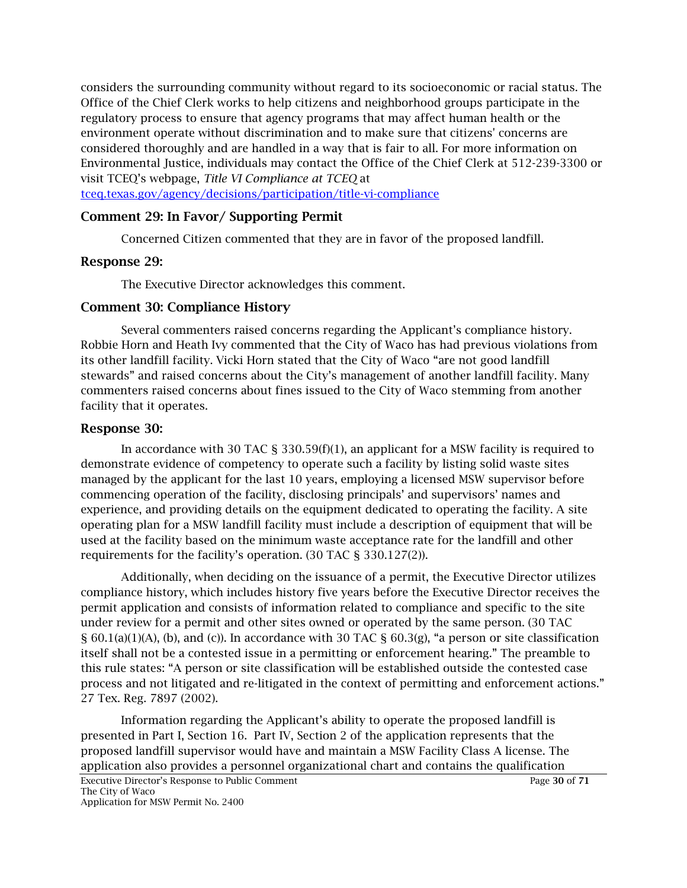considers the surrounding community without regard to its socioeconomic or racial status. The Office of the Chief Clerk works to help citizens and neighborhood groups participate in the regulatory process to ensure that agency programs that may affect human health or the environment operate without discrimination and to make sure that citizens' concerns are considered thoroughly and are handled in a way that is fair to all. For more information on Environmental Justice, individuals may contact the Office of the Chief Clerk at 512-239-3300 or visit TCEQ's webpage, *Title VI Compliance at TCEQ* at [tceq.texas.gov/agency/decisions/participation/title-vi-compliance](tceq.texas.gov/agency/decisions/participation/title-vi-compliance)

### Comment 29: In Favor/ Supporting Permit

Concerned Citizen commented that they are in favor of the proposed landfill.

### Response 29:

The Executive Director acknowledges this comment.

### Comment 30: Compliance History

Several commenters raised concerns regarding the Applicant's compliance history. Robbie Horn and Heath Ivy commented that the City of Waco has had previous violations from its other landfill facility. Vicki Horn stated that the City of Waco "are not good landfill stewards" and raised concerns about the City's management of another landfill facility. Many commenters raised concerns about fines issued to the City of Waco stemming from another facility that it operates.

### Response 30:

In accordance with 30 TAC § 330.59(f)(1), an applicant for a MSW facility is required to demonstrate evidence of competency to operate such a facility by listing solid waste sites managed by the applicant for the last 10 years, employing a licensed MSW supervisor before commencing operation of the facility, disclosing principals' and supervisors' names and experience, and providing details on the equipment dedicated to operating the facility. A site operating plan for a MSW landfill facility must include a description of equipment that will be used at the facility based on the minimum waste acceptance rate for the landfill and other requirements for the facility's operation. (30 TAC § 330.127(2)).

Additionally, when deciding on the issuance of a permit, the Executive Director utilizes compliance history, which includes history five years before the Executive Director receives the permit application and consists of information related to compliance and specific to the site under review for a permit and other sites owned or operated by the same person. (30 TAC § 60.1(a)(1)(A), (b), and (c)). In accordance with 30 TAC § 60.3(g), "a person or site classification itself shall not be a contested issue in a permitting or enforcement hearing." The preamble to this rule states: "A person or site classification will be established outside the contested case process and not litigated and re-litigated in the context of permitting and enforcement actions." 27 Tex. Reg. 7897 (2002).

Information regarding the Applicant's ability to operate the proposed landfill is presented in Part I, Section 16. Part IV, Section 2 of the application represents that the proposed landfill supervisor would have and maintain a MSW Facility Class A license. The application also provides a personnel organizational chart and contains the qualification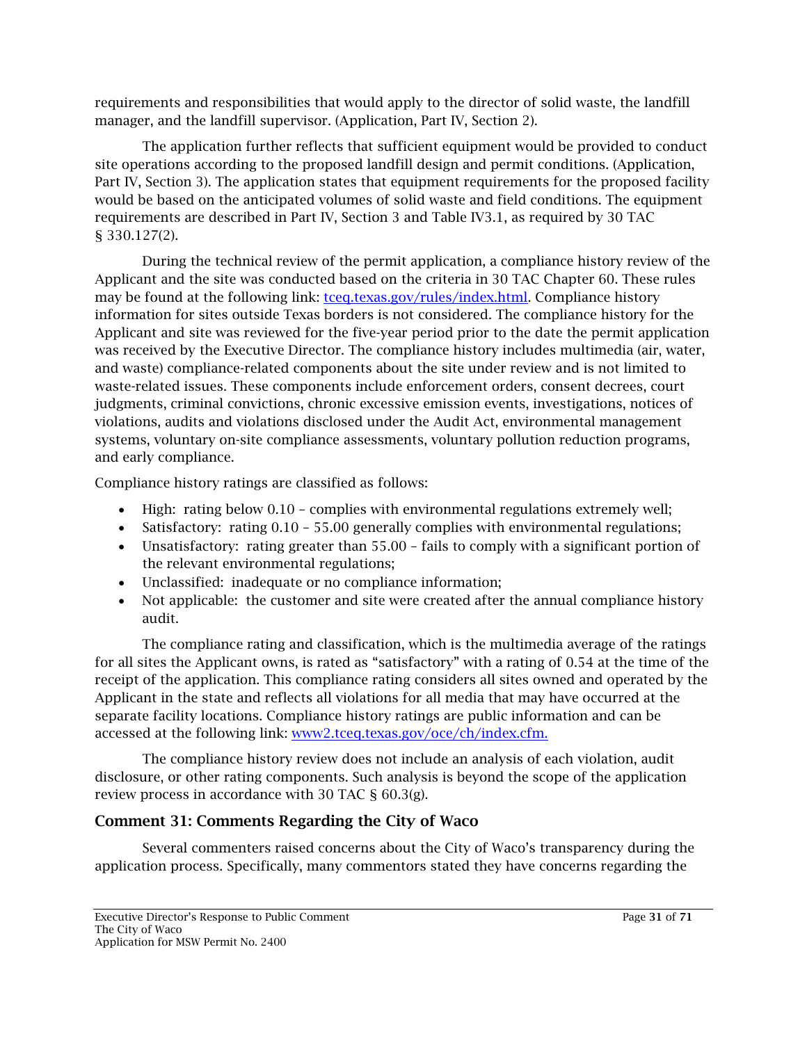requirements and responsibilities that would apply to the director of solid waste, the landfill manager, and the landfill supervisor. (Application, Part IV, Section 2).

The application further reflects that sufficient equipment would be provided to conduct site operations according to the proposed landfill design and permit conditions. (Application, Part IV, Section 3). The application states that equipment requirements for the proposed facility would be based on the anticipated volumes of solid waste and field conditions. The equipment requirements are described in Part IV, Section 3 and Table IV3.1, as required by 30 TAC § 330.127(2).

During the technical review of the permit application, a compliance history review of the Applicant and the site was conducted based on the criteria in 30 TAC Chapter 60. These rules may be found at the following link: [tceq.texas.gov/rules/index.html](tceq.texas.gov/rules/index.html). Compliance history information for sites outside Texas borders is not considered. The compliance history for the Applicant and site was reviewed for the five-year period prior to the date the permit application was received by the Executive Director. The compliance history includes multimedia (air, water, and waste) compliance-related components about the site under review and is not limited to waste-related issues. These components include enforcement orders, consent decrees, court judgments, criminal convictions, chronic excessive emission events, investigations, notices of violations, audits and violations disclosed under the Audit Act, environmental management systems, voluntary on-site compliance assessments, voluntary pollution reduction programs, and early compliance.

Compliance history ratings are classified as follows:

- High: rating below 0.10 – complies with environmental regulations extremely well;
- Satisfactory: rating 0.10 – 55.00 generally complies with environmental regulations;
- Unsatisfactory: rating greater than 55.00 – fails to comply with a significant portion of the relevant environmental regulations;
- Unclassified: inadequate or no compliance information;
- Not applicable: the customer and site were created after the annual compliance history audit.

The compliance rating and classification, which is the multimedia average of the ratings for all sites the Applicant owns, is rated as "satisfactory" with a rating of 0.54 at the time of the receipt of the application. This compliance rating considers all sites owned and operated by the Applicant in the state and reflects all violations for all media that may have occurred at the separate facility locations. Compliance history ratings are public information and can be accessed at the following link: [www2.tceq.texas.gov/oce/ch/index.cfm.](www2.tceq.texas.gov/oce/ch/index.cfm)

The compliance history review does not include an analysis of each violation, audit disclosure, or other rating components. Such analysis is beyond the scope of the application review process in accordance with 30 TAC § 60.3(g).

### Comment 31: Comments Regarding the City of Waco

Several commenters raised concerns about the City of Waco's transparency during the application process. Specifically, many commentors stated they have concerns regarding the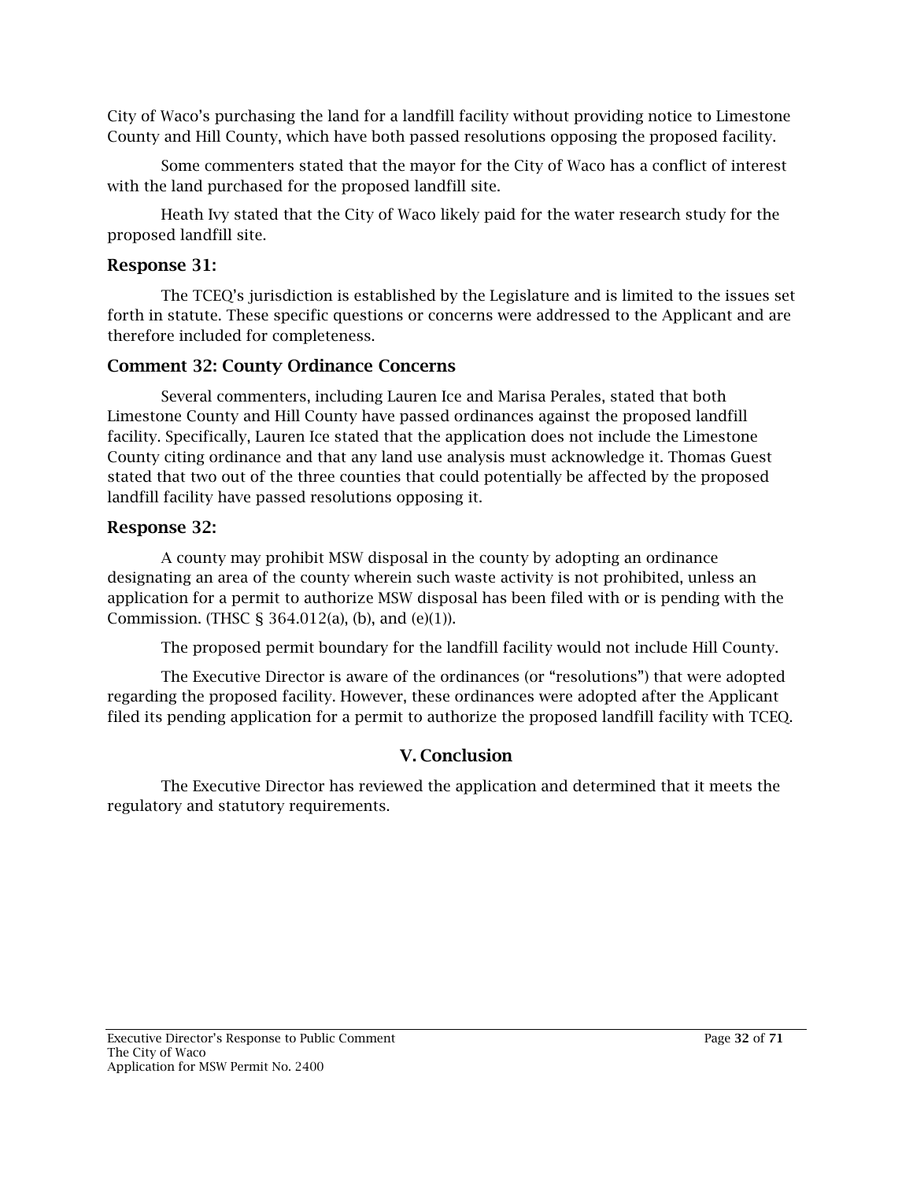City of Waco's purchasing the land for a landfill facility without providing notice to Limestone County and Hill County, which have both passed resolutions opposing the proposed facility.

Some commenters stated that the mayor for the City of Waco has a conflict of interest with the land purchased for the proposed landfill site.

Heath Ivy stated that the City of Waco likely paid for the water research study for the proposed landfill site.

### Response 31:

The TCEQ's jurisdiction is established by the Legislature and is limited to the issues set forth in statute. These specific questions or concerns were addressed to the Applicant and are therefore included for completeness.

### Comment 32: County Ordinance Concerns

Several commenters, including Lauren Ice and Marisa Perales, stated that both Limestone County and Hill County have passed ordinances against the proposed landfill facility. Specifically, Lauren Ice stated that the application does not include the Limestone County citing ordinance and that any land use analysis must acknowledge it. Thomas Guest stated that two out of the three counties that could potentially be affected by the proposed landfill facility have passed resolutions opposing it.

### Response 32:

A county may prohibit MSW disposal in the county by adopting an ordinance designating an area of the county wherein such waste activity is not prohibited, unless an application for a permit to authorize MSW disposal has been filed with or is pending with the Commission. (THSC § 364.012(a), (b), and (e)(1)).

The proposed permit boundary for the landfill facility would not include Hill County.

The Executive Director is aware of the ordinances (or "resolutions") that were adopted regarding the proposed facility. However, these ordinances were adopted after the Applicant filed its pending application for a permit to authorize the proposed landfill facility with TCEQ.

## V. Conclusion

The Executive Director has reviewed the application and determined that it meets the regulatory and statutory requirements.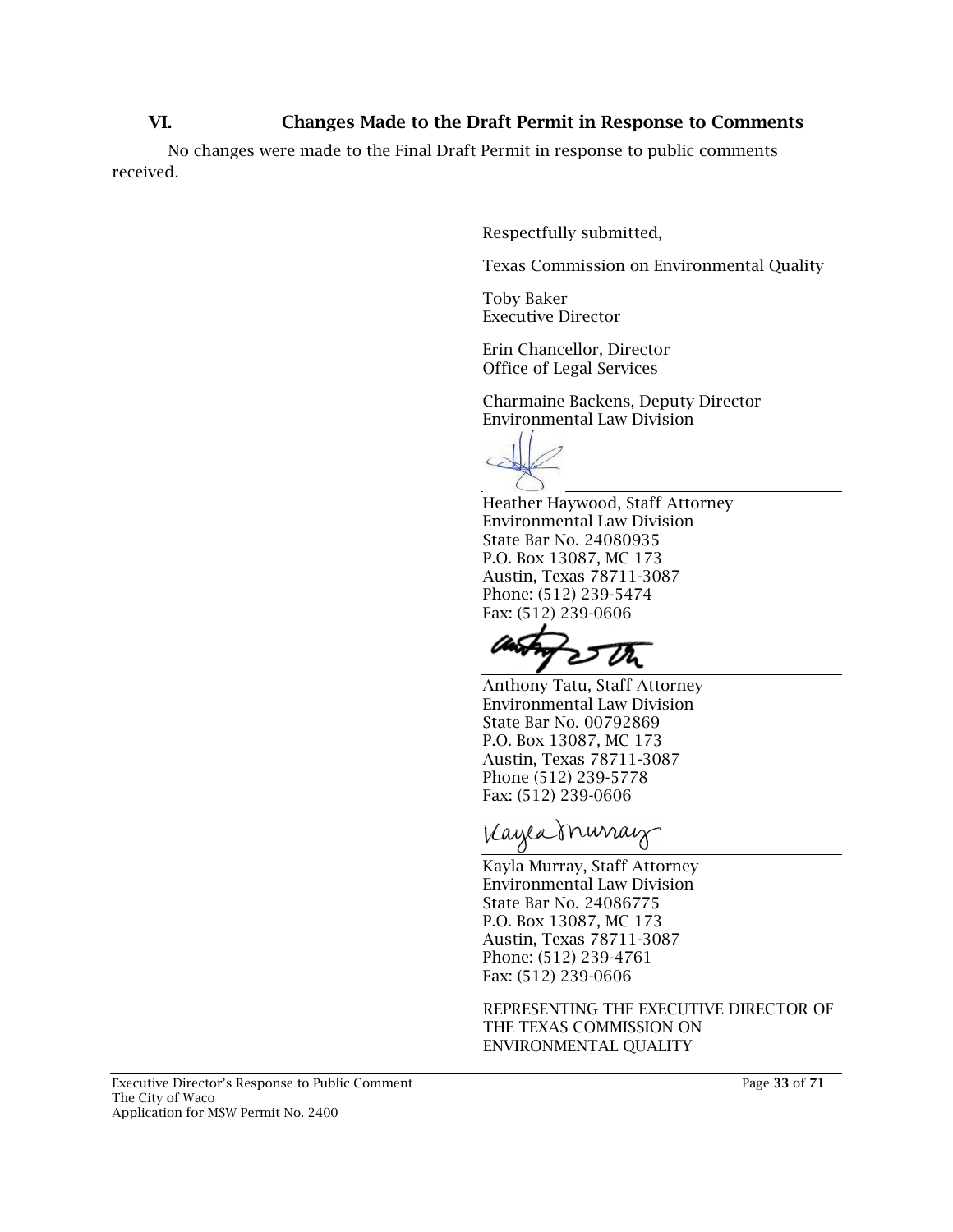## VI. Changes Made to the Draft Permit in Response to Comments

No changes were made to the Final Draft Permit in response to public comments received.

Respectfully submitted,

Texas Commission on Environmental Quality

Toby Baker
Executive Director

Erin Chancellor, Director
Office of Legal Services

Charmaine Backens, Deputy Director
Environmental Law Division

Heather Haywood, Staff Attorney
Environmental Law Division
State Bar No. 24080935
P.O. Box 13087, MC 173
Austin, Texas 78711-3087
Phone: (512) 239-5474
Fax: (512) 239-0606

Anthony Tatu, Staff Attorney
Environmental Law Division
State Bar No. 00792869
P.O. Box 13087, MC 173
Austin, Texas 78711-3087
Phone (512) 239-5778
Fax: (512) 239-0606

Kayla Murray, Staff Attorney
Environmental Law Division
State Bar No. 24086775
P.O. Box 13087, MC 173
Austin, Texas 78711-3087
Phone: (512) 239-4761
Fax: (512) 239-0606

REPRESENTING THE EXECUTIVE DIRECTOR OF THE TEXAS COMMISSION ON ENVIRONMENTAL QUALITY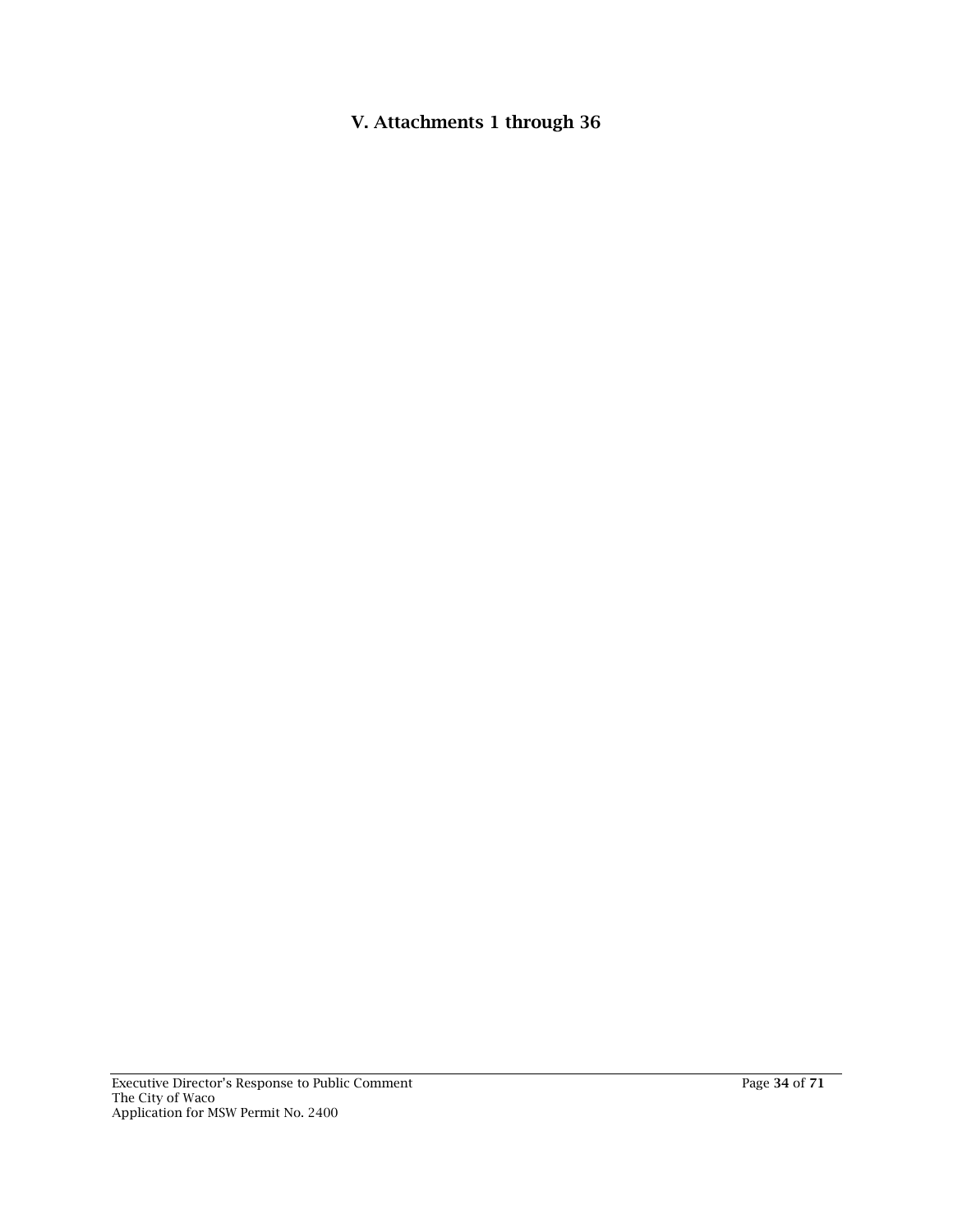## V. Attachments 1 through 36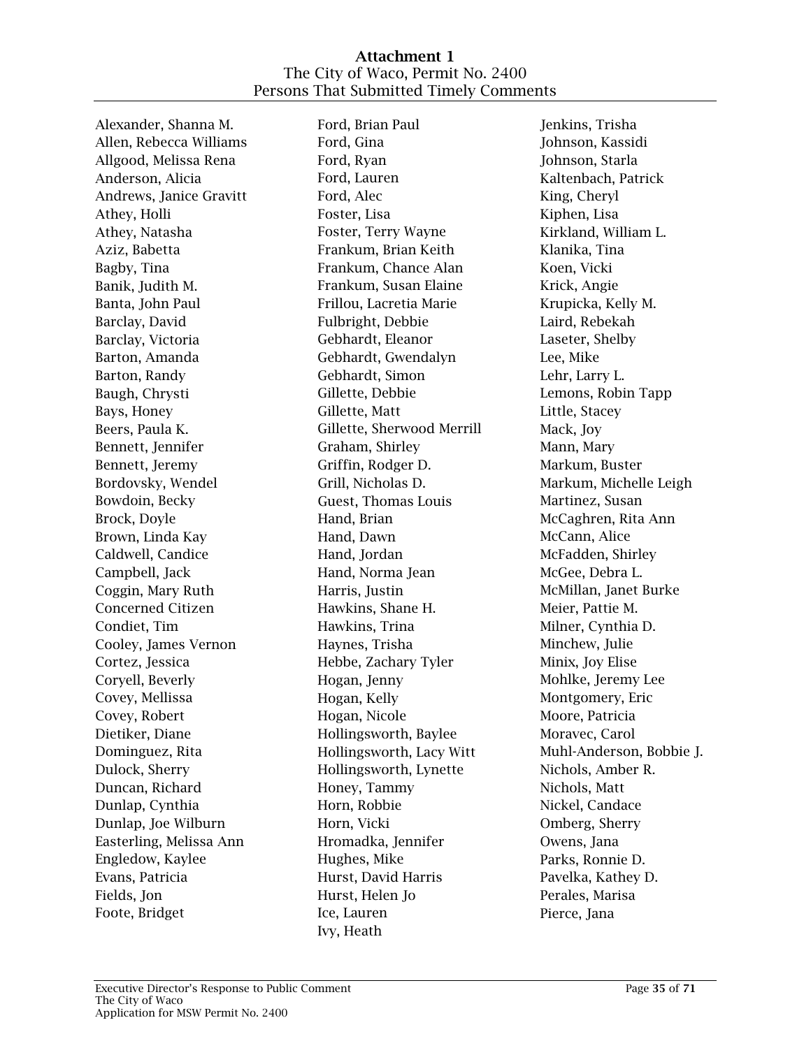**Attachment 1**
The City of Waco, Permit No. 2400
Persons That Submitted Timely Comments

Alexander, Shanna M.
Allen, Rebecca Williams
Allgood, Melissa Rena
Anderson, Alicia
Andrews, Janice Gravitt
Athey, Holli
Athey, Natasha
Aziz, Babetta
Bagby, Tina
Banik, Judith M.
Banta, John Paul
Barclay, David
Barclay, Victoria
Barton, Amanda
Barton, Randy
Baugh, Chrysti
Bays, Honey
Beers, Paula K.
Bennett, Jennifer
Bennett, Jeremy
Bordovsky, Wendel
Bowdoin, Becky
Brock, Doyle
Brown, Linda Kay
Caldwell, Candice
Campbell, Jack
Coggin, Mary Ruth
Concerned Citizen
Condiet, Tim
Cooley, James Vernon
Cortez, Jessica
Coryell, Beverly
Covey, Mellissa
Covey, Robert
Dietiker, Diane
Dominguez, Rita
Dulock, Sherry
Duncan, Richard
Dunlap, Cynthia
Dunlap, Joe Wilburn
Easterling, Melissa Ann
Engledow, Kaylee
Evans, Patricia
Fields, Jon
Foote, Bridget
Ford, Brian Paul
Ford, Gina
Ford, Ryan
Ford, Lauren
Ford, Alec
Foster, Lisa
Foster, Terry Wayne
Frankum, Brian Keith
Frankum, Chance Alan
Frankum, Susan Elaine
Frillou, Lacretia Marie
Fulbright, Debbie
Gebhardt, Eleanor
Gebhardt, Gwendalyn
Gebhardt, Simon
Gillette, Debbie
Gillette, Matt
Gillette, Sherwood Merrill
Graham, Shirley
Griffin, Rodger D.
Grill, Nicholas D.
Guest, Thomas Louis
Hand, Brian
Hand, Dawn
Hand, Jordan
Hand, Norma Jean
Harris, Justin
Hawkins, Shane H.
Hawkins, Trina
Haynes, Trisha
Hebbe, Zachary Tyler
Hogan, Jenny
Hogan, Kelly
Hogan, Nicole
Hollingsworth, Baylee
Hollingsworth, Lacy Witt
Hollingsworth, Lynette
Honey, Tammy
Horn, Robbie
Horn, Vicki
Hromadka, Jennifer
Hughes, Mike
Hurst, David Harris
Hurst, Helen Jo
Ice, Lauren
Ivy, Heath
Jenkins, Trisha
Johnson, Kassidi
Johnson, Starla
Kaltenbach, Patrick
King, Cheryl
Kiphen, Lisa
Kirkland, William L.
Klanika, Tina
Koen, Vicki
Krick, Angie
Krupicka, Kelly M.
Laird, Rebekah
Laseter, Shelby
Lee, Mike
Lehr, Larry L.
Lemons, Robin Tapp
Little, Stacey
Mack, Joy
Mann, Mary
Markum, Buster
Markum, Michelle Leigh
Martinez, Susan
McCaghren, Rita Ann
McCann, Alice
McFadden, Shirley
McGee, Debra L.
McMillan, Janet Burke
Meier, Pattie M.
Milner, Cynthia D.
Minchew, Julie
Minix, Joy Elise
Mohlke, Jeremy Lee
Montgomery, Eric
Moore, Patricia
Moravec, Carol
Muhl-Anderson, Bobbie J.
Nichols, Amber R.
Nichols, Matt
Nickel, Candace
Omberg, Sherry
Owens, Jana
Parks, Ronnie D.
Pavelka, Kathey D.
Perales, Marisa
Pierce, Jana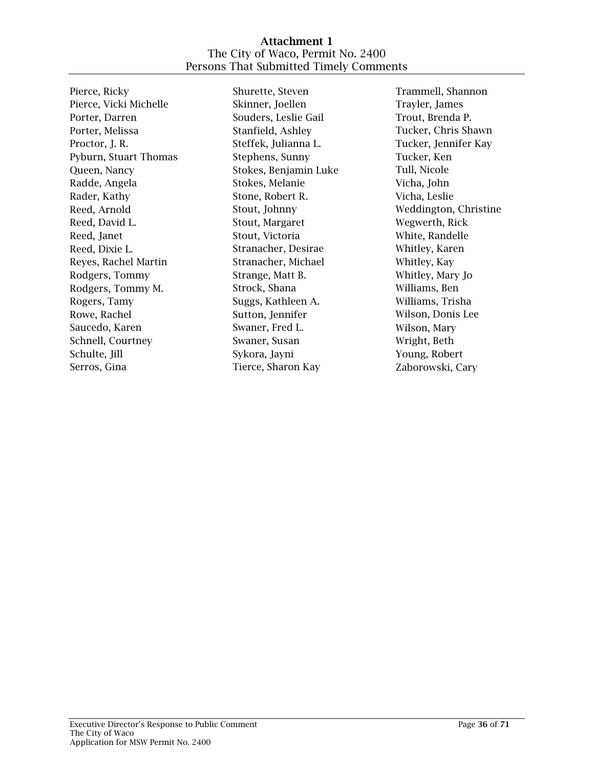**Attachment 1**
The City of Waco, Permit No. 2400
Persons That Submitted Timely Comments

Pierce, Ricky
Pierce, Vicki Michelle
Porter, Darren
Porter, Melissa
Proctor, J. R.
Pyburn, Stuart Thomas
Queen, Nancy
Radde, Angela
Rader, Kathy
Reed, Arnold
Reed, David L.
Reed, Janet
Reed, Dixie L.
Reyes, Rachel Martin
Rodgers, Tommy
Rodgers, Tommy M.
Rogers, Tamy
Rowe, Rachel
Saucedo, Karen
Schnell, Courtney
Schulte, Jill
Serros, Gina
Shurette, Steven
Skinner, Joellen
Souders, Leslie Gail
Stanfield, Ashley
Steffek, Julianna L.
Stephens, Sunny
Stokes, Benjamin Luke
Stokes, Melanie
Stone, Robert R.
Stout, Johnny
Stout, Margaret
Stout, Victoria
Stranacher, Desirae
Stranacher, Michael
Strange, Matt B.
Strock, Shana
Suggs, Kathleen A.
Sutton, Jennifer
Swaner, Fred L.
Swaner, Susan
Sykora, Jayni
Tierce, Sharon Kay
Trammell, Shannon
Trayler, James
Trout, Brenda P.
Tucker, Chris Shawn
Tucker, Jennifer Kay
Tucker, Ken
Tull, Nicole
Vicha, John
Vicha, Leslie
Weddington, Christine
Wegwerth, Rick
White, Randelle
Whitley, Karen
Whitley, Kay
Whitley, Mary Jo
Williams, Ben
Williams, Trisha
Wilson, Donis Lee
Wilson, Mary
Wright, Beth
Young, Robert
Zaborowski, Cary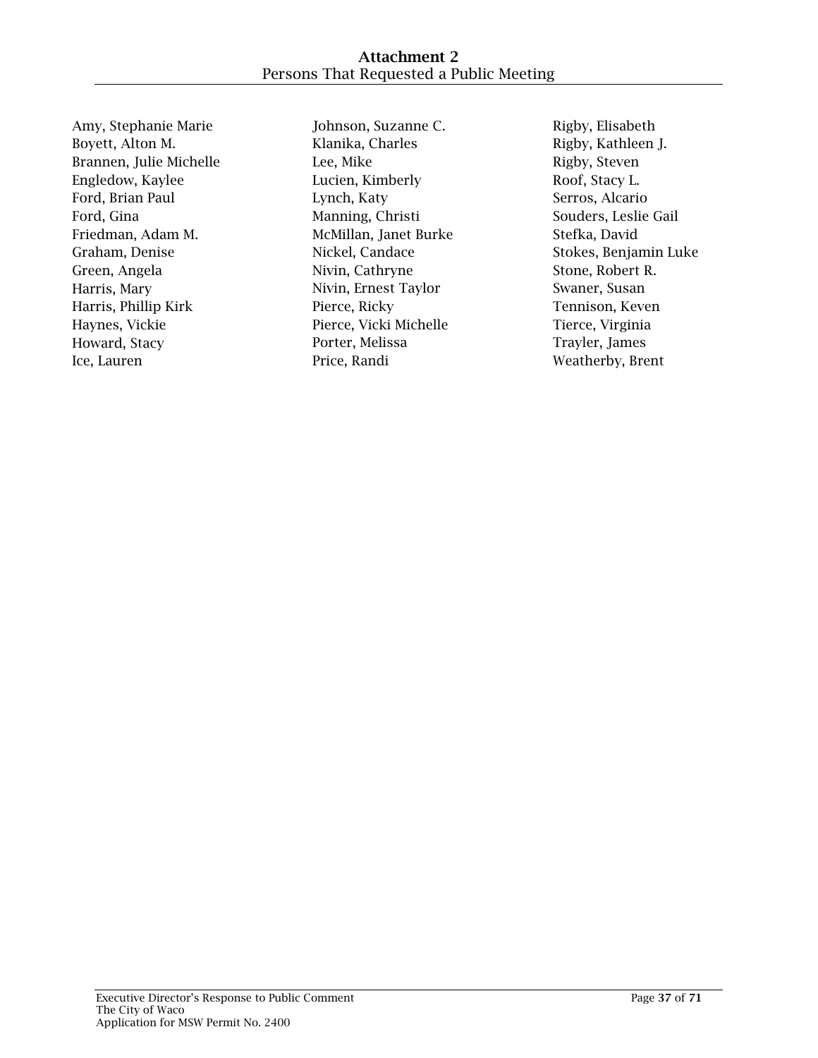# Attachment 2
## Persons That Requested a Public Meeting

Amy, Stephanie Marie
Boyett, Alton M.
Brannen, Julie Michelle
Engledow, Kaylee
Ford, Brian Paul
Ford, Gina
Friedman, Adam M.
Graham, Denise
Green, Angela
Harris, Mary
Harris, Phillip Kirk
Haynes, Vickie
Howard, Stacy
Ice, Lauren
Johnson, Suzanne C.
Klanika, Charles
Lee, Mike
Lucien, Kimberly
Lynch, Katy
Manning, Christi
McMillan, Janet Burke
Nickel, Candace
Nivin, Cathryne
Nivin, Ernest Taylor
Pierce, Ricky
Pierce, Vicki Michelle
Porter, Melissa
Price, Randi
Rigby, Elisabeth
Rigby, Kathleen J.
Rigby, Steven
Roof, Stacy L.
Serros, Alcario
Souders, Leslie Gail
Stefka, David
Stokes, Benjamin Luke
Stone, Robert R.
Swaner, Susan
Tennison, Keven
Tierce, Virginia
Trayler, James
Weatherby, Brent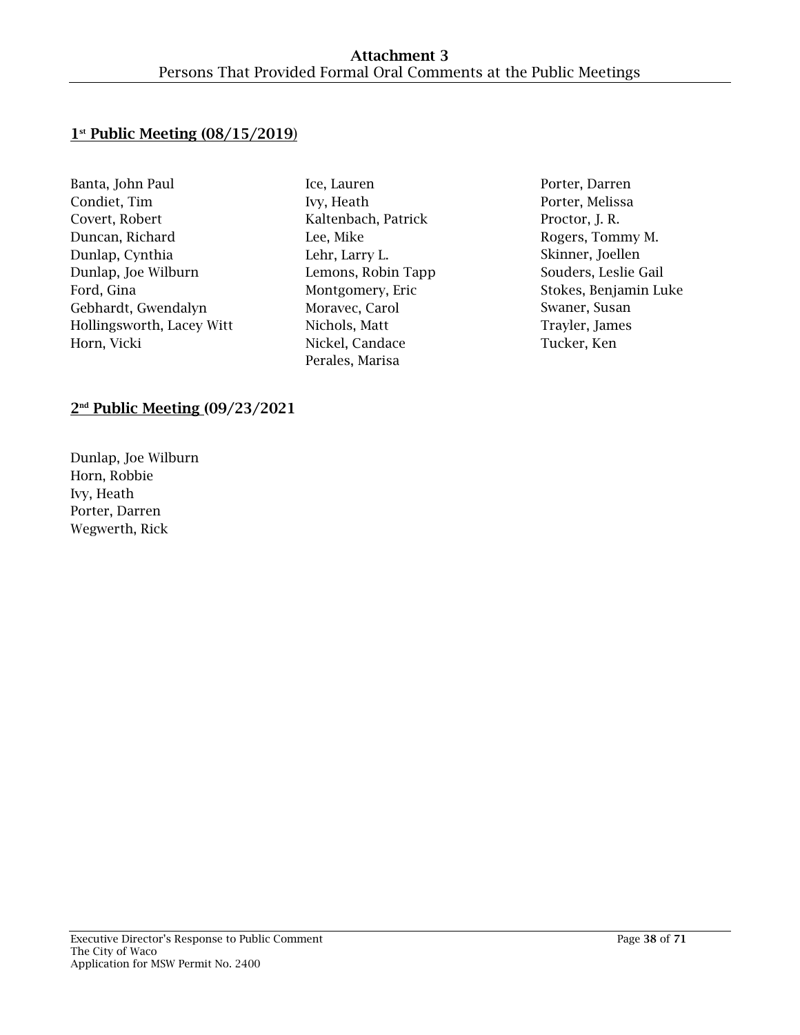# Attachment 3
## Persons That Provided Formal Oral Comments at the Public Meetings

### 1[st] Public Meeting (08/15/2019)

Banta, John Paul
Condiet, Tim
Covert, Robert
Duncan, Richard
Dunlap, Cynthia
Dunlap, Joe Wilburn
Ford, Gina
Gebhardt, Gwendalyn
Hollingsworth, Lacey Witt
Horn, Vicki
Ice, Lauren
Ivy, Heath
Kaltenbach, Patrick
Lee, Mike
Lehr, Larry L.
Lemons, Robin Tapp
Montgomery, Eric
Moravec, Carol
Nichols, Matt
Nickel, Candace
Perales, Marisa
Porter, Darren
Porter, Melissa
Proctor, J. R.
Rogers, Tommy M.
Skinner, Joellen
Souders, Leslie Gail
Stokes, Benjamin Luke
Swaner, Susan
Trayler, James
Tucker, Ken

### 2[nd] Public Meeting (09/23/2021

Dunlap, Joe Wilburn
Horn, Robbie
Ivy, Heath
Porter, Darren
Wegwerth, Rick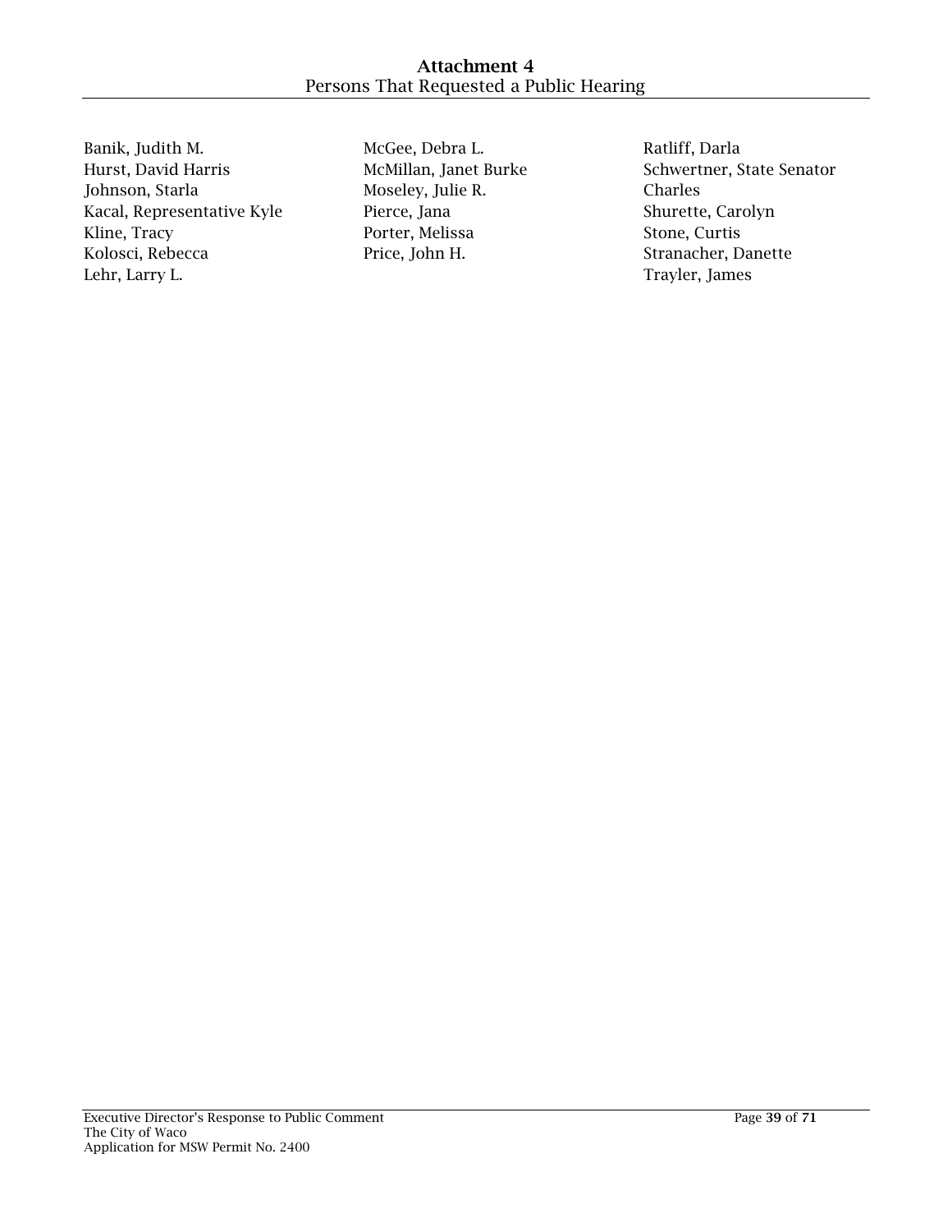# Attachment 4
Persons That Requested a Public Hearing

Banik, Judith M.
Hurst, David Harris
Johnson, Starla
Kacal, Representative Kyle
Kline, Tracy
Kolosci, Rebecca
Lehr, Larry L.
McGee, Debra L.
McMillan, Janet Burke
Moseley, Julie R.
Pierce, Jana
Porter, Melissa
Price, John H.
Ratliff, Darla
Schwertner, State Senator Charles
Shurette, Carolyn
Stone, Curtis
Stranacher, Danette
Trayler, James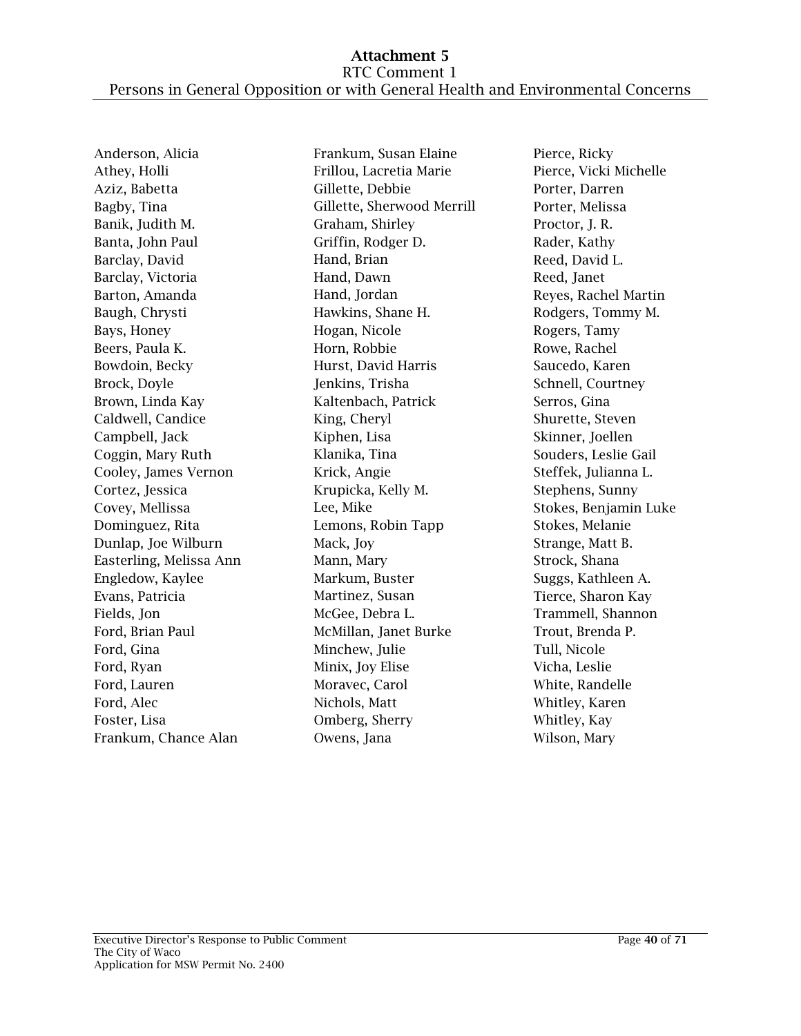# Attachment 5

RTC Comment 1

Persons in General Opposition or with General Health and Environmental Concerns

Anderson, Alicia
Athey, Holli
Aziz, Babetta
Bagby, Tina
Banik, Judith M.
Banta, John Paul
Barclay, David
Barclay, Victoria
Barton, Amanda
Baugh, Chrysti
Bays, Honey
Beers, Paula K.
Bowdoin, Becky
Brock, Doyle
Brown, Linda Kay
Caldwell, Candice
Campbell, Jack
Coggin, Mary Ruth
Cooley, James Vernon
Cortez, Jessica
Covey, Mellissa
Dominguez, Rita
Dunlap, Joe Wilburn
Easterling, Melissa Ann
Engledow, Kaylee
Evans, Patricia
Fields, Jon
Ford, Brian Paul
Ford, Gina
Ford, Ryan
Ford, Lauren
Ford, Alec
Foster, Lisa
Frankum, Chance Alan
Frankum, Susan Elaine
Frillou, Lacretia Marie
Gillette, Debbie
Gillette, Sherwood Merrill
Graham, Shirley
Griffin, Rodger D.
Hand, Brian
Hand, Dawn
Hand, Jordan
Hawkins, Shane H.
Hogan, Nicole
Horn, Robbie
Hurst, David Harris
Jenkins, Trisha
Kaltenbach, Patrick
King, Cheryl
Kiphen, Lisa
Klanika, Tina
Krick, Angie
Krupicka, Kelly M.
Lee, Mike
Lemons, Robin Tapp
Mack, Joy
Mann, Mary
Markum, Buster
Martinez, Susan
McGee, Debra L.
McMillan, Janet Burke
Minchew, Julie
Minix, Joy Elise
Moravec, Carol
Nichols, Matt
Omberg, Sherry
Owens, Jana
Pierce, Ricky
Pierce, Vicki Michelle
Porter, Darren
Porter, Melissa
Proctor, J. R.
Rader, Kathy
Reed, David L.
Reed, Janet
Reyes, Rachel Martin
Rodgers, Tommy M.
Rogers, Tamy
Rowe, Rachel
Saucedo, Karen
Schnell, Courtney
Serros, Gina
Shurette, Steven
Skinner, Joellen
Souders, Leslie Gail
Steffek, Julianna L.
Stephens, Sunny
Stokes, Benjamin Luke
Stokes, Melanie
Strange, Matt B.
Strock, Shana
Suggs, Kathleen A.
Tierce, Sharon Kay
Trammell, Shannon
Trout, Brenda P.
Tull, Nicole
Vicha, Leslie
White, Randelle
Whitley, Karen
Whitley, Kay
Wilson, Mary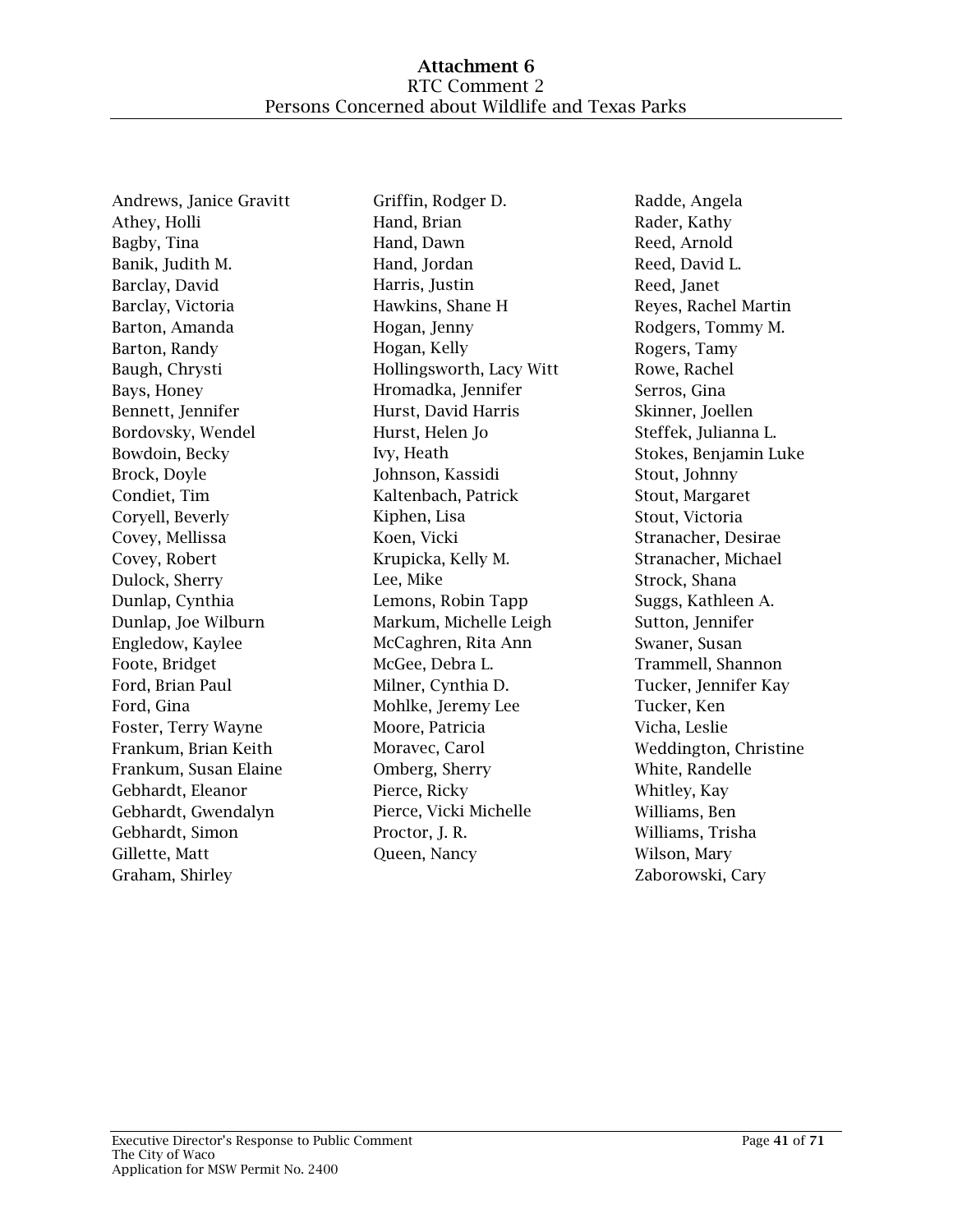# Attachment 6

RTC Comment 2

Persons Concerned about Wildlife and Texas Parks

Andrews, Janice Gravitt
Athey, Holli
Bagby, Tina
Banik, Judith M.
Barclay, David
Barclay, Victoria
Barton, Amanda
Barton, Randy
Baugh, Chrysti
Bays, Honey
Bennett, Jennifer
Bordovsky, Wendel
Bowdoin, Becky
Brock, Doyle
Condiet, Tim
Coryell, Beverly
Covey, Mellissa
Covey, Robert
Dulock, Sherry
Dunlap, Cynthia
Dunlap, Joe Wilburn
Engledow, Kaylee
Foote, Bridget
Ford, Brian Paul
Ford, Gina
Foster, Terry Wayne
Frankum, Brian Keith
Frankum, Susan Elaine
Gebhardt, Eleanor
Gebhardt, Gwendalyn
Gebhardt, Simon
Gillette, Matt
Graham, Shirley
Griffin, Rodger D.
Hand, Brian
Hand, Dawn
Hand, Jordan
Harris, Justin
Hawkins, Shane H
Hogan, Jenny
Hogan, Kelly
Hollingsworth, Lacy Witt
Hromadka, Jennifer
Hurst, David Harris
Hurst, Helen Jo
Ivy, Heath
Johnson, Kassidi
Kaltenbach, Patrick
Kiphen, Lisa
Koen, Vicki
Krupicka, Kelly M.
Lee, Mike
Lemons, Robin Tapp
Markum, Michelle Leigh
McCaghren, Rita Ann
McGee, Debra L.
Milner, Cynthia D.
Mohlke, Jeremy Lee
Moore, Patricia
Moravec, Carol
Omberg, Sherry
Pierce, Ricky
Pierce, Vicki Michelle
Proctor, J. R.
Queen, Nancy
Radde, Angela
Rader, Kathy
Reed, Arnold
Reed, David L.
Reed, Janet
Reyes, Rachel Martin
Rodgers, Tommy M.
Rogers, Tamy
Rowe, Rachel
Serros, Gina
Skinner, Joellen
Steffek, Julianna L.
Stokes, Benjamin Luke
Stout, Johnny
Stout, Margaret
Stout, Victoria
Stranacher, Desirae
Stranacher, Michael
Strock, Shana
Suggs, Kathleen A.
Sutton, Jennifer
Swaner, Susan
Trammell, Shannon
Tucker, Jennifer Kay
Tucker, Ken
Vicha, Leslie
Weddington, Christine
White, Randelle
Whitley, Kay
Williams, Ben
Williams, Trisha
Wilson, Mary
Zaborowski, Cary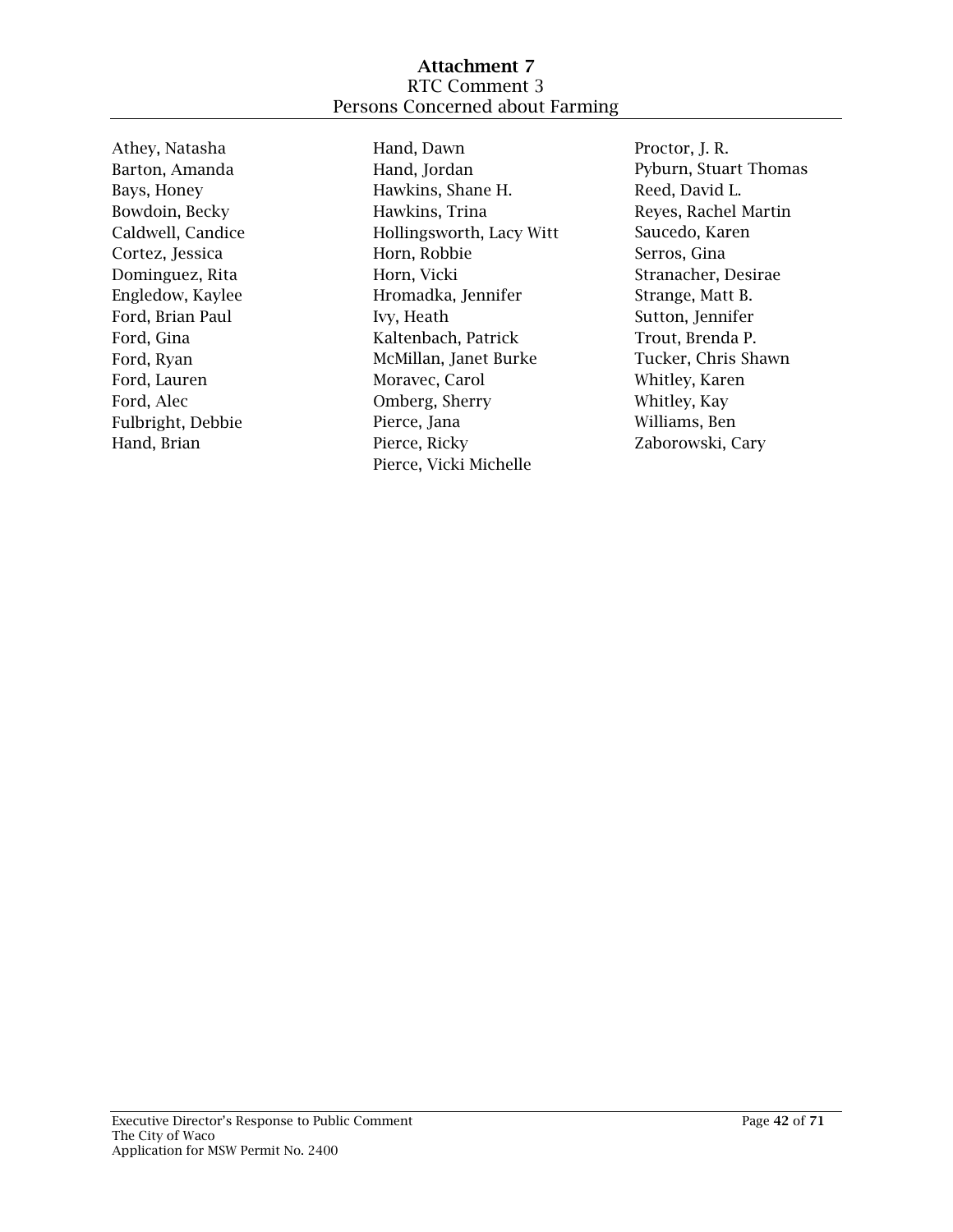**Attachment 7**
RTC Comment 3
Persons Concerned about Farming

Athey, Natasha
Barton, Amanda
Bays, Honey
Bowdoin, Becky
Caldwell, Candice
Cortez, Jessica
Dominguez, Rita
Engledow, Kaylee
Ford, Brian Paul
Ford, Gina
Ford, Ryan
Ford, Lauren
Ford, Alec
Fulbright, Debbie
Hand, Brian
Hand, Dawn
Hand, Jordan
Hawkins, Shane H.
Hawkins, Trina
Hollingsworth, Lacy Witt
Horn, Robbie
Horn, Vicki
Hromadka, Jennifer
Ivy, Heath
Kaltenbach, Patrick
McMillan, Janet Burke
Moravec, Carol
Omberg, Sherry
Pierce, Jana
Pierce, Ricky
Pierce, Vicki Michelle
Proctor, J. R.
Pyburn, Stuart Thomas
Reed, David L.
Reyes, Rachel Martin
Saucedo, Karen
Serros, Gina
Stranacher, Desirae
Strange, Matt B.
Sutton, Jennifer
Trout, Brenda P.
Tucker, Chris Shawn
Whitley, Karen
Whitley, Kay
Williams, Ben
Zaborowski, Cary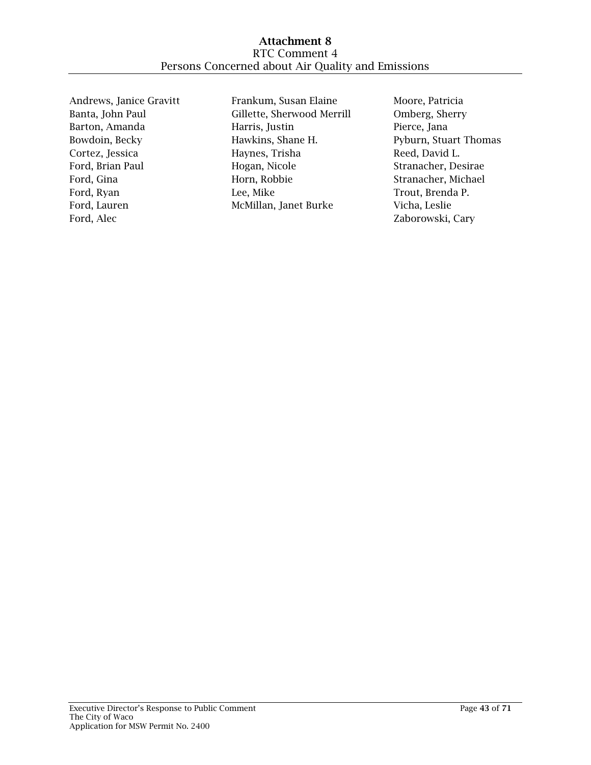# Attachment 8

RTC Comment 4

Persons Concerned about Air Quality and Emissions

Andrews, Janice Gravitt
Banta, John Paul
Barton, Amanda
Bowdoin, Becky
Cortez, Jessica
Ford, Brian Paul
Ford, Gina
Ford, Ryan
Ford, Lauren
Ford, Alec
Frankum, Susan Elaine
Gillette, Sherwood Merrill
Harris, Justin
Hawkins, Shane H.
Haynes, Trisha
Hogan, Nicole
Horn, Robbie
Lee, Mike
McMillan, Janet Burke
Moore, Patricia
Omberg, Sherry
Pierce, Jana
Pyburn, Stuart Thomas
Reed, David L.
Stranacher, Desirae
Stranacher, Michael
Trout, Brenda P.
Vicha, Leslie
Zaborowski, Cary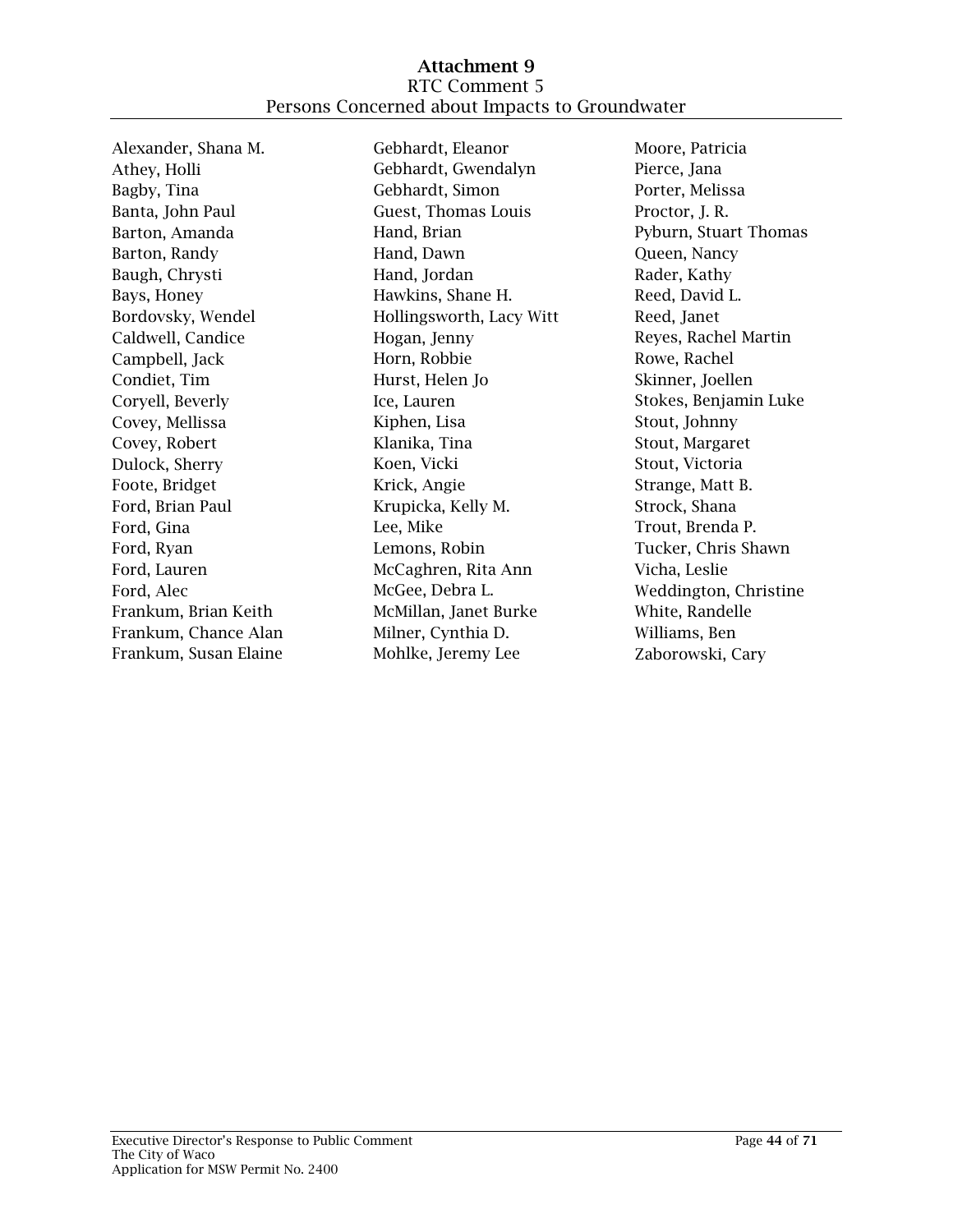**Attachment 9**
RTC Comment 5
Persons Concerned about Impacts to Groundwater

Alexander, Shana M.
Athey, Holli
Bagby, Tina
Banta, John Paul
Barton, Amanda
Barton, Randy
Baugh, Chrysti
Bays, Honey
Bordovsky, Wendel
Caldwell, Candice
Campbell, Jack
Condiet, Tim
Coryell, Beverly
Covey, Mellissa
Covey, Robert
Dulock, Sherry
Foote, Bridget
Ford, Brian Paul
Ford, Gina
Ford, Ryan
Ford, Lauren
Ford, Alec
Frankum, Brian Keith
Frankum, Chance Alan
Frankum, Susan Elaine
Gebhardt, Eleanor
Gebhardt, Gwendalyn
Gebhardt, Simon
Guest, Thomas Louis
Hand, Brian
Hand, Dawn
Hand, Jordan
Hawkins, Shane H.
Hollingsworth, Lacy Witt
Hogan, Jenny
Horn, Robbie
Hurst, Helen Jo
Ice, Lauren
Kiphen, Lisa
Klanika, Tina
Koen, Vicki
Krick, Angie
Krupicka, Kelly M.
Lee, Mike
Lemons, Robin
McCaghren, Rita Ann
McGee, Debra L.
McMillan, Janet Burke
Milner, Cynthia D.
Mohlke, Jeremy Lee
Moore, Patricia
Pierce, Jana
Porter, Melissa
Proctor, J. R.
Pyburn, Stuart Thomas
Queen, Nancy
Rader, Kathy
Reed, David L.
Reed, Janet
Reyes, Rachel Martin
Rowe, Rachel
Skinner, Joellen
Stokes, Benjamin Luke
Stout, Johnny
Stout, Margaret
Stout, Victoria
Strange, Matt B.
Strock, Shana
Trout, Brenda P.
Tucker, Chris Shawn
Vicha, Leslie
Weddington, Christine
White, Randelle
Williams, Ben
Zaborowski, Cary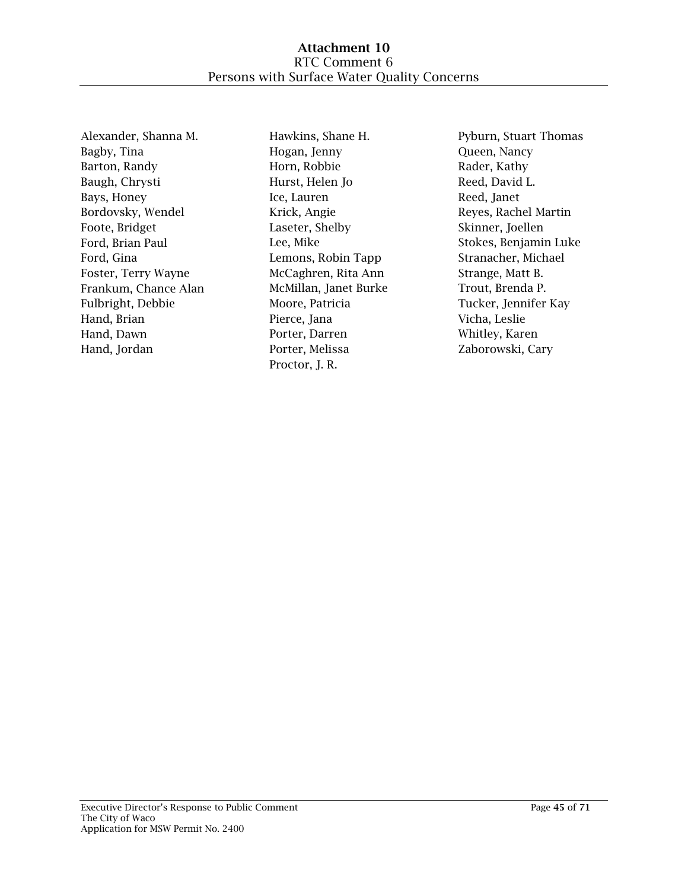# Attachment 10
## RTC Comment 6
## Persons with Surface Water Quality Concerns

Alexander, Shanna M.
Bagby, Tina
Barton, Randy
Baugh, Chrysti
Bays, Honey
Bordovsky, Wendel
Foote, Bridget
Ford, Brian Paul
Ford, Gina
Foster, Terry Wayne
Frankum, Chance Alan
Fulbright, Debbie
Hand, Brian
Hand, Dawn
Hand, Jordan
Hawkins, Shane H.
Hogan, Jenny
Horn, Robbie
Hurst, Helen Jo
Ice, Lauren
Krick, Angie
Laseter, Shelby
Lee, Mike
Lemons, Robin Tapp
McCaghren, Rita Ann
McMillan, Janet Burke
Moore, Patricia
Pierce, Jana
Porter, Darren
Porter, Melissa
Proctor, J. R.
Pyburn, Stuart Thomas
Queen, Nancy
Rader, Kathy
Reed, David L.
Reed, Janet
Reyes, Rachel Martin
Skinner, Joellen
Stokes, Benjamin Luke
Stranacher, Michael
Strange, Matt B.
Trout, Brenda P.
Tucker, Jennifer Kay
Vicha, Leslie
Whitley, Karen
Zaborowski, Cary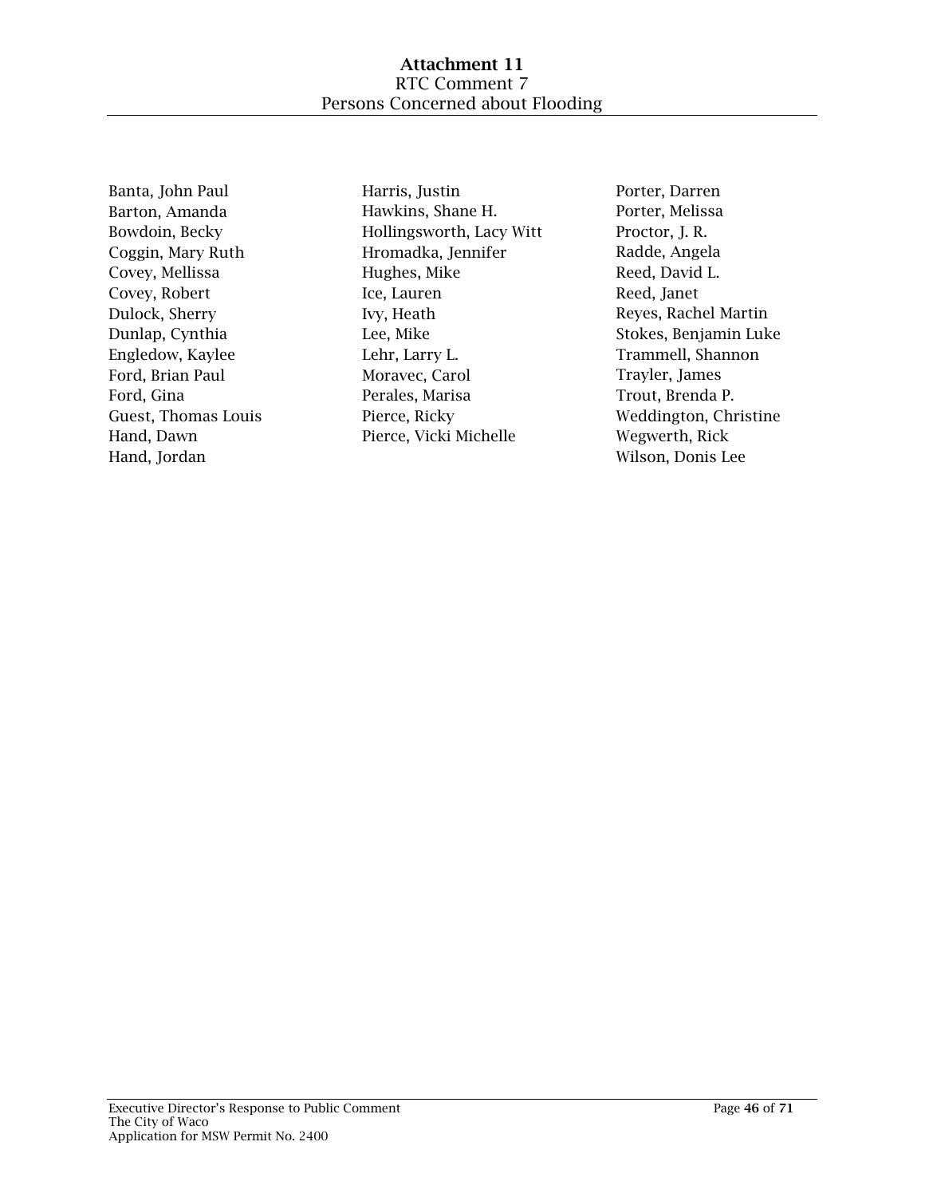# Attachment 11

RTC Comment 7
Persons Concerned about Flooding

Banta, John Paul
Barton, Amanda
Bowdoin, Becky
Coggin, Mary Ruth
Covey, Mellissa
Covey, Robert
Dulock, Sherry
Dunlap, Cynthia
Engledow, Kaylee
Ford, Brian Paul
Ford, Gina
Guest, Thomas Louis
Hand, Dawn
Hand, Jordan
Harris, Justin
Hawkins, Shane H.
Hollingsworth, Lacy Witt
Hromadka, Jennifer
Hughes, Mike
Ice, Lauren
Ivy, Heath
Lee, Mike
Lehr, Larry L.
Moravec, Carol
Perales, Marisa
Pierce, Ricky
Pierce, Vicki Michelle
Porter, Darren
Porter, Melissa
Proctor, J. R.
Radde, Angela
Reed, David L.
Reed, Janet
Reyes, Rachel Martin
Stokes, Benjamin Luke
Trammell, Shannon
Trayler, James
Trout, Brenda P.
Weddington, Christine
Wegwerth, Rick
Wilson, Donis Lee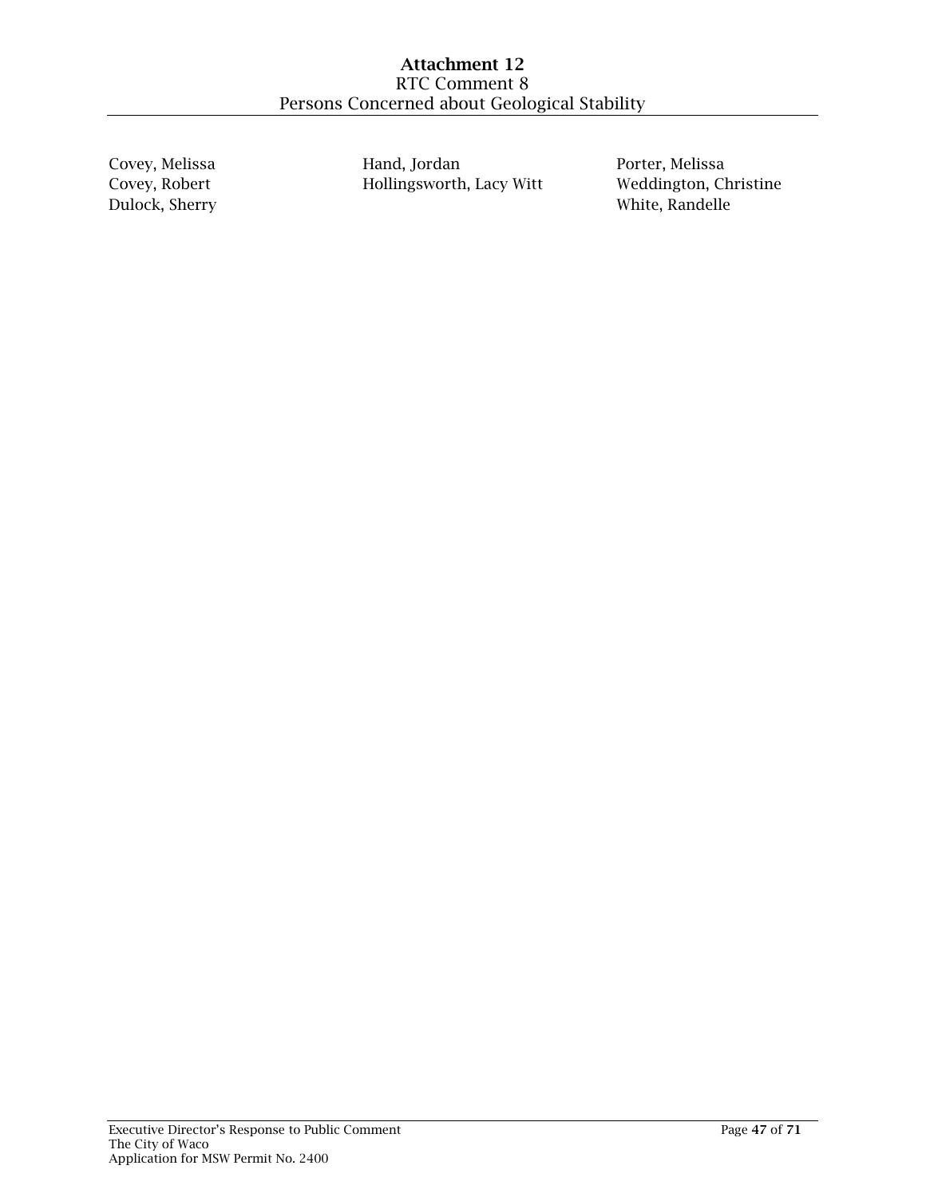# Attachment 12

RTC Comment 8

Persons Concerned about Geological Stability

Covey, Melissa
Covey, Robert
Dulock, Sherry
Hand, Jordan
Hollingsworth, Lacy Witt
Porter, Melissa
Weddington, Christine
White, Randelle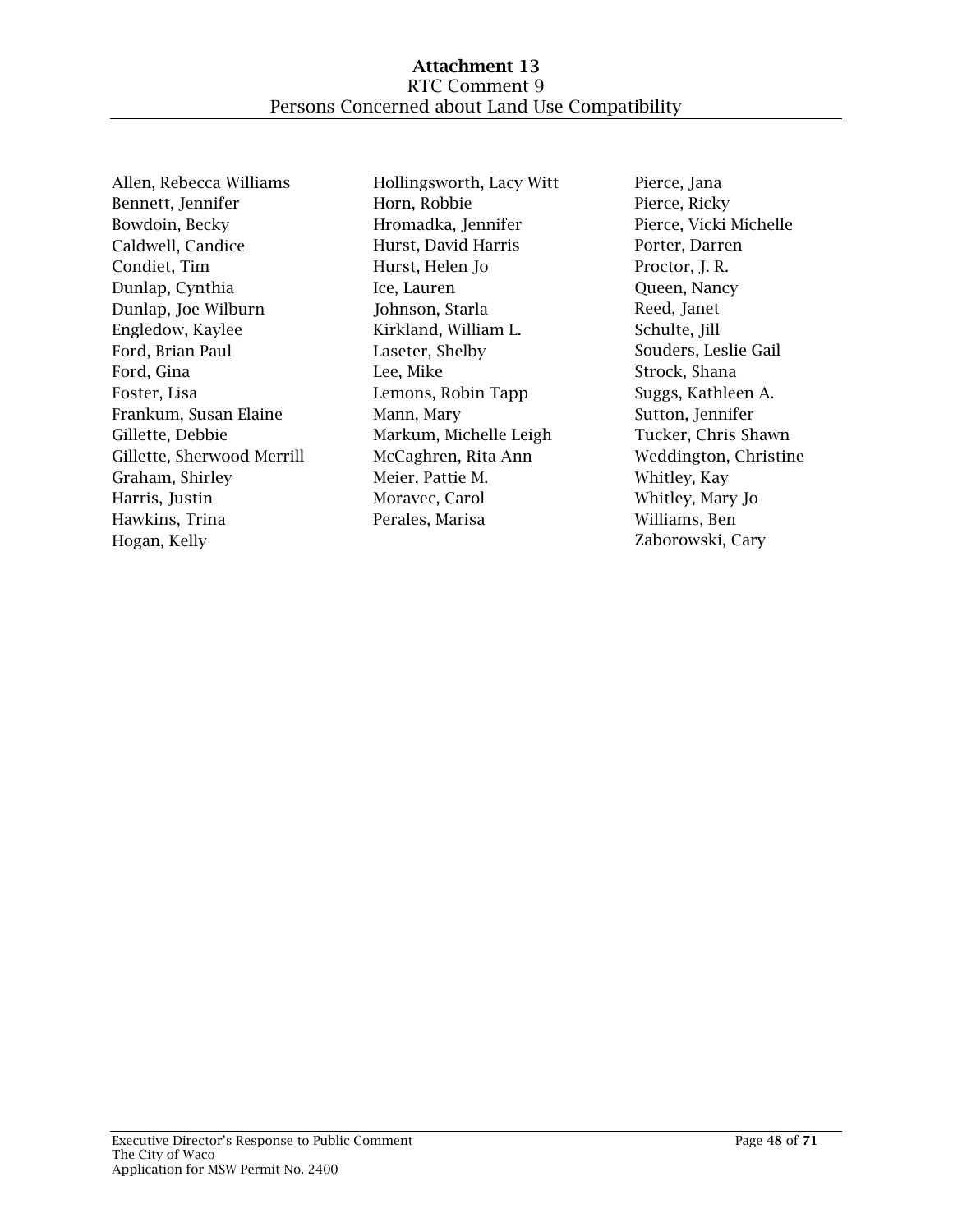# Attachment 13

RTC Comment 9

Persons Concerned about Land Use Compatibility

Allen, Rebecca Williams
Bennett, Jennifer
Bowdoin, Becky
Caldwell, Candice
Condiet, Tim
Dunlap, Cynthia
Dunlap, Joe Wilburn
Engledow, Kaylee
Ford, Brian Paul
Ford, Gina
Foster, Lisa
Frankum, Susan Elaine
Gillette, Debbie
Gillette, Sherwood Merrill
Graham, Shirley
Harris, Justin
Hawkins, Trina
Hogan, Kelly
Hollingsworth, Lacy Witt
Horn, Robbie
Hromadka, Jennifer
Hurst, David Harris
Hurst, Helen Jo
Ice, Lauren
Johnson, Starla
Kirkland, William L.
Laseter, Shelby
Lee, Mike
Lemons, Robin Tapp
Mann, Mary
Markum, Michelle Leigh
McCaghren, Rita Ann
Meier, Pattie M.
Moravec, Carol
Perales, Marisa
Pierce, Jana
Pierce, Ricky
Pierce, Vicki Michelle
Porter, Darren
Proctor, J. R.
Queen, Nancy
Reed, Janet
Schulte, Jill
Souders, Leslie Gail
Strock, Shana
Suggs, Kathleen A.
Sutton, Jennifer
Tucker, Chris Shawn
Weddington, Christine
Whitley, Kay
Whitley, Mary Jo
Williams, Ben
Zaborowski, Cary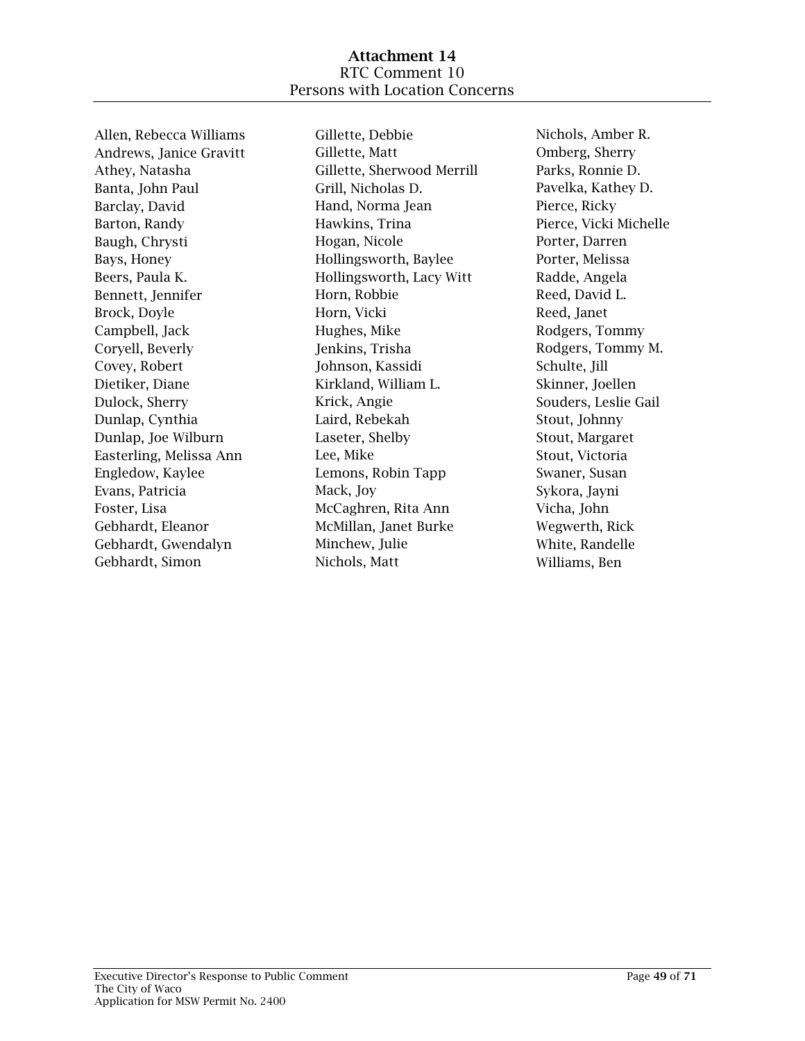# Attachment 14

RTC Comment 10

Persons with Location Concerns

Allen, Rebecca Williams
Andrews, Janice Gravitt
Athey, Natasha
Banta, John Paul
Barclay, David
Barton, Randy
Baugh, Chrysti
Bays, Honey
Beers, Paula K.
Bennett, Jennifer
Brock, Doyle
Campbell, Jack
Coryell, Beverly
Covey, Robert
Dietiker, Diane
Dulock, Sherry
Dunlap, Cynthia
Dunlap, Joe Wilburn
Easterling, Melissa Ann
Engledow, Kaylee
Evans, Patricia
Foster, Lisa
Gebhardt, Eleanor
Gebhardt, Gwendalyn
Gebhardt, Simon
Gillette, Debbie
Gillette, Matt
Gillette, Sherwood Merrill
Grill, Nicholas D.
Hand, Norma Jean
Hawkins, Trina
Hogan, Nicole
Hollingsworth, Baylee
Hollingsworth, Lacy Witt
Horn, Robbie
Horn, Vicki
Hughes, Mike
Jenkins, Trisha
Johnson, Kassidi
Kirkland, William L.
Krick, Angie
Laird, Rebekah
Laseter, Shelby
Lee, Mike
Lemons, Robin Tapp
Mack, Joy
McCaghren, Rita Ann
McMillan, Janet Burke
Minchew, Julie
Nichols, Matt
Nichols, Amber R.
Omberg, Sherry
Parks, Ronnie D.
Pavelka, Kathey D.
Pierce, Ricky
Pierce, Vicki Michelle
Porter, Darren
Porter, Melissa
Radde, Angela
Reed, David L.
Reed, Janet
Rodgers, Tommy
Rodgers, Tommy M.
Schulte, Jill
Skinner, Joellen
Souders, Leslie Gail
Stout, Johnny
Stout, Margaret
Stout, Victoria
Swaner, Susan
Sykora, Jayni
Vicha, John
Wegwerth, Rick
White, Randelle
Williams, Ben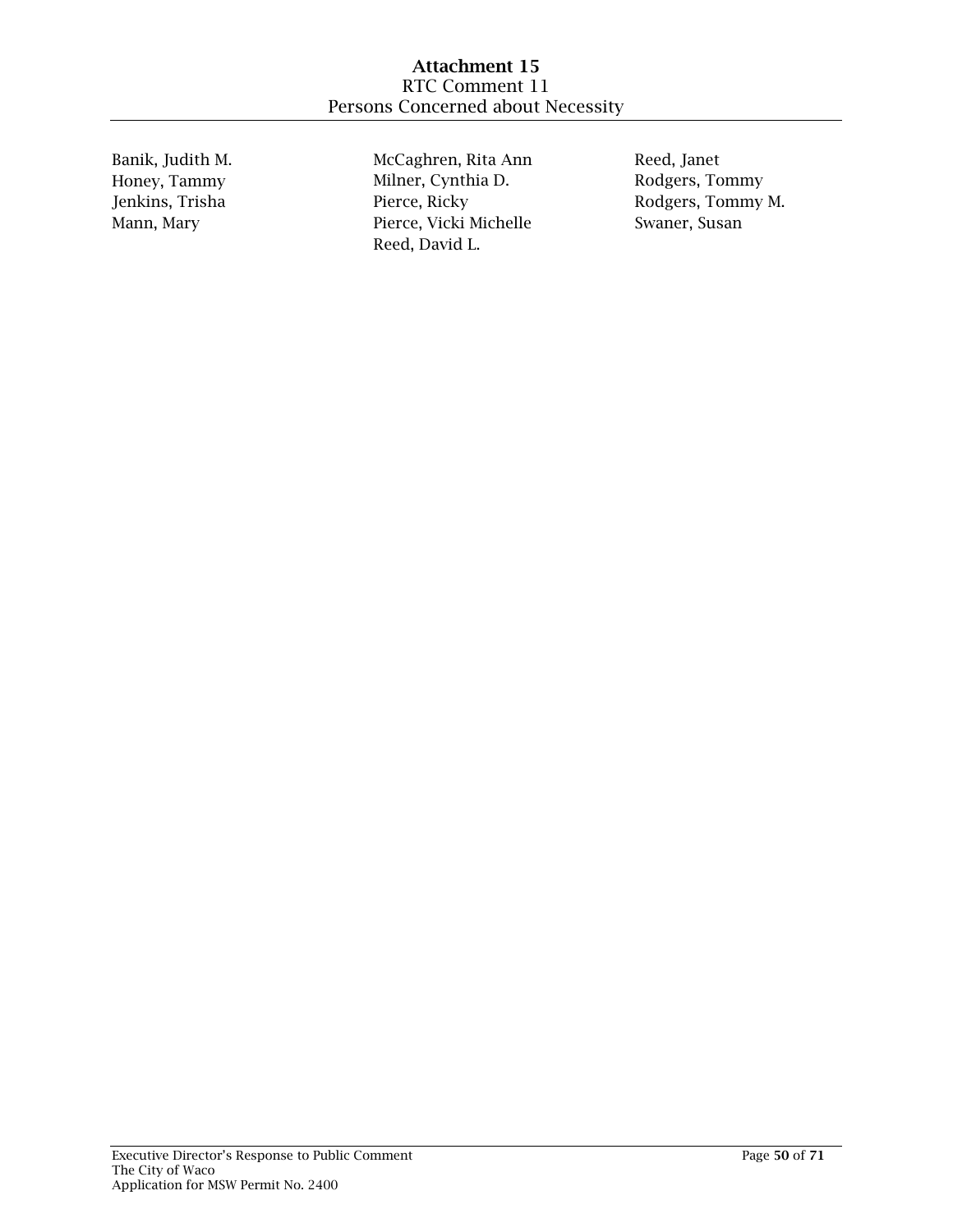# Attachment 15

RTC Comment 11

Persons Concerned about Necessity

Banik, Judith M.
Honey, Tammy
Jenkins, Trisha
Mann, Mary
McCaghren, Rita Ann
Milner, Cynthia D.
Pierce, Ricky
Pierce, Vicki Michelle
Reed, David L.
Reed, Janet
Rodgers, Tommy
Rodgers, Tommy M.
Swaner, Susan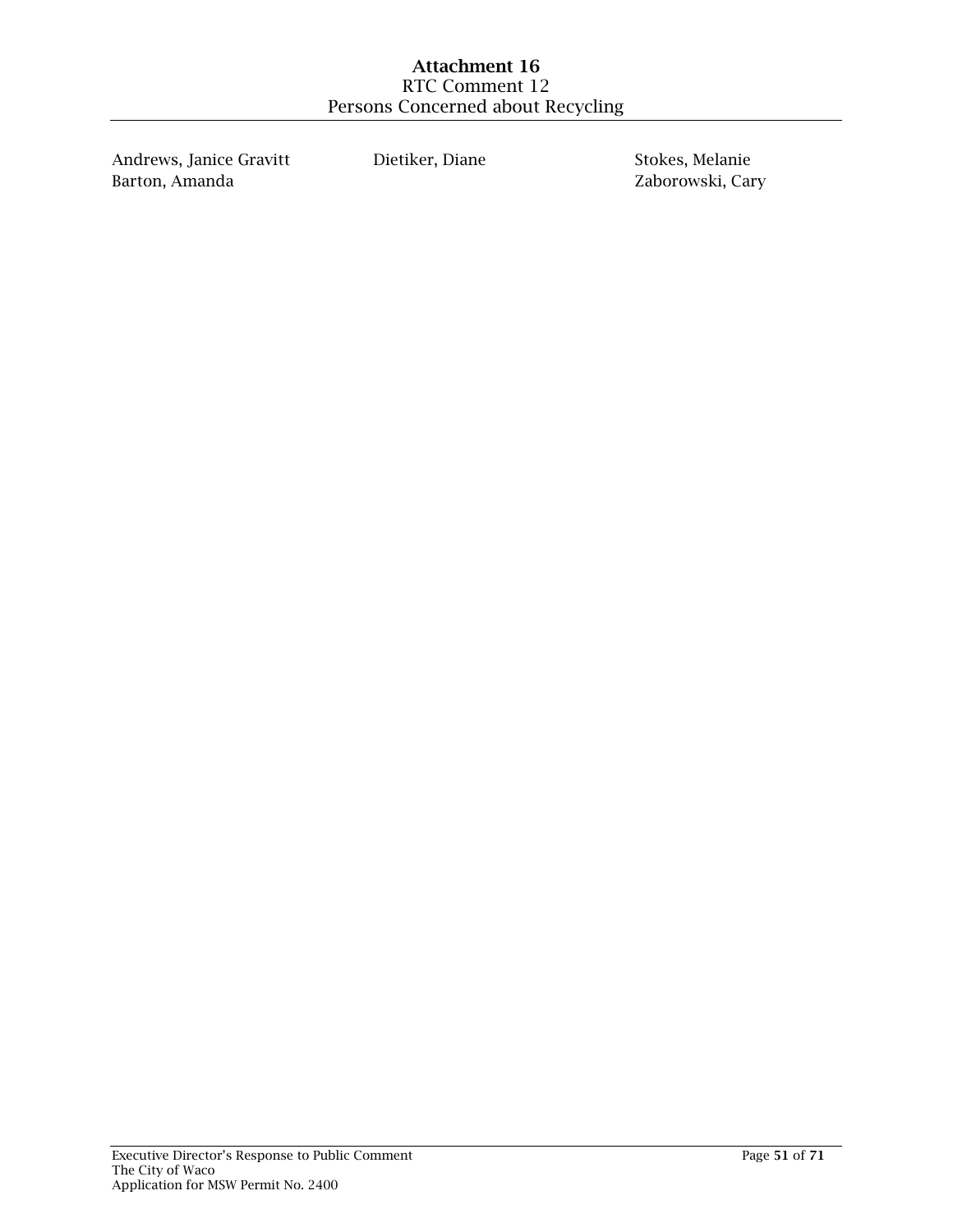# Attachment 16
## RTC Comment 12
## Persons Concerned about Recycling

Andrews, Janice Gravitt
Barton, Amanda
Dietiker, Diane
Stokes, Melanie
Zaborowski, Cary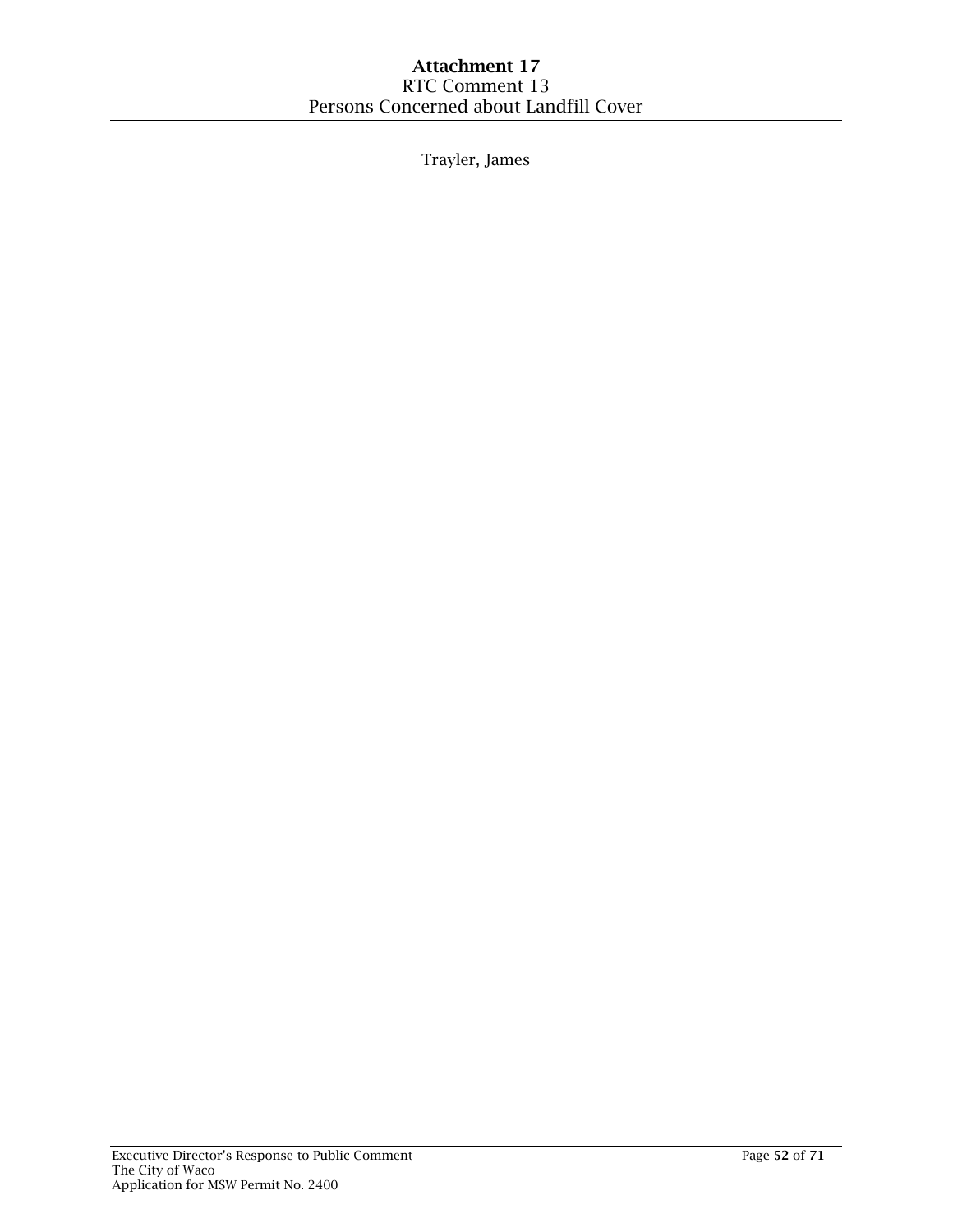# Attachment 17

RTC Comment 13

Persons Concerned about Landfill Cover

Trayler, James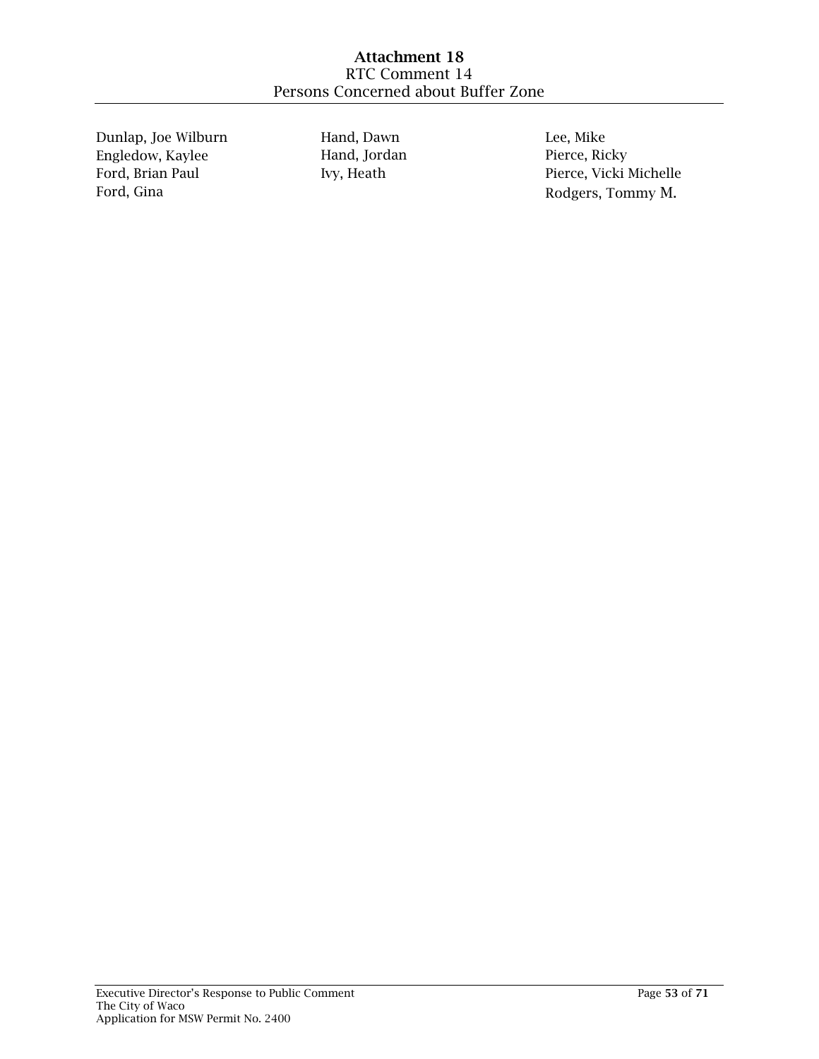# Attachment 18

RTC Comment 14

Persons Concerned about Buffer Zone

Dunlap, Joe Wilburn
Engledow, Kaylee
Ford, Brian Paul
Ford, Gina
Hand, Dawn
Hand, Jordan
Ivy, Heath
Lee, Mike
Pierce, Ricky
Pierce, Vicki Michelle
Rodgers, Tommy M.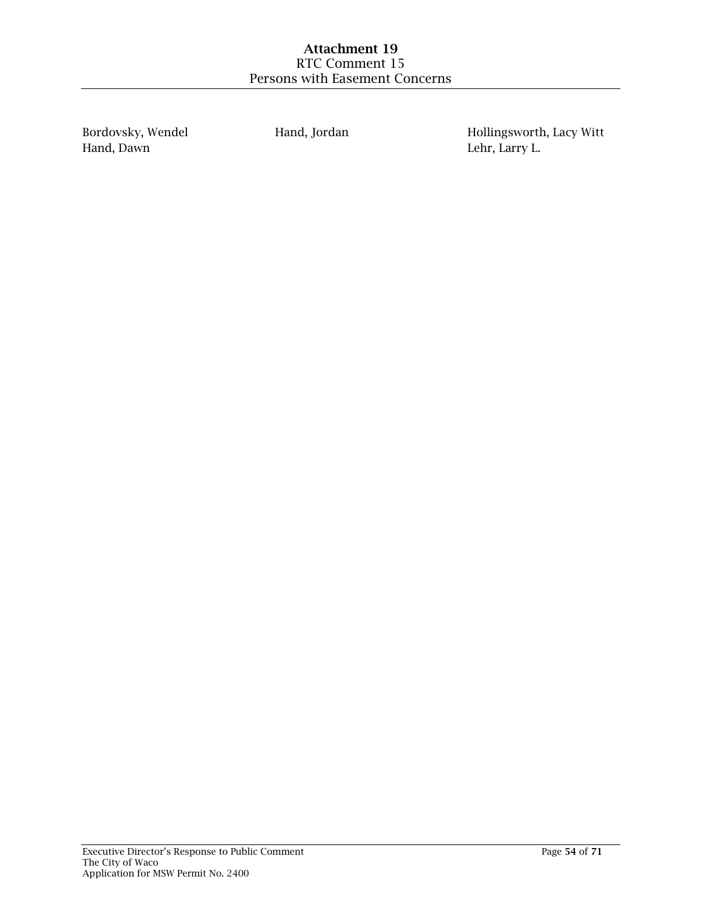# Attachment 19

RTC Comment 15

Persons with Easement Concerns

Bordovsky, Wendel
Hand, Dawn
Hand, Jordan
Hollingsworth, Lacy Witt
Lehr, Larry L.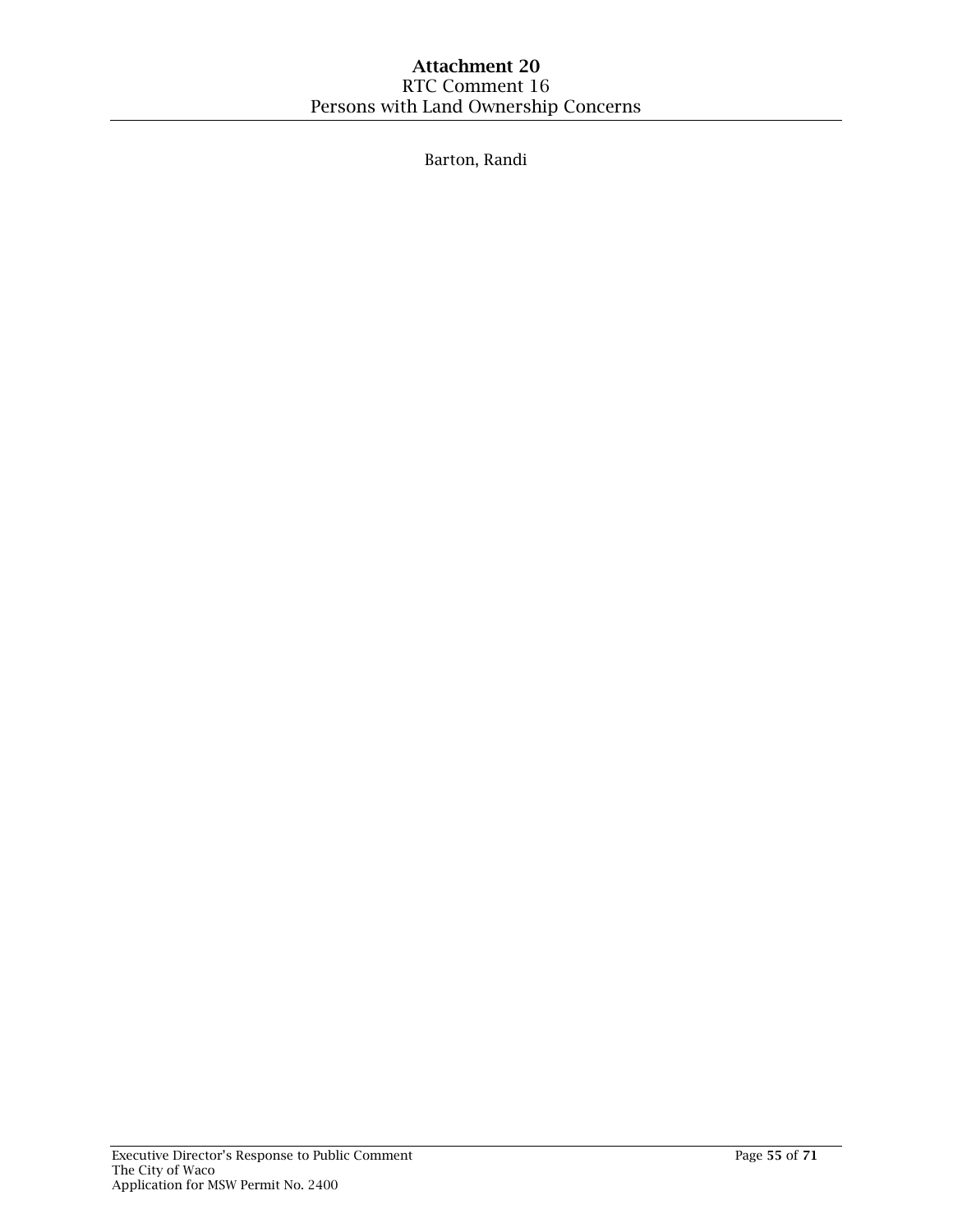# Attachment 20

RTC Comment 16

Persons with Land Ownership Concerns

Barton, Randi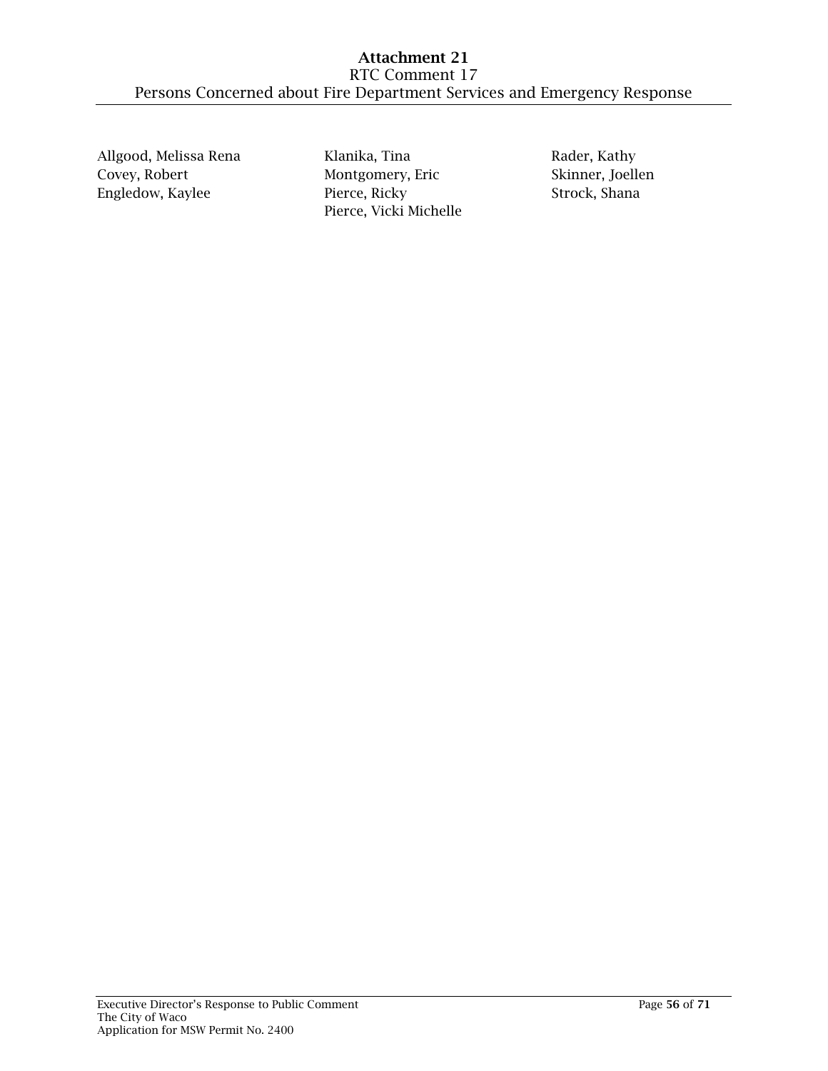# Attachment 21

RTC Comment 17

Persons Concerned about Fire Department Services and Emergency Response

Allgood, Melissa Rena
Covey, Robert
Engledow, Kaylee
Klanika, Tina
Montgomery, Eric
Pierce, Ricky
Pierce, Vicki Michelle
Rader, Kathy
Skinner, Joellen
Strock, Shana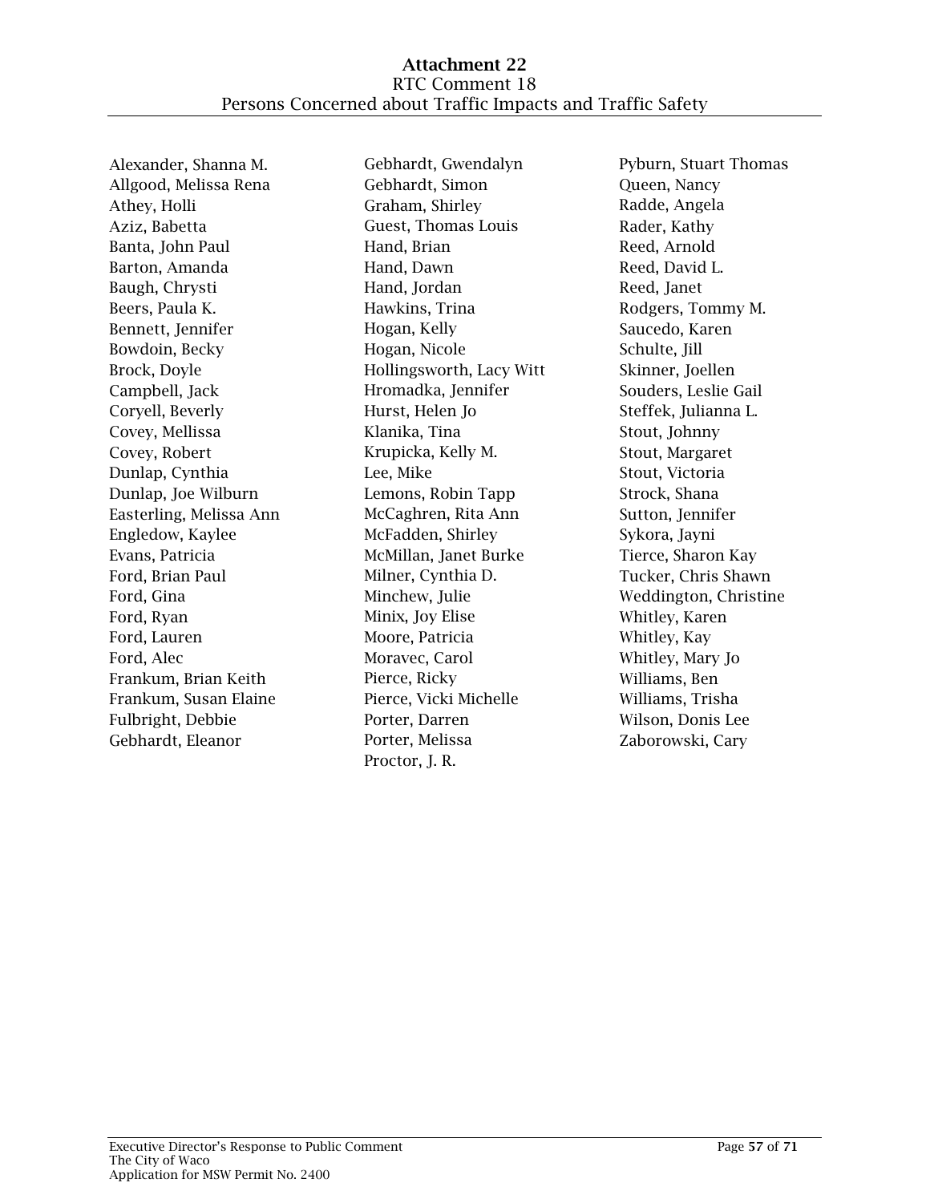# Attachment 22

RTC Comment 18

Persons Concerned about Traffic Impacts and Traffic Safety

Alexander, Shanna M.
Allgood, Melissa Rena
Athey, Holli
Aziz, Babetta
Banta, John Paul
Barton, Amanda
Baugh, Chrysti
Beers, Paula K.
Bennett, Jennifer
Bowdoin, Becky
Brock, Doyle
Campbell, Jack
Coryell, Beverly
Covey, Mellissa
Covey, Robert
Dunlap, Cynthia
Dunlap, Joe Wilburn
Easterling, Melissa Ann
Engledow, Kaylee
Evans, Patricia
Ford, Brian Paul
Ford, Gina
Ford, Ryan
Ford, Lauren
Ford, Alec
Frankum, Brian Keith
Frankum, Susan Elaine
Fulbright, Debbie
Gebhardt, Eleanor
Gebhardt, Gwendalyn
Gebhardt, Simon
Graham, Shirley
Guest, Thomas Louis
Hand, Brian
Hand, Dawn
Hand, Jordan
Hawkins, Trina
Hogan, Kelly
Hogan, Nicole
Hollingsworth, Lacy Witt
Hromadka, Jennifer
Hurst, Helen Jo
Klanika, Tina
Krupicka, Kelly M.
Lee, Mike
Lemons, Robin Tapp
McCaghren, Rita Ann
McFadden, Shirley
McMillan, Janet Burke
Milner, Cynthia D.
Minchew, Julie
Minix, Joy Elise
Moore, Patricia
Moravec, Carol
Pierce, Ricky
Pierce, Vicki Michelle
Porter, Darren
Porter, Melissa
Proctor, J. R.
Pyburn, Stuart Thomas
Queen, Nancy
Radde, Angela
Rader, Kathy
Reed, Arnold
Reed, David L.
Reed, Janet
Rodgers, Tommy M.
Saucedo, Karen
Schulte, Jill
Skinner, Joellen
Souders, Leslie Gail
Steffek, Julianna L.
Stout, Johnny
Stout, Margaret
Stout, Victoria
Strock, Shana
Sutton, Jennifer
Sykora, Jayni
Tierce, Sharon Kay
Tucker, Chris Shawn
Weddington, Christine
Whitley, Karen
Whitley, Kay
Whitley, Mary Jo
Williams, Ben
Williams, Trisha
Wilson, Donis Lee
Zaborowski, Cary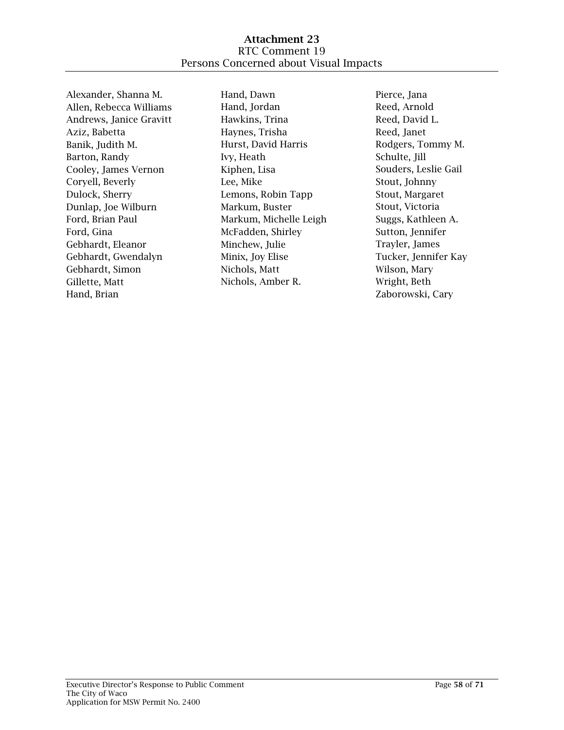# Attachment 23

RTC Comment 19

Persons Concerned about Visual Impacts

Alexander, Shanna M.
Allen, Rebecca Williams
Andrews, Janice Gravitt
Aziz, Babetta
Banik, Judith M.
Barton, Randy
Cooley, James Vernon
Coryell, Beverly
Dulock, Sherry
Dunlap, Joe Wilburn
Ford, Brian Paul
Ford, Gina
Gebhardt, Eleanor
Gebhardt, Gwendalyn
Gebhardt, Simon
Gillette, Matt
Hand, Brian
Hand, Dawn
Hand, Jordan
Hawkins, Trina
Haynes, Trisha
Hurst, David Harris
Ivy, Heath
Kiphen, Lisa
Lee, Mike
Lemons, Robin Tapp
Markum, Buster
Markum, Michelle Leigh
McFadden, Shirley
Minchew, Julie
Minix, Joy Elise
Nichols, Matt
Nichols, Amber R.
Pierce, Jana
Reed, Arnold
Reed, David L.
Reed, Janet
Rodgers, Tommy M.
Schulte, Jill
Souders, Leslie Gail
Stout, Johnny
Stout, Margaret
Stout, Victoria
Suggs, Kathleen A.
Sutton, Jennifer
Trayler, James
Tucker, Jennifer Kay
Wilson, Mary
Wright, Beth
Zaborowski, Cary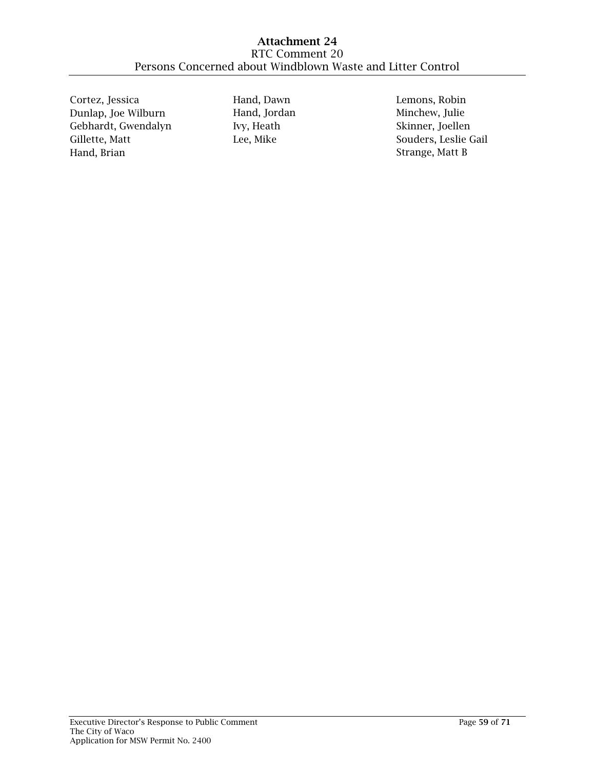# Attachment 24

RTC Comment 20

Persons Concerned about Windblown Waste and Litter Control

Cortez, Jessica
Dunlap, Joe Wilburn
Gebhardt, Gwendalyn
Gillette, Matt
Hand, Brian
Hand, Dawn
Hand, Jordan
Ivy, Heath
Lee, Mike
Lemons, Robin
Minchew, Julie
Skinner, Joellen
Souders, Leslie Gail
Strange, Matt B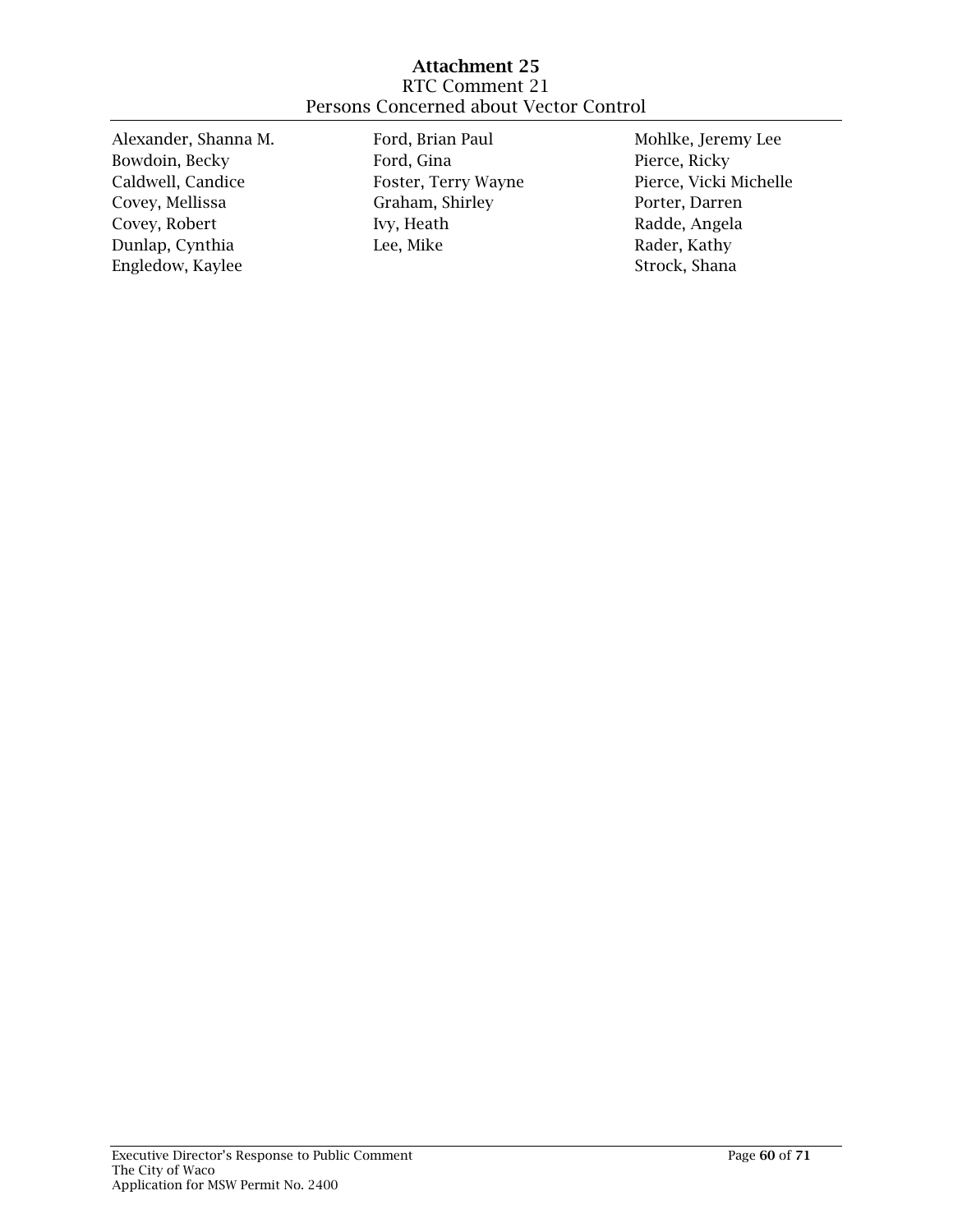# Attachment 25

## RTC Comment 21

## Persons Concerned about Vector Control

Alexander, Shanna M.
Bowdoin, Becky
Caldwell, Candice
Covey, Mellissa
Covey, Robert
Dunlap, Cynthia
Engledow, Kaylee
Ford, Brian Paul
Ford, Gina
Foster, Terry Wayne
Graham, Shirley
Ivy, Heath
Lee, Mike
Mohlke, Jeremy Lee
Pierce, Ricky
Pierce, Vicki Michelle
Porter, Darren
Radde, Angela
Rader, Kathy
Strock, Shana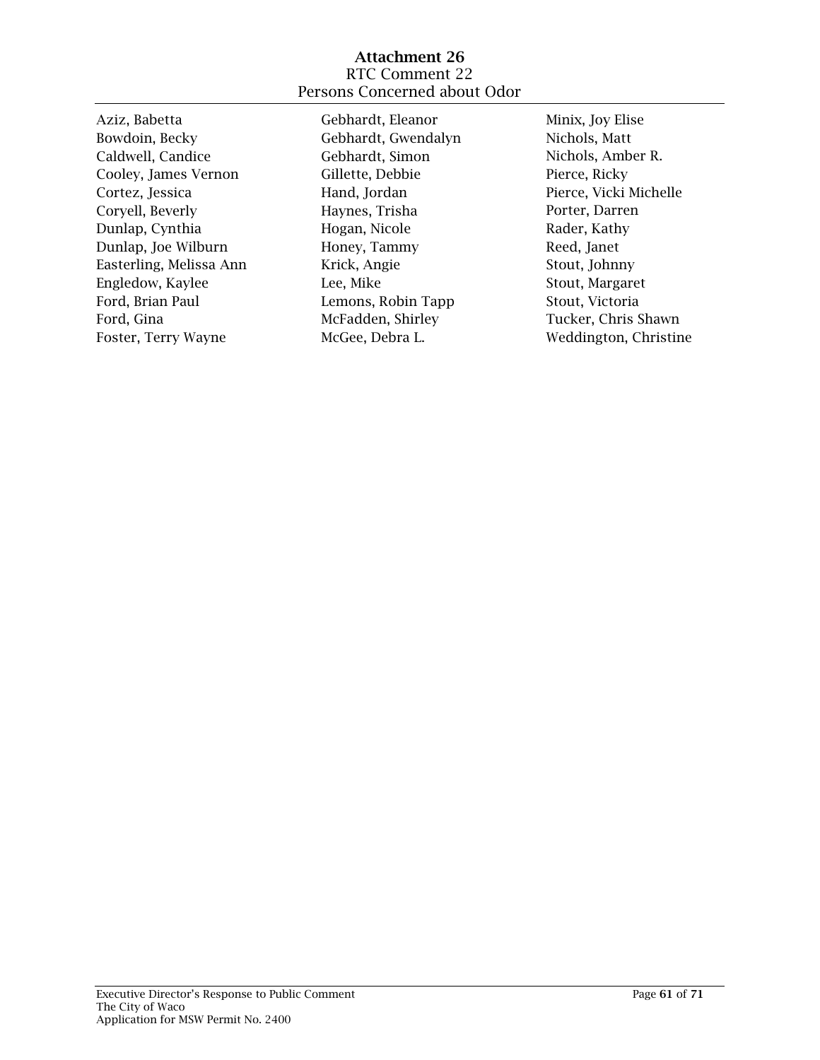# Attachment 26

RTC Comment 22

Persons Concerned about Odor

Aziz, Babetta
Bowdoin, Becky
Caldwell, Candice
Cooley, James Vernon
Cortez, Jessica
Coryell, Beverly
Dunlap, Cynthia
Dunlap, Joe Wilburn
Easterling, Melissa Ann
Engledow, Kaylee
Ford, Brian Paul
Ford, Gina
Foster, Terry Wayne
Gebhardt, Eleanor
Gebhardt, Gwendalyn
Gebhardt, Simon
Gillette, Debbie
Hand, Jordan
Haynes, Trisha
Hogan, Nicole
Honey, Tammy
Krick, Angie
Lee, Mike
Lemons, Robin Tapp
McFadden, Shirley
McGee, Debra L.
Minix, Joy Elise
Nichols, Matt
Nichols, Amber R.
Pierce, Ricky
Pierce, Vicki Michelle
Porter, Darren
Rader, Kathy
Reed, Janet
Stout, Johnny
Stout, Margaret
Stout, Victoria
Tucker, Chris Shawn
Weddington, Christine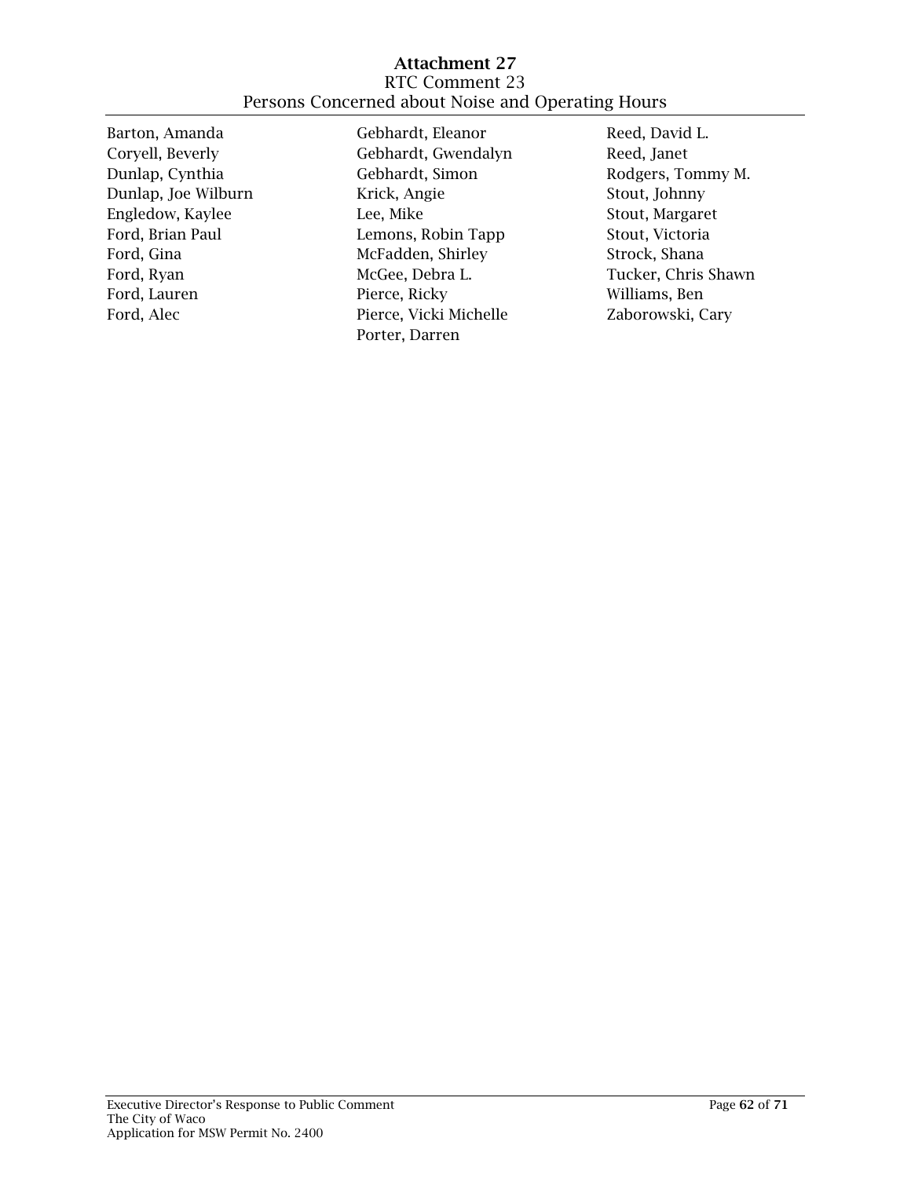# Attachment 27

RTC Comment 23

Persons Concerned about Noise and Operating Hours

Barton, Amanda
Coryell, Beverly
Dunlap, Cynthia
Dunlap, Joe Wilburn
Engledow, Kaylee
Ford, Brian Paul
Ford, Gina
Ford, Ryan
Ford, Lauren
Ford, Alec
Gebhardt, Eleanor
Gebhardt, Gwendalyn
Gebhardt, Simon
Krick, Angie
Lee, Mike
Lemons, Robin Tapp
McFadden, Shirley
McGee, Debra L.
Pierce, Ricky
Pierce, Vicki Michelle
Porter, Darren
Reed, David L.
Reed, Janet
Rodgers, Tommy M.
Stout, Johnny
Stout, Margaret
Stout, Victoria
Strock, Shana
Tucker, Chris Shawn
Williams, Ben
Zaborowski, Cary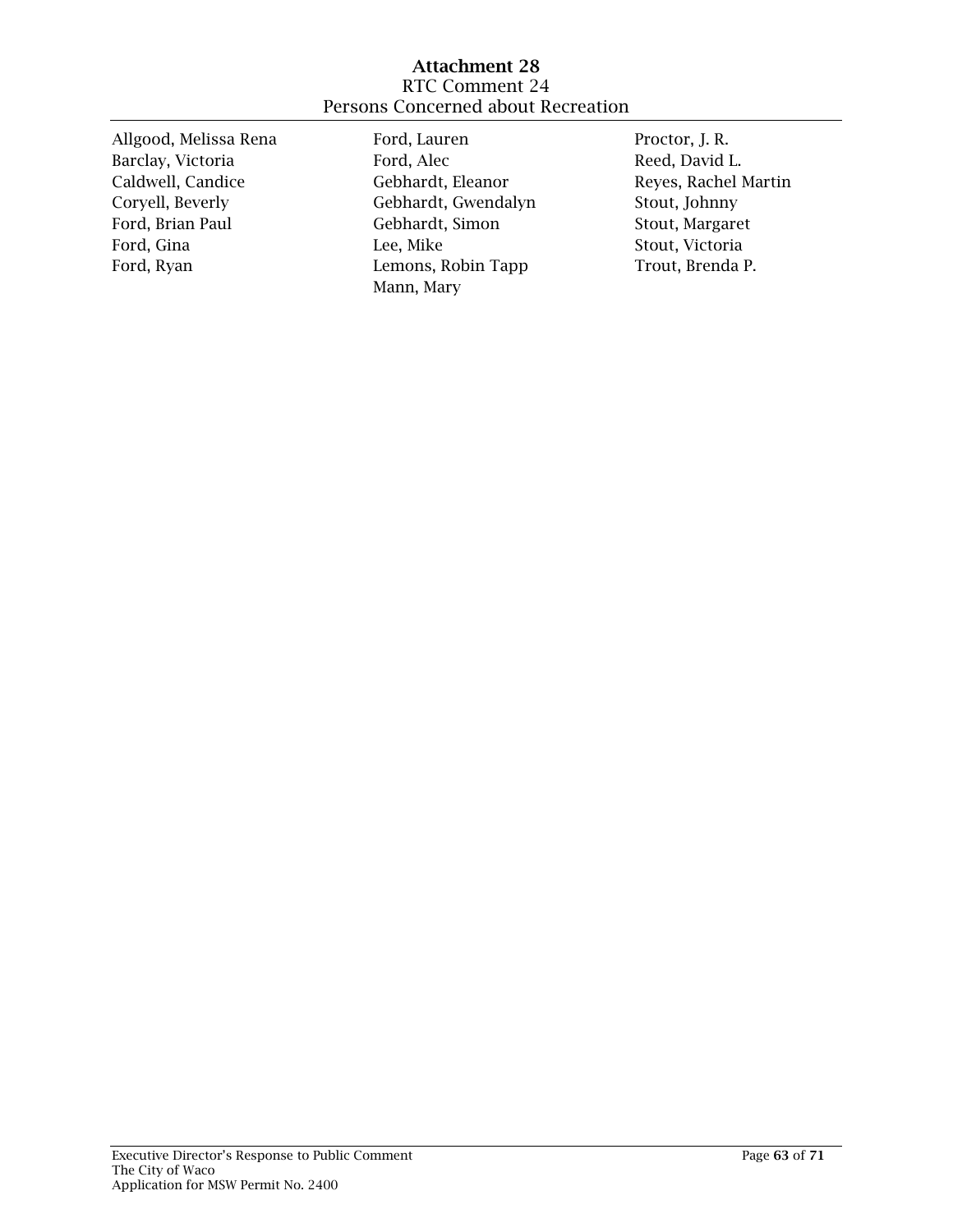# Attachment 28

## RTC Comment 24

## Persons Concerned about Recreation

Allgood, Melissa Rena
Barclay, Victoria
Caldwell, Candice
Coryell, Beverly
Ford, Brian Paul
Ford, Gina
Ford, Ryan
Ford, Lauren
Ford, Alec
Gebhardt, Eleanor
Gebhardt, Gwendalyn
Gebhardt, Simon
Lee, Mike
Lemons, Robin Tapp
Mann, Mary
Proctor, J. R.
Reed, David L.
Reyes, Rachel Martin
Stout, Johnny
Stout, Margaret
Stout, Victoria
Trout, Brenda P.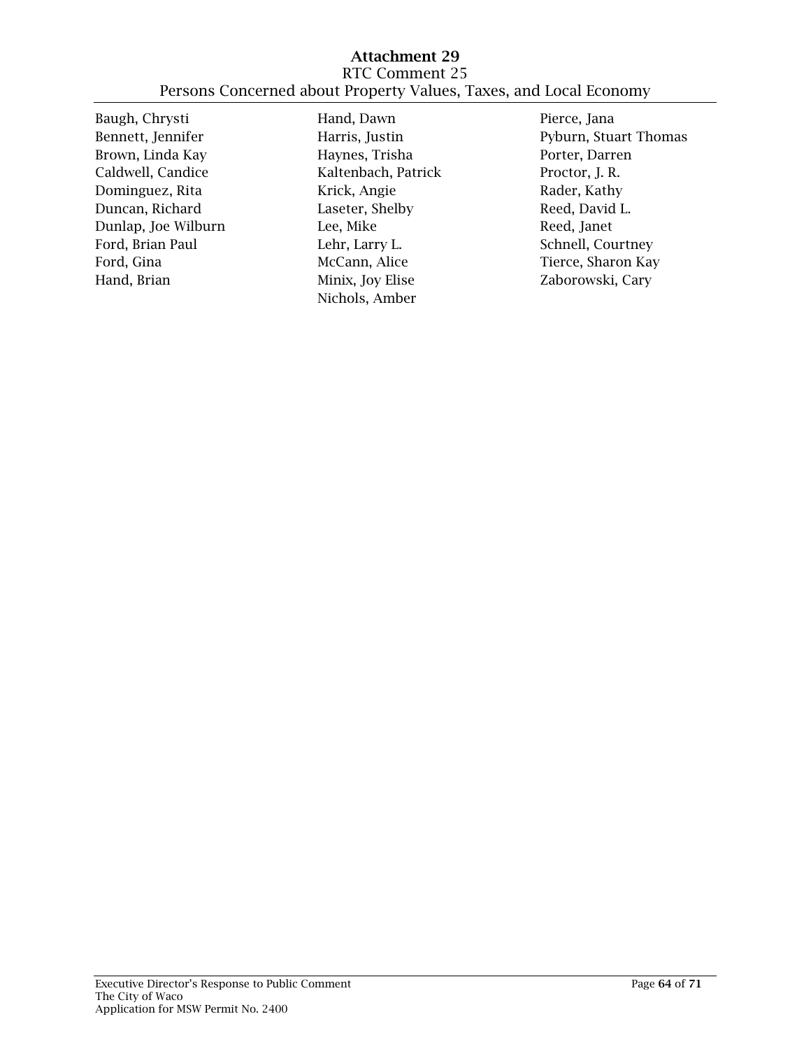# Attachment 29

## RTC Comment 25

## Persons Concerned about Property Values, Taxes, and Local Economy

Baugh, Chrysti
Bennett, Jennifer
Brown, Linda Kay
Caldwell, Candice
Dominguez, Rita
Duncan, Richard
Dunlap, Joe Wilburn
Ford, Brian Paul
Ford, Gina
Hand, Brian
Hand, Dawn
Harris, Justin
Haynes, Trisha
Kaltenbach, Patrick
Krick, Angie
Laseter, Shelby
Lee, Mike
Lehr, Larry L.
McCann, Alice
Minix, Joy Elise
Nichols, Amber
Pierce, Jana
Pyburn, Stuart Thomas
Porter, Darren
Proctor, J. R.
Rader, Kathy
Reed, David L.
Reed, Janet
Schnell, Courtney
Tierce, Sharon Kay
Zaborowski, Cary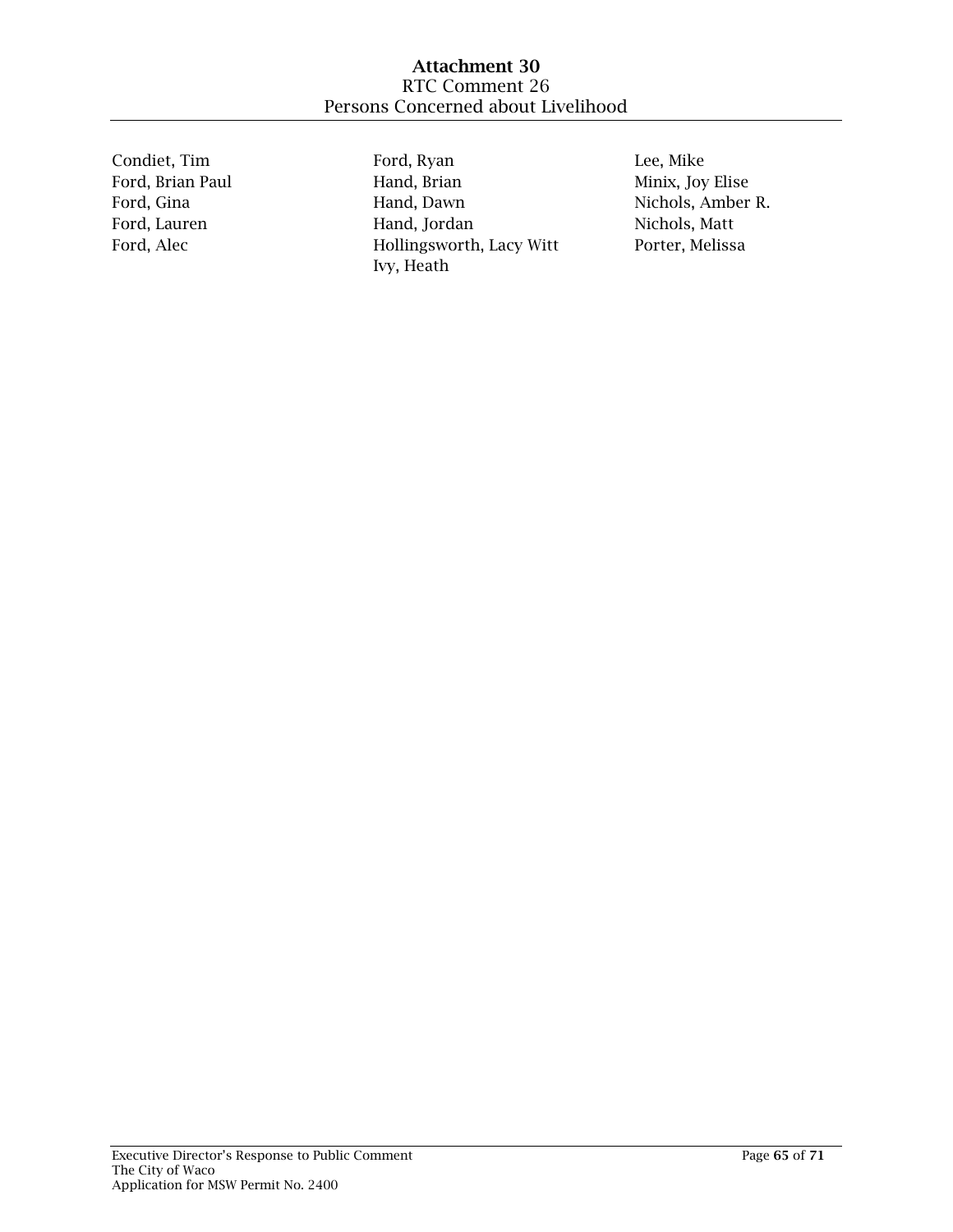# Attachment 30

RTC Comment 26

Persons Concerned about Livelihood

Condiet, Tim
Ford, Brian Paul
Ford, Gina
Ford, Lauren
Ford, Alec
Ford, Ryan
Hand, Brian
Hand, Dawn
Hand, Jordan
Hollingsworth, Lacy Witt
Ivy, Heath
Lee, Mike
Minix, Joy Elise
Nichols, Amber R.
Nichols, Matt
Porter, Melissa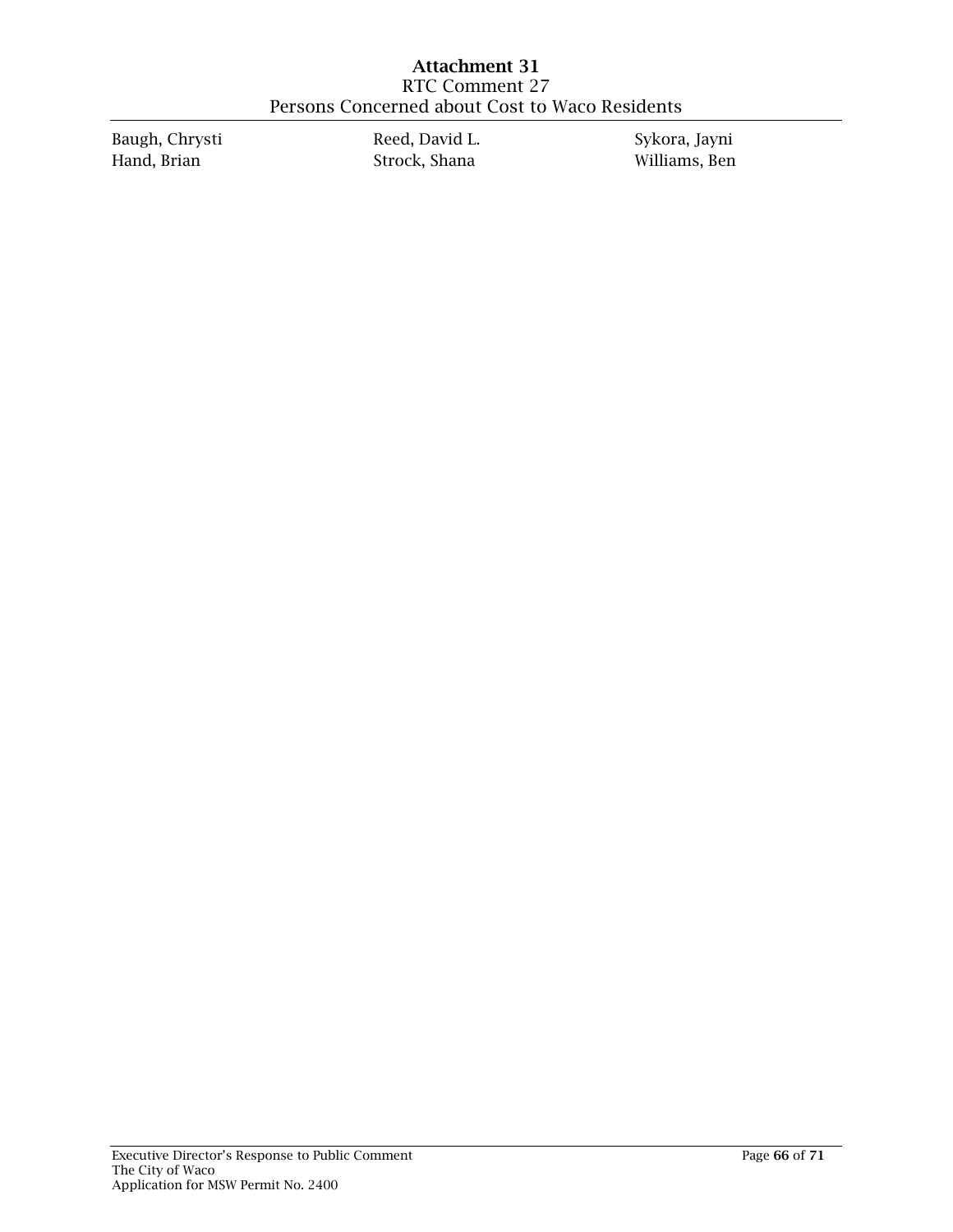# Attachment 31

RTC Comment 27

Persons Concerned about Cost to Waco Residents

Baugh, Chrysti
Hand, Brian
Reed, David L.
Strock, Shana
Sykora, Jayni
Williams, Ben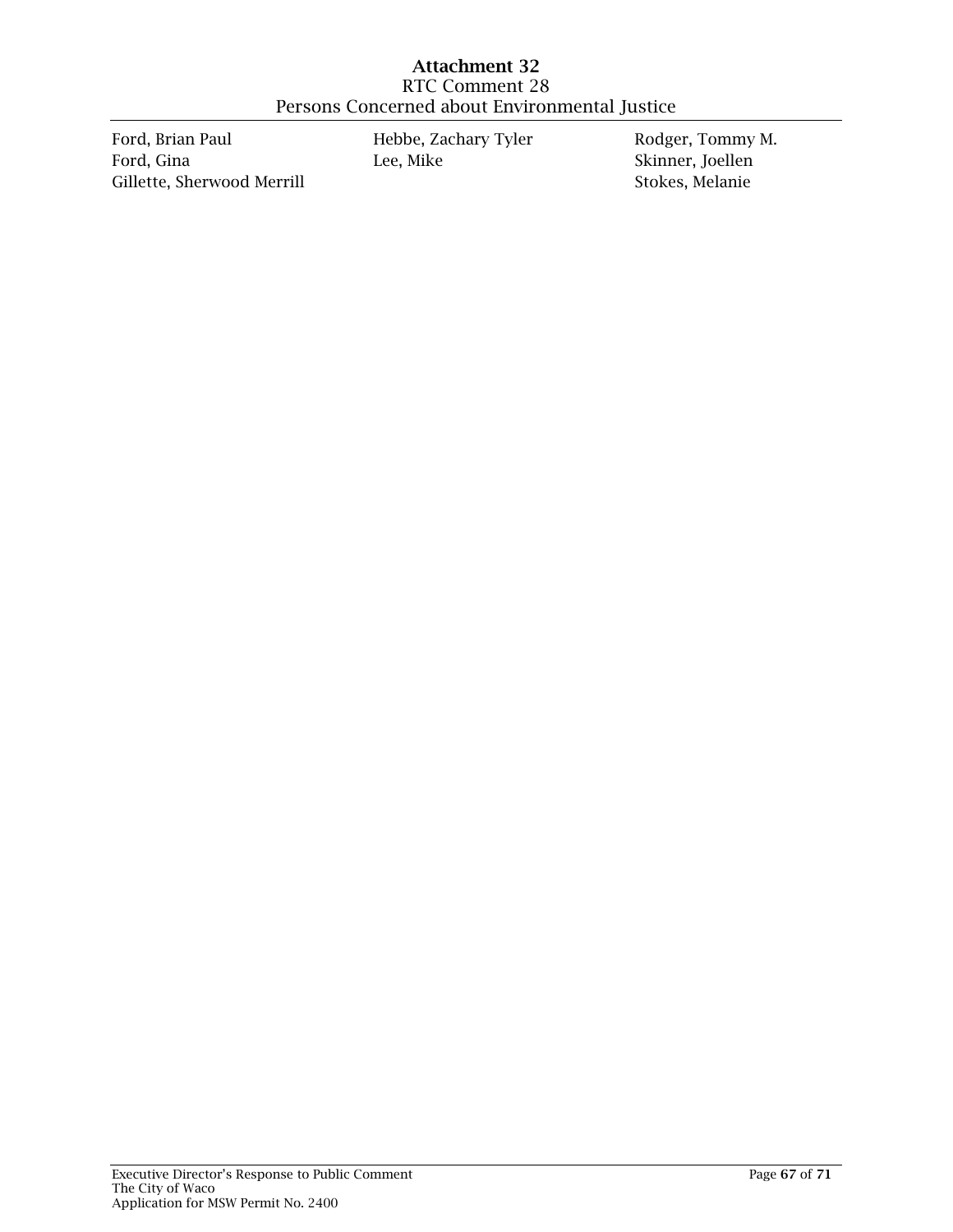# Attachment 32

RTC Comment 28

Persons Concerned about Environmental Justice

Ford, Brian Paul
Ford, Gina
Gillette, Sherwood Merrill
Hebbe, Zachary Tyler
Lee, Mike
Rodger, Tommy M.
Skinner, Joellen
Stokes, Melanie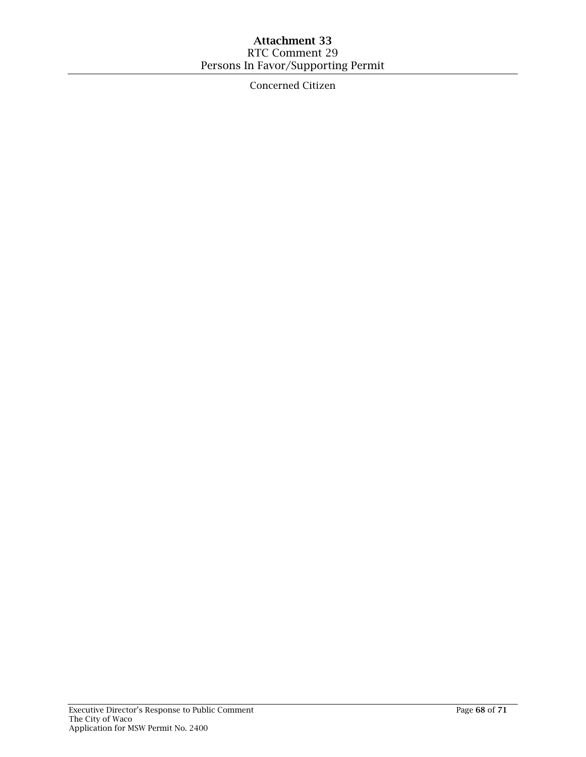# Attachment 33

RTC Comment 29

Persons In Favor/Supporting Permit

Concerned Citizen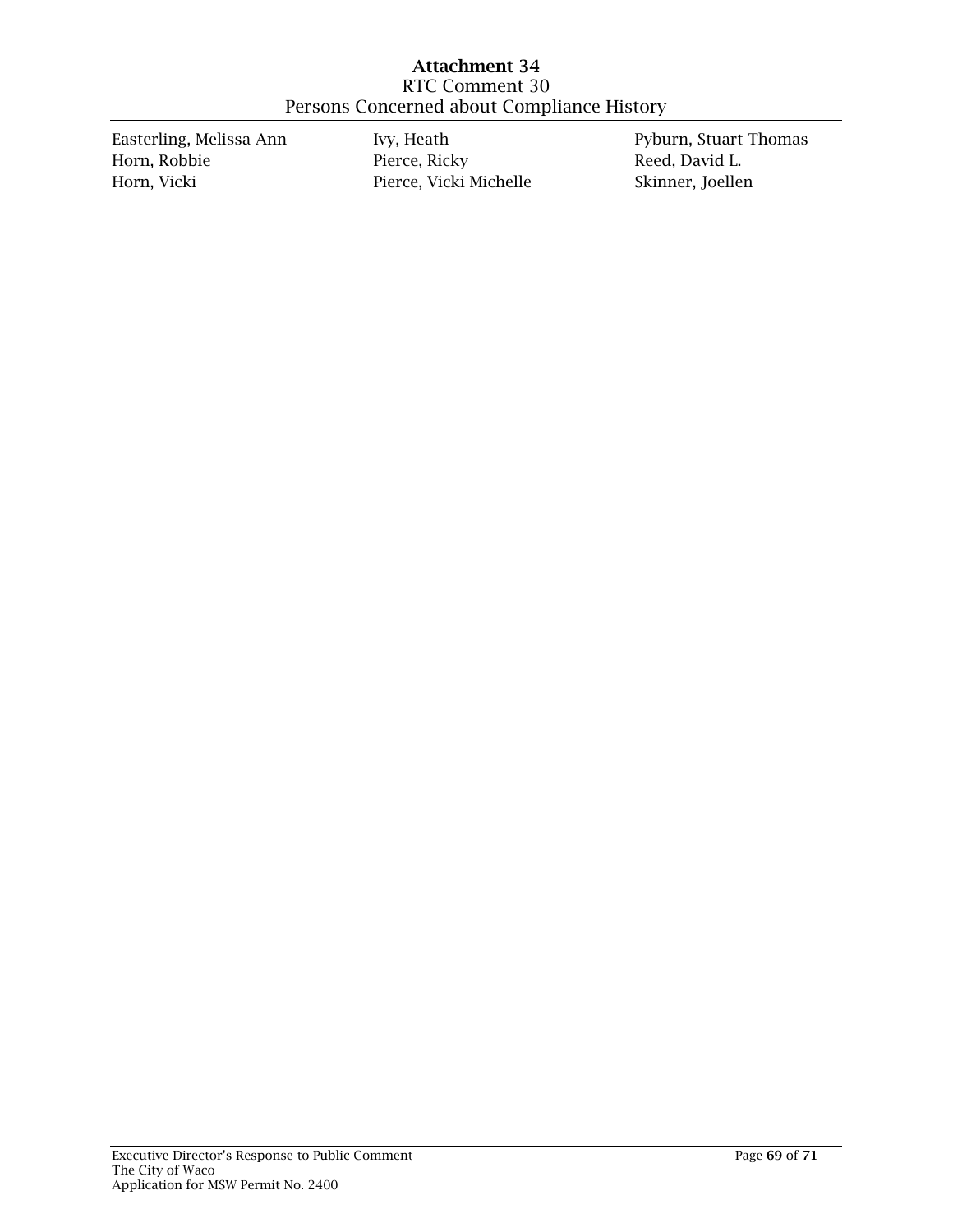# Attachment 34

RTC Comment 30

Persons Concerned about Compliance History

Easterling, Melissa Ann
Horn, Robbie
Horn, Vicki
Ivy, Heath
Pierce, Ricky
Pierce, Vicki Michelle
Pyburn, Stuart Thomas
Reed, David L.
Skinner, Joellen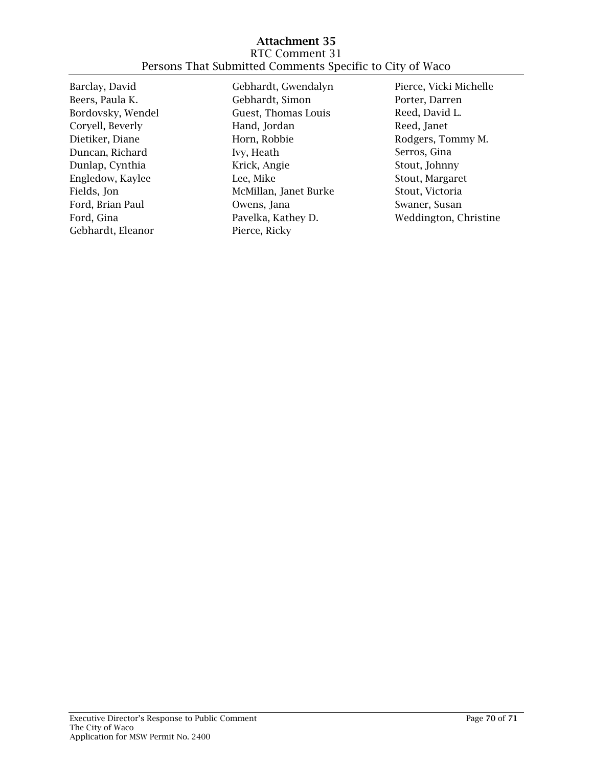# Attachment 35

RTC Comment 31

Persons That Submitted Comments Specific to City of Waco

Barclay, David
Beers, Paula K.
Bordovsky, Wendel
Coryell, Beverly
Dietiker, Diane
Duncan, Richard
Dunlap, Cynthia
Engledow, Kaylee
Fields, Jon
Ford, Brian Paul
Ford, Gina
Gebhardt, Eleanor
Gebhardt, Gwendalyn
Gebhardt, Simon
Guest, Thomas Louis
Hand, Jordan
Horn, Robbie
Ivy, Heath
Krick, Angie
Lee, Mike
McMillan, Janet Burke
Owens, Jana
Pavelka, Kathey D.
Pierce, Ricky
Pierce, Vicki Michelle
Porter, Darren
Reed, David L.
Reed, Janet
Rodgers, Tommy M.
Serros, Gina
Stout, Johnny
Stout, Margaret
Stout, Victoria
Swaner, Susan
Weddington, Christine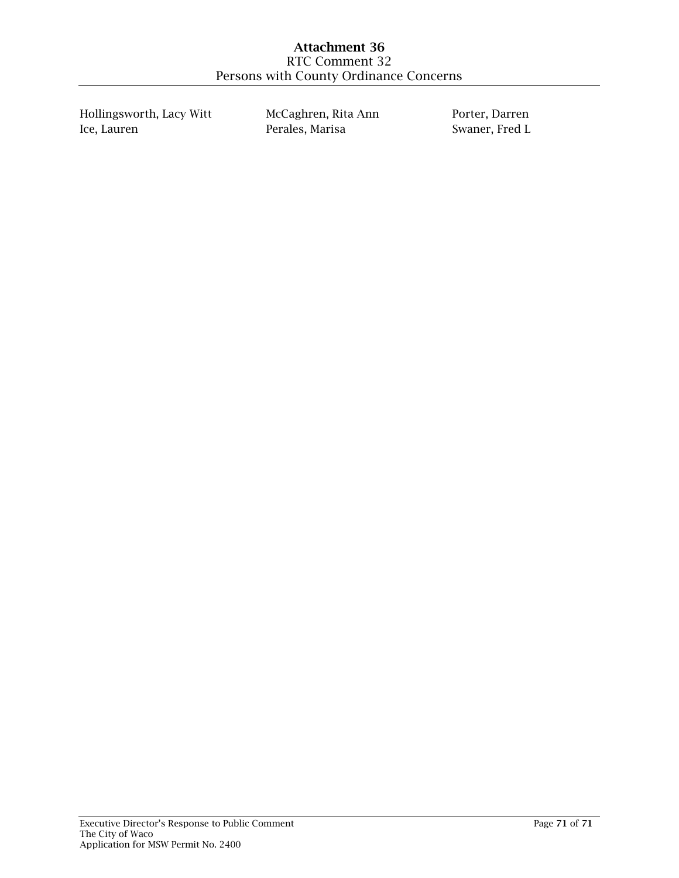# Attachment 36

RTC Comment 32

Persons with County Ordinance Concerns

Hollingsworth, Lacy Witt
Ice, Lauren
McCaghren, Rita Ann
Perales, Marisa
Porter, Darren
Swaner, Fred L